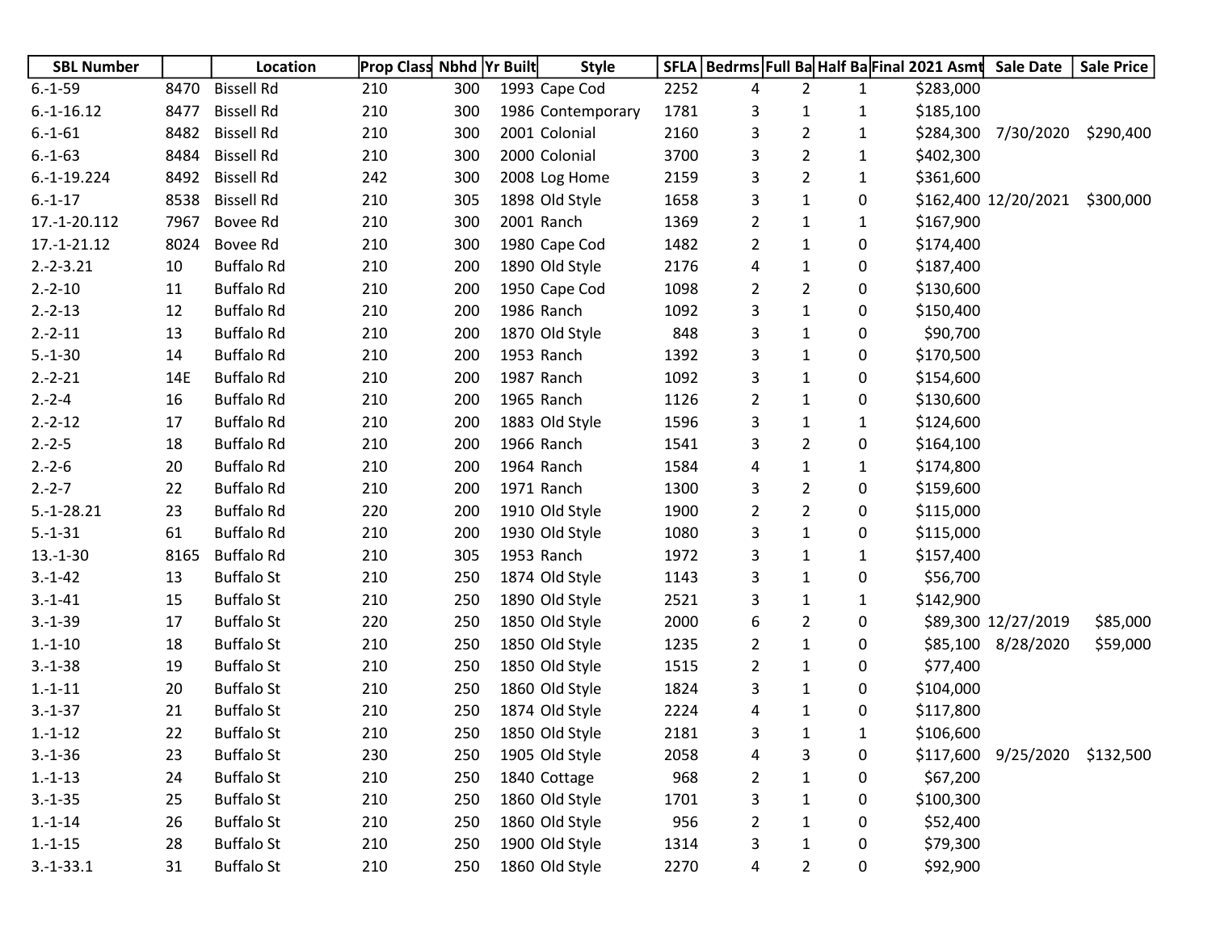| SBL Number | | Location | Prop Class | Nbhd | Yr Built | Style | SFLA | Bedrms | Full Ba | Half Ba | Final 2021 Asmt | Sale Date | Sale Price |
|---|---|---|---|---|---|---|---|---|---|---|---|---|---|
| 6.-1-59 | 8470 | Bissell Rd | 210 | 300 | 1993 | Cape Cod | 2252 | 4 | 2 | 1 | $283,000 | | |
| 6.-1-16.12 | 8477 | Bissell Rd | 210 | 300 | 1986 | Contemporary | 1781 | 3 | 1 | 1 | $185,100 | | |
| 6.-1-61 | 8482 | Bissell Rd | 210 | 300 | 2001 | Colonial | 2160 | 3 | 2 | 1 | $284,300 | 7/30/2020 | $290,400 |
| 6.-1-63 | 8484 | Bissell Rd | 210 | 300 | 2000 | Colonial | 3700 | 3 | 2 | 1 | $402,300 | | |
| 6.-1-19.224 | 8492 | Bissell Rd | 242 | 300 | 2008 | Log Home | 2159 | 3 | 2 | 1 | $361,600 | | |
| 6.-1-17 | 8538 | Bissell Rd | 210 | 305 | 1898 | Old Style | 1658 | 3 | 1 | 0 | $162,400 | 12/20/2021 | $300,000 |
| 17.-1-20.112 | 7967 | Bovee Rd | 210 | 300 | 2001 | Ranch | 1369 | 2 | 1 | 1 | $167,900 | | |
| 17.-1-21.12 | 8024 | Bovee Rd | 210 | 300 | 1980 | Cape Cod | 1482 | 2 | 1 | 0 | $174,400 | | |
| 2.-2-3.21 | 10 | Buffalo Rd | 210 | 200 | 1890 | Old Style | 2176 | 4 | 1 | 0 | $187,400 | | |
| 2.-2-10 | 11 | Buffalo Rd | 210 | 200 | 1950 | Cape Cod | 1098 | 2 | 2 | 0 | $130,600 | | |
| 2.-2-13 | 12 | Buffalo Rd | 210 | 200 | 1986 | Ranch | 1092 | 3 | 1 | 0 | $150,400 | | |
| 2.-2-11 | 13 | Buffalo Rd | 210 | 200 | 1870 | Old Style | 848 | 3 | 1 | 0 | $90,700 | | |
| 5.-1-30 | 14 | Buffalo Rd | 210 | 200 | 1953 | Ranch | 1392 | 3 | 1 | 0 | $170,500 | | |
| 2.-2-21 | 14E | Buffalo Rd | 210 | 200 | 1987 | Ranch | 1092 | 3 | 1 | 0 | $154,600 | | |
| 2.-2-4 | 16 | Buffalo Rd | 210 | 200 | 1965 | Ranch | 1126 | 2 | 1 | 0 | $130,600 | | |
| 2.-2-12 | 17 | Buffalo Rd | 210 | 200 | 1883 | Old Style | 1596 | 3 | 1 | 1 | $124,600 | | |
| 2.-2-5 | 18 | Buffalo Rd | 210 | 200 | 1966 | Ranch | 1541 | 3 | 2 | 0 | $164,100 | | |
| 2.-2-6 | 20 | Buffalo Rd | 210 | 200 | 1964 | Ranch | 1584 | 4 | 1 | 1 | $174,800 | | |
| 2.-2-7 | 22 | Buffalo Rd | 210 | 200 | 1971 | Ranch | 1300 | 3 | 2 | 0 | $159,600 | | |
| 5.-1-28.21 | 23 | Buffalo Rd | 220 | 200 | 1910 | Old Style | 1900 | 2 | 2 | 0 | $115,000 | | |
| 5.-1-31 | 61 | Buffalo Rd | 210 | 200 | 1930 | Old Style | 1080 | 3 | 1 | 0 | $115,000 | | |
| 13.-1-30 | 8165 | Buffalo Rd | 210 | 305 | 1953 | Ranch | 1972 | 3 | 1 | 1 | $157,400 | | |
| 3.-1-42 | 13 | Buffalo St | 210 | 250 | 1874 | Old Style | 1143 | 3 | 1 | 0 | $56,700 | | |
| 3.-1-41 | 15 | Buffalo St | 210 | 250 | 1890 | Old Style | 2521 | 3 | 1 | 1 | $142,900 | | |
| 3.-1-39 | 17 | Buffalo St | 220 | 250 | 1850 | Old Style | 2000 | 6 | 2 | 0 | $89,300 | 12/27/2019 | $85,000 |
| 1.-1-10 | 18 | Buffalo St | 210 | 250 | 1850 | Old Style | 1235 | 2 | 1 | 0 | $85,100 | 8/28/2020 | $59,000 |
| 3.-1-38 | 19 | Buffalo St | 210 | 250 | 1850 | Old Style | 1515 | 2 | 1 | 0 | $77,400 | | |
| 1.-1-11 | 20 | Buffalo St | 210 | 250 | 1860 | Old Style | 1824 | 3 | 1 | 0 | $104,000 | | |
| 3.-1-37 | 21 | Buffalo St | 210 | 250 | 1874 | Old Style | 2224 | 4 | 1 | 0 | $117,800 | | |
| 1.-1-12 | 22 | Buffalo St | 210 | 250 | 1850 | Old Style | 2181 | 3 | 1 | 1 | $106,600 | | |
| 3.-1-36 | 23 | Buffalo St | 230 | 250 | 1905 | Old Style | 2058 | 4 | 3 | 0 | $117,600 | 9/25/2020 | $132,500 |
| 1.-1-13 | 24 | Buffalo St | 210 | 250 | 1840 | Cottage | 968 | 2 | 1 | 0 | $67,200 | | |
| 3.-1-35 | 25 | Buffalo St | 210 | 250 | 1860 | Old Style | 1701 | 3 | 1 | 0 | $100,300 | | |
| 1.-1-14 | 26 | Buffalo St | 210 | 250 | 1860 | Old Style | 956 | 2 | 1 | 0 | $52,400 | | |
| 1.-1-15 | 28 | Buffalo St | 210 | 250 | 1900 | Old Style | 1314 | 3 | 1 | 0 | $79,300 | | |
| 3.-1-33.1 | 31 | Buffalo St | 210 | 250 | 1860 | Old Style | 2270 | 4 | 2 | 0 | $92,900 | | |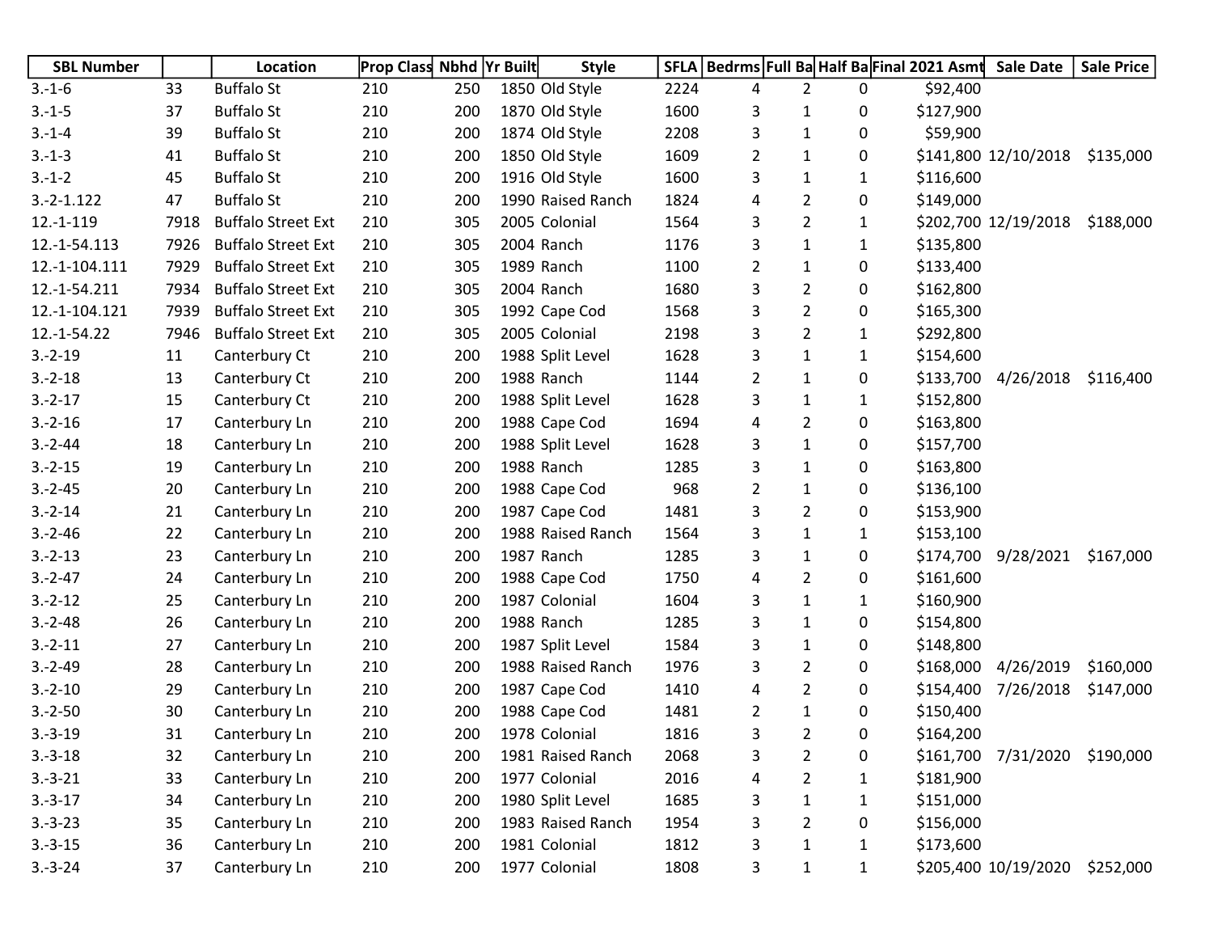| SBL Number | | Location | Prop Class | Nbhd | Yr Built | Style | SFLA | Bedrms | Full Ba | Half Ba | Final 2021 Asmt | Sale Date | Sale Price |
|---|---|---|---|---|---|---|---|---|---|---|---|---|---|
| 3.-1-6 | 33 | Buffalo St | 210 | 250 | 1850 | Old Style | 2224 | 4 | 2 | 0 | $92,400 | | |
| 3.-1-5 | 37 | Buffalo St | 210 | 200 | 1870 | Old Style | 1600 | 3 | 1 | 0 | $127,900 | | |
| 3.-1-4 | 39 | Buffalo St | 210 | 200 | 1874 | Old Style | 2208 | 3 | 1 | 0 | $59,900 | | |
| 3.-1-3 | 41 | Buffalo St | 210 | 200 | 1850 | Old Style | 1609 | 2 | 1 | 0 | $141,800 | 12/10/2018 | $135,000 |
| 3.-1-2 | 45 | Buffalo St | 210 | 200 | 1916 | Old Style | 1600 | 3 | 1 | 1 | $116,600 | | |
| 3.-2-1.122 | 47 | Buffalo St | 210 | 200 | 1990 | Raised Ranch | 1824 | 4 | 2 | 0 | $149,000 | | |
| 12.-1-119 | 7918 | Buffalo Street Ext | 210 | 305 | 2005 | Colonial | 1564 | 3 | 2 | 1 | $202,700 | 12/19/2018 | $188,000 |
| 12.-1-54.113 | 7926 | Buffalo Street Ext | 210 | 305 | 2004 | Ranch | 1176 | 3 | 1 | 1 | $135,800 | | |
| 12.-1-104.111 | 7929 | Buffalo Street Ext | 210 | 305 | 1989 | Ranch | 1100 | 2 | 1 | 0 | $133,400 | | |
| 12.-1-54.211 | 7934 | Buffalo Street Ext | 210 | 305 | 2004 | Ranch | 1680 | 3 | 2 | 0 | $162,800 | | |
| 12.-1-104.121 | 7939 | Buffalo Street Ext | 210 | 305 | 1992 | Cape Cod | 1568 | 3 | 2 | 0 | $165,300 | | |
| 12.-1-54.22 | 7946 | Buffalo Street Ext | 210 | 305 | 2005 | Colonial | 2198 | 3 | 2 | 1 | $292,800 | | |
| 3.-2-19 | 11 | Canterbury Ct | 210 | 200 | 1988 | Split Level | 1628 | 3 | 1 | 1 | $154,600 | | |
| 3.-2-18 | 13 | Canterbury Ct | 210 | 200 | 1988 | Ranch | 1144 | 2 | 1 | 0 | $133,700 | 4/26/2018 | $116,400 |
| 3.-2-17 | 15 | Canterbury Ct | 210 | 200 | 1988 | Split Level | 1628 | 3 | 1 | 1 | $152,800 | | |
| 3.-2-16 | 17 | Canterbury Ln | 210 | 200 | 1988 | Cape Cod | 1694 | 4 | 2 | 0 | $163,800 | | |
| 3.-2-44 | 18 | Canterbury Ln | 210 | 200 | 1988 | Split Level | 1628 | 3 | 1 | 0 | $157,700 | | |
| 3.-2-15 | 19 | Canterbury Ln | 210 | 200 | 1988 | Ranch | 1285 | 3 | 1 | 0 | $163,800 | | |
| 3.-2-45 | 20 | Canterbury Ln | 210 | 200 | 1988 | Cape Cod | 968 | 2 | 1 | 0 | $136,100 | | |
| 3.-2-14 | 21 | Canterbury Ln | 210 | 200 | 1987 | Cape Cod | 1481 | 3 | 2 | 0 | $153,900 | | |
| 3.-2-46 | 22 | Canterbury Ln | 210 | 200 | 1988 | Raised Ranch | 1564 | 3 | 1 | 1 | $153,100 | | |
| 3.-2-13 | 23 | Canterbury Ln | 210 | 200 | 1987 | Ranch | 1285 | 3 | 1 | 0 | $174,700 | 9/28/2021 | $167,000 |
| 3.-2-47 | 24 | Canterbury Ln | 210 | 200 | 1988 | Cape Cod | 1750 | 4 | 2 | 0 | $161,600 | | |
| 3.-2-12 | 25 | Canterbury Ln | 210 | 200 | 1987 | Colonial | 1604 | 3 | 1 | 1 | $160,900 | | |
| 3.-2-48 | 26 | Canterbury Ln | 210 | 200 | 1988 | Ranch | 1285 | 3 | 1 | 0 | $154,800 | | |
| 3.-2-11 | 27 | Canterbury Ln | 210 | 200 | 1987 | Split Level | 1584 | 3 | 1 | 0 | $148,800 | | |
| 3.-2-49 | 28 | Canterbury Ln | 210 | 200 | 1988 | Raised Ranch | 1976 | 3 | 2 | 0 | $168,000 | 4/26/2019 | $160,000 |
| 3.-2-10 | 29 | Canterbury Ln | 210 | 200 | 1987 | Cape Cod | 1410 | 4 | 2 | 0 | $154,400 | 7/26/2018 | $147,000 |
| 3.-2-50 | 30 | Canterbury Ln | 210 | 200 | 1988 | Cape Cod | 1481 | 2 | 1 | 0 | $150,400 | | |
| 3.-3-19 | 31 | Canterbury Ln | 210 | 200 | 1978 | Colonial | 1816 | 3 | 2 | 0 | $164,200 | | |
| 3.-3-18 | 32 | Canterbury Ln | 210 | 200 | 1981 | Raised Ranch | 2068 | 3 | 2 | 0 | $161,700 | 7/31/2020 | $190,000 |
| 3.-3-21 | 33 | Canterbury Ln | 210 | 200 | 1977 | Colonial | 2016 | 4 | 2 | 1 | $181,900 | | |
| 3.-3-17 | 34 | Canterbury Ln | 210 | 200 | 1980 | Split Level | 1685 | 3 | 1 | 1 | $151,000 | | |
| 3.-3-23 | 35 | Canterbury Ln | 210 | 200 | 1983 | Raised Ranch | 1954 | 3 | 2 | 0 | $156,000 | | |
| 3.-3-15 | 36 | Canterbury Ln | 210 | 200 | 1981 | Colonial | 1812 | 3 | 1 | 1 | $173,600 | | |
| 3.-3-24 | 37 | Canterbury Ln | 210 | 200 | 1977 | Colonial | 1808 | 3 | 1 | 1 | $205,400 | 10/19/2020 | $252,000 |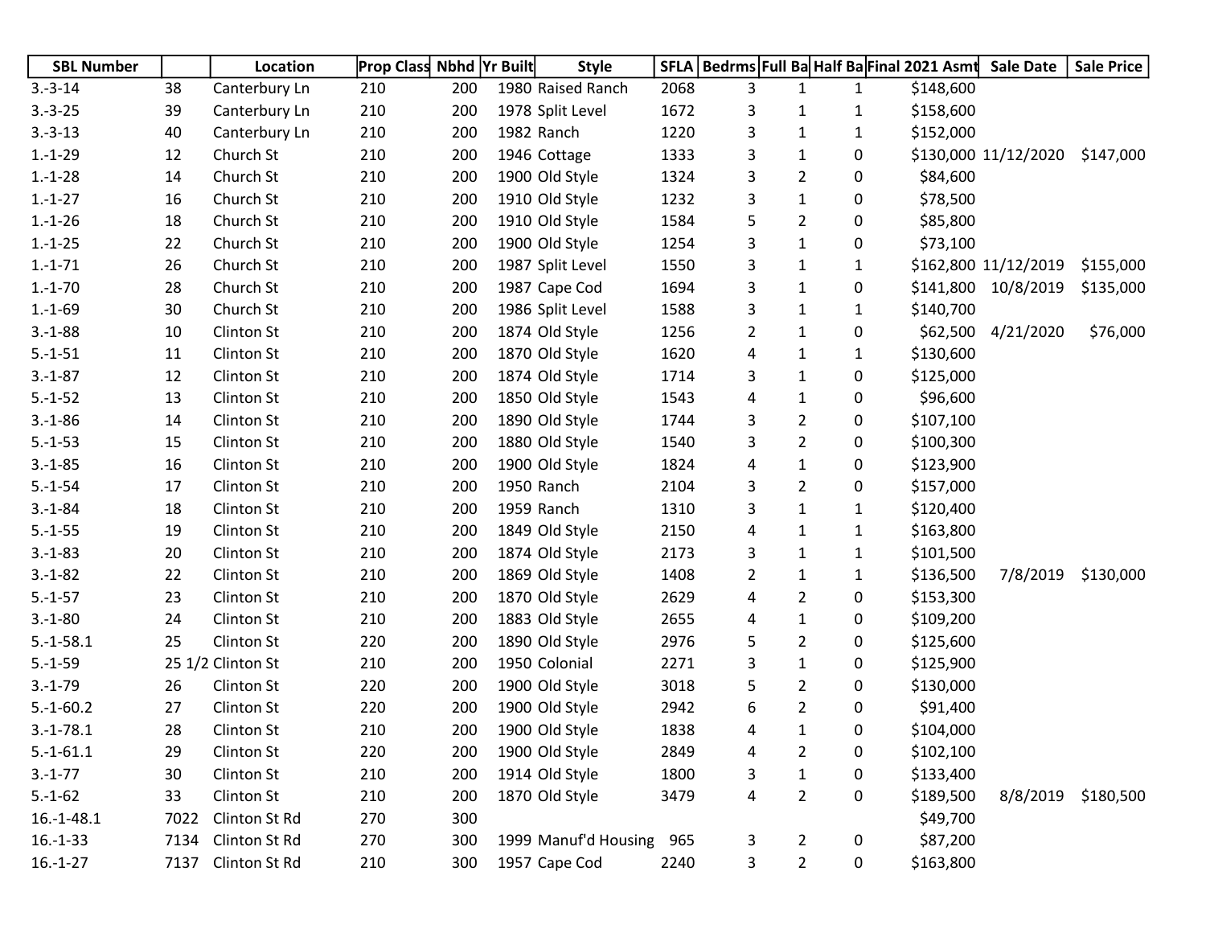| SBL Number | | Location | Prop Class | Nbhd | Yr Built | Style | SFLA | Bedrms | Full Ba | Half Ba | Final 2021 Asmt | Sale Date | Sale Price |
|---|---|---|---|---|---|---|---|---|---|---|---|---|---|
| 3.-3-14 | 38 | Canterbury Ln | 210 | 200 | 1980 | Raised Ranch | 2068 | 3 | 1 | 1 | $148,600 | | |
| 3.-3-25 | 39 | Canterbury Ln | 210 | 200 | 1978 | Split Level | 1672 | 3 | 1 | 1 | $158,600 | | |
| 3.-3-13 | 40 | Canterbury Ln | 210 | 200 | 1982 | Ranch | 1220 | 3 | 1 | 1 | $152,000 | | |
| 1.-1-29 | 12 | Church St | 210 | 200 | 1946 | Cottage | 1333 | 3 | 1 | 0 | $130,000 | 11/12/2020 | $147,000 |
| 1.-1-28 | 14 | Church St | 210 | 200 | 1900 | Old Style | 1324 | 3 | 2 | 0 | $84,600 | | |
| 1.-1-27 | 16 | Church St | 210 | 200 | 1910 | Old Style | 1232 | 3 | 1 | 0 | $78,500 | | |
| 1.-1-26 | 18 | Church St | 210 | 200 | 1910 | Old Style | 1584 | 5 | 2 | 0 | $85,800 | | |
| 1.-1-25 | 22 | Church St | 210 | 200 | 1900 | Old Style | 1254 | 3 | 1 | 0 | $73,100 | | |
| 1.-1-71 | 26 | Church St | 210 | 200 | 1987 | Split Level | 1550 | 3 | 1 | 1 | $162,800 | 11/12/2019 | $155,000 |
| 1.-1-70 | 28 | Church St | 210 | 200 | 1987 | Cape Cod | 1694 | 3 | 1 | 0 | $141,800 | 10/8/2019 | $135,000 |
| 1.-1-69 | 30 | Church St | 210 | 200 | 1986 | Split Level | 1588 | 3 | 1 | 1 | $140,700 | | |
| 3.-1-88 | 10 | Clinton St | 210 | 200 | 1874 | Old Style | 1256 | 2 | 1 | 0 | $62,500 | 4/21/2020 | $76,000 |
| 5.-1-51 | 11 | Clinton St | 210 | 200 | 1870 | Old Style | 1620 | 4 | 1 | 1 | $130,600 | | |
| 3.-1-87 | 12 | Clinton St | 210 | 200 | 1874 | Old Style | 1714 | 3 | 1 | 0 | $125,000 | | |
| 5.-1-52 | 13 | Clinton St | 210 | 200 | 1850 | Old Style | 1543 | 4 | 1 | 0 | $96,600 | | |
| 3.-1-86 | 14 | Clinton St | 210 | 200 | 1890 | Old Style | 1744 | 3 | 2 | 0 | $107,100 | | |
| 5.-1-53 | 15 | Clinton St | 210 | 200 | 1880 | Old Style | 1540 | 3 | 2 | 0 | $100,300 | | |
| 3.-1-85 | 16 | Clinton St | 210 | 200 | 1900 | Old Style | 1824 | 4 | 1 | 0 | $123,900 | | |
| 5.-1-54 | 17 | Clinton St | 210 | 200 | 1950 | Ranch | 2104 | 3 | 2 | 0 | $157,000 | | |
| 3.-1-84 | 18 | Clinton St | 210 | 200 | 1959 | Ranch | 1310 | 3 | 1 | 1 | $120,400 | | |
| 5.-1-55 | 19 | Clinton St | 210 | 200 | 1849 | Old Style | 2150 | 4 | 1 | 1 | $163,800 | | |
| 3.-1-83 | 20 | Clinton St | 210 | 200 | 1874 | Old Style | 2173 | 3 | 1 | 1 | $101,500 | | |
| 3.-1-82 | 22 | Clinton St | 210 | 200 | 1869 | Old Style | 1408 | 2 | 1 | 1 | $136,500 | 7/8/2019 | $130,000 |
| 5.-1-57 | 23 | Clinton St | 210 | 200 | 1870 | Old Style | 2629 | 4 | 2 | 0 | $153,300 | | |
| 3.-1-80 | 24 | Clinton St | 210 | 200 | 1883 | Old Style | 2655 | 4 | 1 | 0 | $109,200 | | |
| 5.-1-58.1 | 25 | Clinton St | 220 | 200 | 1890 | Old Style | 2976 | 5 | 2 | 0 | $125,600 | | |
| 5.-1-59 | 25 1/2 | Clinton St | 210 | 200 | 1950 | Colonial | 2271 | 3 | 1 | 0 | $125,900 | | |
| 3.-1-79 | 26 | Clinton St | 220 | 200 | 1900 | Old Style | 3018 | 5 | 2 | 0 | $130,000 | | |
| 5.-1-60.2 | 27 | Clinton St | 220 | 200 | 1900 | Old Style | 2942 | 6 | 2 | 0 | $91,400 | | |
| 3.-1-78.1 | 28 | Clinton St | 210 | 200 | 1900 | Old Style | 1838 | 4 | 1 | 0 | $104,000 | | |
| 5.-1-61.1 | 29 | Clinton St | 220 | 200 | 1900 | Old Style | 2849 | 4 | 2 | 0 | $102,100 | | |
| 3.-1-77 | 30 | Clinton St | 210 | 200 | 1914 | Old Style | 1800 | 3 | 1 | 0 | $133,400 | | |
| 5.-1-62 | 33 | Clinton St | 210 | 200 | 1870 | Old Style | 3479 | 4 | 2 | 0 | $189,500 | 8/8/2019 | $180,500 |
| 16.-1-48.1 | 7022 | Clinton St Rd | 270 | 300 | | | | | | | $49,700 | | |
| 16.-1-33 | 7134 | Clinton St Rd | 270 | 300 | 1999 | Manuf'd Housing | 965 | 3 | 2 | 0 | $87,200 | | |
| 16.-1-27 | 7137 | Clinton St Rd | 210 | 300 | 1957 | Cape Cod | 2240 | 3 | 2 | 0 | $163,800 | | |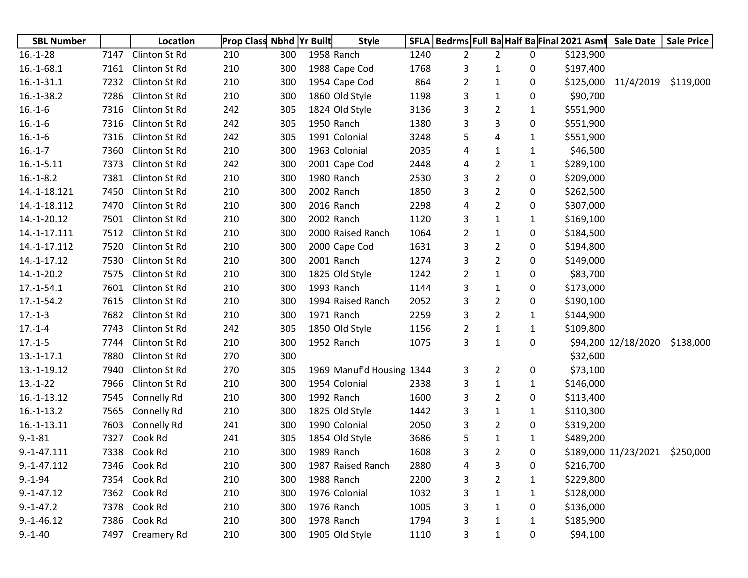| SBL Number | | Location | Prop Class | Nbhd | Yr Built | Style | SFLA | Bedrms | Full Ba | Half Ba | Final 2021 Asmt | Sale Date | Sale Price |
|---|---|---|---|---|---|---|---|---|---|---|---|---|---|
| 16.-1-28 | 7147 | Clinton St Rd | 210 | 300 | 1958 | Ranch | 1240 | 2 | 2 | 0 | $123,900 | | |
| 16.-1-68.1 | 7161 | Clinton St Rd | 210 | 300 | 1988 | Cape Cod | 1768 | 3 | 1 | 0 | $197,400 | | |
| 16.-1-31.1 | 7232 | Clinton St Rd | 210 | 300 | 1954 | Cape Cod | 864 | 2 | 1 | 0 | $125,000 | 11/4/2019 | $119,000 |
| 16.-1-38.2 | 7286 | Clinton St Rd | 210 | 300 | 1860 | Old Style | 1198 | 3 | 1 | 0 | $90,700 | | |
| 16.-1-6 | 7316 | Clinton St Rd | 242 | 305 | 1824 | Old Style | 3136 | 3 | 2 | 1 | $551,900 | | |
| 16.-1-6 | 7316 | Clinton St Rd | 242 | 305 | 1950 | Ranch | 1380 | 3 | 3 | 0 | $551,900 | | |
| 16.-1-6 | 7316 | Clinton St Rd | 242 | 305 | 1991 | Colonial | 3248 | 5 | 4 | 1 | $551,900 | | |
| 16.-1-7 | 7360 | Clinton St Rd | 210 | 300 | 1963 | Colonial | 2035 | 4 | 1 | 1 | $46,500 | | |
| 16.-1-5.11 | 7373 | Clinton St Rd | 242 | 300 | 2001 | Cape Cod | 2448 | 4 | 2 | 1 | $289,100 | | |
| 16.-1-8.2 | 7381 | Clinton St Rd | 210 | 300 | 1980 | Ranch | 2530 | 3 | 2 | 0 | $209,000 | | |
| 14.-1-18.121 | 7450 | Clinton St Rd | 210 | 300 | 2002 | Ranch | 1850 | 3 | 2 | 0 | $262,500 | | |
| 14.-1-18.112 | 7470 | Clinton St Rd | 210 | 300 | 2016 | Ranch | 2298 | 4 | 2 | 0 | $307,000 | | |
| 14.-1-20.12 | 7501 | Clinton St Rd | 210 | 300 | 2002 | Ranch | 1120 | 3 | 1 | 1 | $169,100 | | |
| 14.-1-17.111 | 7512 | Clinton St Rd | 210 | 300 | 2000 | Raised Ranch | 1064 | 2 | 1 | 0 | $184,500 | | |
| 14.-1-17.112 | 7520 | Clinton St Rd | 210 | 300 | 2000 | Cape Cod | 1631 | 3 | 2 | 0 | $194,800 | | |
| 14.-1-17.12 | 7530 | Clinton St Rd | 210 | 300 | 2001 | Ranch | 1274 | 3 | 2 | 0 | $149,000 | | |
| 14.-1-20.2 | 7575 | Clinton St Rd | 210 | 300 | 1825 | Old Style | 1242 | 2 | 1 | 0 | $83,700 | | |
| 17.-1-54.1 | 7601 | Clinton St Rd | 210 | 300 | 1993 | Ranch | 1144 | 3 | 1 | 0 | $173,000 | | |
| 17.-1-54.2 | 7615 | Clinton St Rd | 210 | 300 | 1994 | Raised Ranch | 2052 | 3 | 2 | 0 | $190,100 | | |
| 17.-1-3 | 7682 | Clinton St Rd | 210 | 300 | 1971 | Ranch | 2259 | 3 | 2 | 1 | $144,900 | | |
| 17.-1-4 | 7743 | Clinton St Rd | 242 | 305 | 1850 | Old Style | 1156 | 2 | 1 | 1 | $109,800 | | |
| 17.-1-5 | 7744 | Clinton St Rd | 210 | 300 | 1952 | Ranch | 1075 | 3 | 1 | 0 | $94,200 | 12/18/2020 | $138,000 |
| 13.-1-17.1 | 7880 | Clinton St Rd | 270 | 300 | | | | | | | $32,600 | | |
| 13.-1-19.12 | 7940 | Clinton St Rd | 270 | 305 | 1969 | Manuf'd Housing | 1344 | 3 | 2 | 0 | $73,100 | | |
| 13.-1-22 | 7966 | Clinton St Rd | 210 | 300 | 1954 | Colonial | 2338 | 3 | 1 | 1 | $146,000 | | |
| 16.-1-13.12 | 7545 | Connelly Rd | 210 | 300 | 1992 | Ranch | 1600 | 3 | 2 | 0 | $113,400 | | |
| 16.-1-13.2 | 7565 | Connelly Rd | 210 | 300 | 1825 | Old Style | 1442 | 3 | 1 | 1 | $110,300 | | |
| 16.-1-13.11 | 7603 | Connelly Rd | 241 | 300 | 1990 | Colonial | 2050 | 3 | 2 | 0 | $319,200 | | |
| 9.-1-81 | 7327 | Cook Rd | 241 | 305 | 1854 | Old Style | 3686 | 5 | 1 | 1 | $489,200 | | |
| 9.-1-47.111 | 7338 | Cook Rd | 210 | 300 | 1989 | Ranch | 1608 | 3 | 2 | 0 | $189,000 | 11/23/2021 | $250,000 |
| 9.-1-47.112 | 7346 | Cook Rd | 210 | 300 | 1987 | Raised Ranch | 2880 | 4 | 3 | 0 | $216,700 | | |
| 9.-1-94 | 7354 | Cook Rd | 210 | 300 | 1988 | Ranch | 2200 | 3 | 2 | 1 | $229,800 | | |
| 9.-1-47.12 | 7362 | Cook Rd | 210 | 300 | 1976 | Colonial | 1032 | 3 | 1 | 1 | $128,000 | | |
| 9.-1-47.2 | 7378 | Cook Rd | 210 | 300 | 1976 | Ranch | 1005 | 3 | 1 | 0 | $136,000 | | |
| 9.-1-46.12 | 7386 | Cook Rd | 210 | 300 | 1978 | Ranch | 1794 | 3 | 1 | 1 | $185,900 | | |
| 9.-1-40 | 7497 | Creamery Rd | 210 | 300 | 1905 | Old Style | 1110 | 3 | 1 | 0 | $94,100 | | |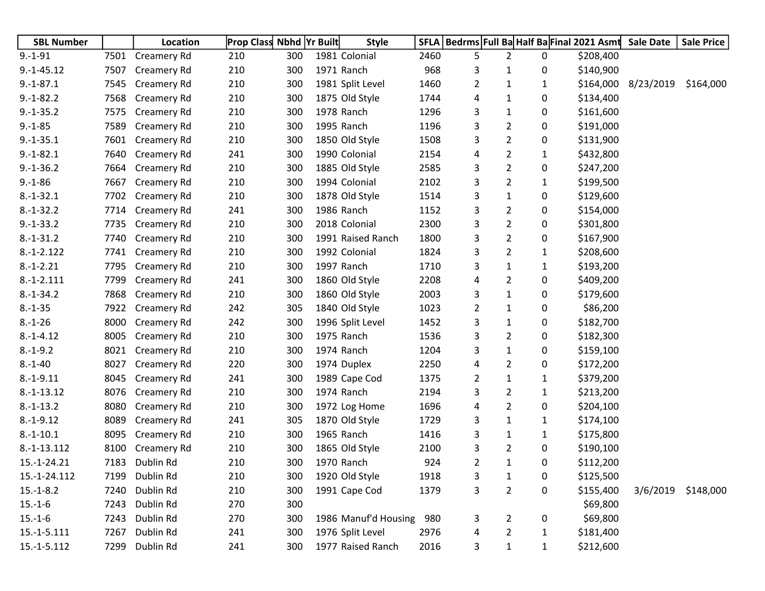| SBL Number | | Location | Prop Class | Nbhd | Yr Built | Style | SFLA | Bedrms | Full Ba | Half Ba | Final 2021 Asmt | Sale Date | Sale Price |
|---|---|---|---|---|---|---|---|---|---|---|---|---|---|
| 9.-1-91 | 7501 | Creamery Rd | 210 | 300 | 1981 | Colonial | 2460 | 5 | 2 | 0 | $208,400 | | |
| 9.-1-45.12 | 7507 | Creamery Rd | 210 | 300 | 1971 | Ranch | 968 | 3 | 1 | 0 | $140,900 | | |
| 9.-1-87.1 | 7545 | Creamery Rd | 210 | 300 | 1981 | Split Level | 1460 | 2 | 1 | 1 | $164,000 | 8/23/2019 | $164,000 |
| 9.-1-82.2 | 7568 | Creamery Rd | 210 | 300 | 1875 | Old Style | 1744 | 4 | 1 | 0 | $134,400 | | |
| 9.-1-35.2 | 7575 | Creamery Rd | 210 | 300 | 1978 | Ranch | 1296 | 3 | 1 | 0 | $161,600 | | |
| 9.-1-85 | 7589 | Creamery Rd | 210 | 300 | 1995 | Ranch | 1196 | 3 | 2 | 0 | $191,000 | | |
| 9.-1-35.1 | 7601 | Creamery Rd | 210 | 300 | 1850 | Old Style | 1508 | 3 | 2 | 0 | $131,900 | | |
| 9.-1-82.1 | 7640 | Creamery Rd | 241 | 300 | 1990 | Colonial | 2154 | 4 | 2 | 1 | $432,800 | | |
| 9.-1-36.2 | 7664 | Creamery Rd | 210 | 300 | 1885 | Old Style | 2585 | 3 | 2 | 0 | $247,200 | | |
| 9.-1-86 | 7667 | Creamery Rd | 210 | 300 | 1994 | Colonial | 2102 | 3 | 2 | 1 | $199,500 | | |
| 8.-1-32.1 | 7702 | Creamery Rd | 210 | 300 | 1878 | Old Style | 1514 | 3 | 1 | 0 | $129,600 | | |
| 8.-1-32.2 | 7714 | Creamery Rd | 241 | 300 | 1986 | Ranch | 1152 | 3 | 2 | 0 | $154,000 | | |
| 9.-1-33.2 | 7735 | Creamery Rd | 210 | 300 | 2018 | Colonial | 2300 | 3 | 2 | 0 | $301,800 | | |
| 8.-1-31.2 | 7740 | Creamery Rd | 210 | 300 | 1991 | Raised Ranch | 1800 | 3 | 2 | 0 | $167,900 | | |
| 8.-1-2.122 | 7741 | Creamery Rd | 210 | 300 | 1992 | Colonial | 1824 | 3 | 2 | 1 | $208,600 | | |
| 8.-1-2.21 | 7795 | Creamery Rd | 210 | 300 | 1997 | Ranch | 1710 | 3 | 1 | 1 | $193,200 | | |
| 8.-1-2.111 | 7799 | Creamery Rd | 241 | 300 | 1860 | Old Style | 2208 | 4 | 2 | 0 | $409,200 | | |
| 8.-1-34.2 | 7868 | Creamery Rd | 210 | 300 | 1860 | Old Style | 2003 | 3 | 1 | 0 | $179,600 | | |
| 8.-1-35 | 7922 | Creamery Rd | 242 | 305 | 1840 | Old Style | 1023 | 2 | 1 | 0 | $86,200 | | |
| 8.-1-26 | 8000 | Creamery Rd | 242 | 300 | 1996 | Split Level | 1452 | 3 | 1 | 0 | $182,700 | | |
| 8.-1-4.12 | 8005 | Creamery Rd | 210 | 300 | 1975 | Ranch | 1536 | 3 | 2 | 0 | $182,300 | | |
| 8.-1-9.2 | 8021 | Creamery Rd | 210 | 300 | 1974 | Ranch | 1204 | 3 | 1 | 0 | $159,100 | | |
| 8.-1-40 | 8027 | Creamery Rd | 220 | 300 | 1974 | Duplex | 2250 | 4 | 2 | 0 | $172,200 | | |
| 8.-1-9.11 | 8045 | Creamery Rd | 241 | 300 | 1989 | Cape Cod | 1375 | 2 | 1 | 1 | $379,200 | | |
| 8.-1-13.12 | 8076 | Creamery Rd | 210 | 300 | 1974 | Ranch | 2194 | 3 | 2 | 1 | $213,200 | | |
| 8.-1-13.2 | 8080 | Creamery Rd | 210 | 300 | 1972 | Log Home | 1696 | 4 | 2 | 0 | $204,100 | | |
| 8.-1-9.12 | 8089 | Creamery Rd | 241 | 305 | 1870 | Old Style | 1729 | 3 | 1 | 1 | $174,100 | | |
| 8.-1-10.1 | 8095 | Creamery Rd | 210 | 300 | 1965 | Ranch | 1416 | 3 | 1 | 1 | $175,800 | | |
| 8.-1-13.112 | 8100 | Creamery Rd | 210 | 300 | 1865 | Old Style | 2100 | 3 | 2 | 0 | $190,100 | | |
| 15.-1-24.21 | 7183 | Dublin Rd | 210 | 300 | 1970 | Ranch | 924 | 2 | 1 | 0 | $112,200 | | |
| 15.-1-24.112 | 7199 | Dublin Rd | 210 | 300 | 1920 | Old Style | 1918 | 3 | 1 | 0 | $125,500 | | |
| 15.-1-8.2 | 7240 | Dublin Rd | 210 | 300 | 1991 | Cape Cod | 1379 | 3 | 2 | 0 | $155,400 | 3/6/2019 | $148,000 |
| 15.-1-6 | 7243 | Dublin Rd | 270 | 300 | | | | | | | $69,800 | | |
| 15.-1-6 | 7243 | Dublin Rd | 270 | 300 | 1986 | Manuf'd Housing | 980 | 3 | 2 | 0 | $69,800 | | |
| 15.-1-5.111 | 7267 | Dublin Rd | 241 | 300 | 1976 | Split Level | 2976 | 4 | 2 | 1 | $181,400 | | |
| 15.-1-5.112 | 7299 | Dublin Rd | 241 | 300 | 1977 | Raised Ranch | 2016 | 3 | 1 | 1 | $212,600 | | |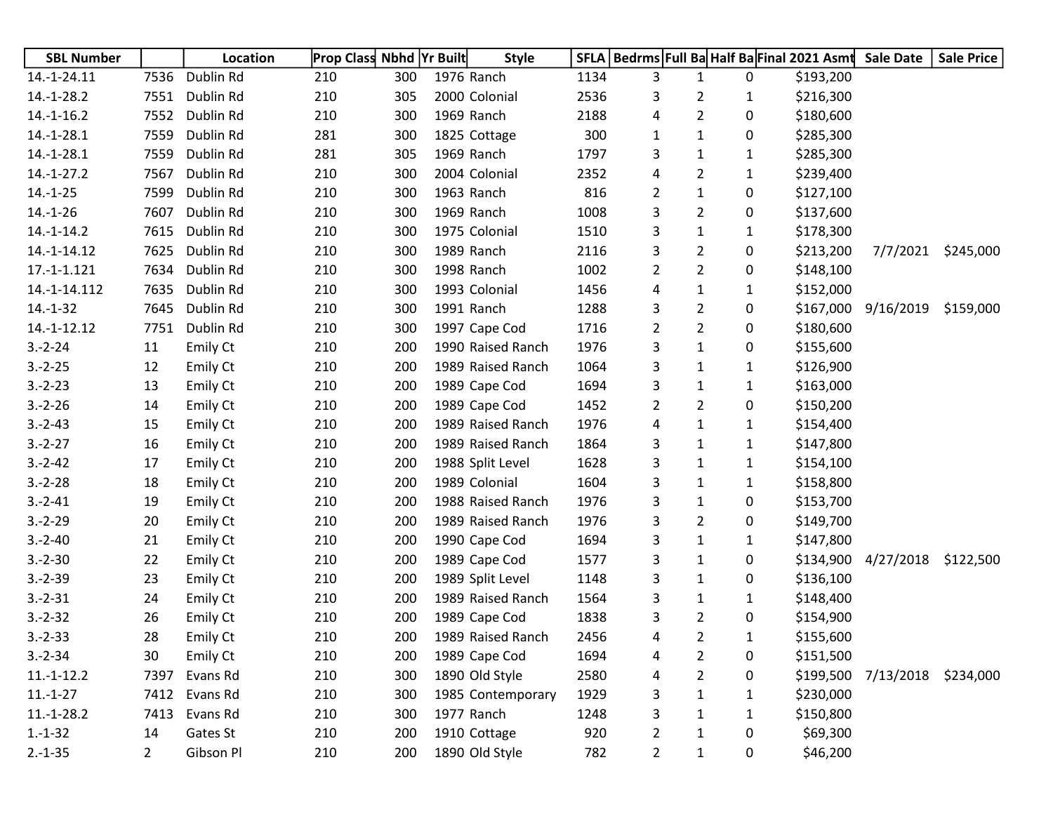| SBL Number | | Location | Prop Class | Nbhd | Yr Built | Style | SFLA | Bedrms | Full Ba | Half Ba | Final 2021 Asmt | Sale Date | Sale Price |
|---|---|---|---|---|---|---|---|---|---|---|---|---|---|
| 14.-1-24.11 | 7536 | Dublin Rd | 210 | 300 | 1976 | Ranch | 1134 | 3 | 1 | 0 | $193,200 | | |
| 14.-1-28.2 | 7551 | Dublin Rd | 210 | 305 | 2000 | Colonial | 2536 | 3 | 2 | 1 | $216,300 | | |
| 14.-1-16.2 | 7552 | Dublin Rd | 210 | 300 | 1969 | Ranch | 2188 | 4 | 2 | 0 | $180,600 | | |
| 14.-1-28.1 | 7559 | Dublin Rd | 281 | 300 | 1825 | Cottage | 300 | 1 | 1 | 0 | $285,300 | | |
| 14.-1-28.1 | 7559 | Dublin Rd | 281 | 305 | 1969 | Ranch | 1797 | 3 | 1 | 1 | $285,300 | | |
| 14.-1-27.2 | 7567 | Dublin Rd | 210 | 300 | 2004 | Colonial | 2352 | 4 | 2 | 1 | $239,400 | | |
| 14.-1-25 | 7599 | Dublin Rd | 210 | 300 | 1963 | Ranch | 816 | 2 | 1 | 0 | $127,100 | | |
| 14.-1-26 | 7607 | Dublin Rd | 210 | 300 | 1969 | Ranch | 1008 | 3 | 2 | 0 | $137,600 | | |
| 14.-1-14.2 | 7615 | Dublin Rd | 210 | 300 | 1975 | Colonial | 1510 | 3 | 1 | 1 | $178,300 | | |
| 14.-1-14.12 | 7625 | Dublin Rd | 210 | 300 | 1989 | Ranch | 2116 | 3 | 2 | 0 | $213,200 | 7/7/2021 | $245,000 |
| 17.-1-1.121 | 7634 | Dublin Rd | 210 | 300 | 1998 | Ranch | 1002 | 2 | 2 | 0 | $148,100 | | |
| 14.-1-14.112 | 7635 | Dublin Rd | 210 | 300 | 1993 | Colonial | 1456 | 4 | 1 | 1 | $152,000 | | |
| 14.-1-32 | 7645 | Dublin Rd | 210 | 300 | 1991 | Ranch | 1288 | 3 | 2 | 0 | $167,000 | 9/16/2019 | $159,000 |
| 14.-1-12.12 | 7751 | Dublin Rd | 210 | 300 | 1997 | Cape Cod | 1716 | 2 | 2 | 0 | $180,600 | | |
| 3.-2-24 | 11 | Emily Ct | 210 | 200 | 1990 | Raised Ranch | 1976 | 3 | 1 | 0 | $155,600 | | |
| 3.-2-25 | 12 | Emily Ct | 210 | 200 | 1989 | Raised Ranch | 1064 | 3 | 1 | 1 | $126,900 | | |
| 3.-2-23 | 13 | Emily Ct | 210 | 200 | 1989 | Cape Cod | 1694 | 3 | 1 | 1 | $163,000 | | |
| 3.-2-26 | 14 | Emily Ct | 210 | 200 | 1989 | Cape Cod | 1452 | 2 | 2 | 0 | $150,200 | | |
| 3.-2-43 | 15 | Emily Ct | 210 | 200 | 1989 | Raised Ranch | 1976 | 4 | 1 | 1 | $154,400 | | |
| 3.-2-27 | 16 | Emily Ct | 210 | 200 | 1989 | Raised Ranch | 1864 | 3 | 1 | 1 | $147,800 | | |
| 3.-2-42 | 17 | Emily Ct | 210 | 200 | 1988 | Split Level | 1628 | 3 | 1 | 1 | $154,100 | | |
| 3.-2-28 | 18 | Emily Ct | 210 | 200 | 1989 | Colonial | 1604 | 3 | 1 | 1 | $158,800 | | |
| 3.-2-41 | 19 | Emily Ct | 210 | 200 | 1988 | Raised Ranch | 1976 | 3 | 1 | 0 | $153,700 | | |
| 3.-2-29 | 20 | Emily Ct | 210 | 200 | 1989 | Raised Ranch | 1976 | 3 | 2 | 0 | $149,700 | | |
| 3.-2-40 | 21 | Emily Ct | 210 | 200 | 1990 | Cape Cod | 1694 | 3 | 1 | 1 | $147,800 | | |
| 3.-2-30 | 22 | Emily Ct | 210 | 200 | 1989 | Cape Cod | 1577 | 3 | 1 | 0 | $134,900 | 4/27/2018 | $122,500 |
| 3.-2-39 | 23 | Emily Ct | 210 | 200 | 1989 | Split Level | 1148 | 3 | 1 | 0 | $136,100 | | |
| 3.-2-31 | 24 | Emily Ct | 210 | 200 | 1989 | Raised Ranch | 1564 | 3 | 1 | 1 | $148,400 | | |
| 3.-2-32 | 26 | Emily Ct | 210 | 200 | 1989 | Cape Cod | 1838 | 3 | 2 | 0 | $154,900 | | |
| 3.-2-33 | 28 | Emily Ct | 210 | 200 | 1989 | Raised Ranch | 2456 | 4 | 2 | 1 | $155,600 | | |
| 3.-2-34 | 30 | Emily Ct | 210 | 200 | 1989 | Cape Cod | 1694 | 4 | 2 | 0 | $151,500 | | |
| 11.-1-12.2 | 7397 | Evans Rd | 210 | 300 | 1890 | Old Style | 2580 | 4 | 2 | 0 | $199,500 | 7/13/2018 | $234,000 |
| 11.-1-27 | 7412 | Evans Rd | 210 | 300 | 1985 | Contemporary | 1929 | 3 | 1 | 1 | $230,000 | | |
| 11.-1-28.2 | 7413 | Evans Rd | 210 | 300 | 1977 | Ranch | 1248 | 3 | 1 | 1 | $150,800 | | |
| 1.-1-32 | 14 | Gates St | 210 | 200 | 1910 | Cottage | 920 | 2 | 1 | 0 | $69,300 | | |
| 2.-1-35 | 2 | Gibson Pl | 210 | 200 | 1890 | Old Style | 782 | 2 | 1 | 0 | $46,200 | | |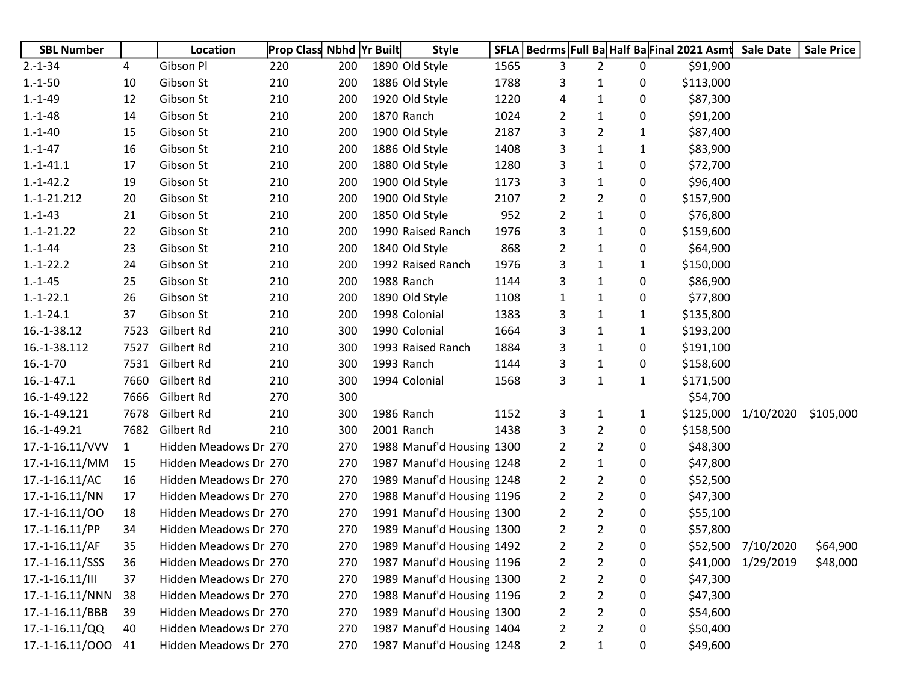| SBL Number | | Location | Prop Class | Nbhd | Yr Built | Style | SFLA | Bedrms | Full Ba | Half Ba | Final 2021 Asmt | Sale Date | Sale Price |
|---|---|---|---|---|---|---|---|---|---|---|---|---|---|
| 2.-1-34 | 4 | Gibson Pl | 220 | 200 | 1890 | Old Style | 1565 | 3 | 2 | 0 | $91,900 | | |
| 1.-1-50 | 10 | Gibson St | 210 | 200 | 1886 | Old Style | 1788 | 3 | 1 | 0 | $113,000 | | |
| 1.-1-49 | 12 | Gibson St | 210 | 200 | 1920 | Old Style | 1220 | 4 | 1 | 0 | $87,300 | | |
| 1.-1-48 | 14 | Gibson St | 210 | 200 | 1870 | Ranch | 1024 | 2 | 1 | 0 | $91,200 | | |
| 1.-1-40 | 15 | Gibson St | 210 | 200 | 1900 | Old Style | 2187 | 3 | 2 | 1 | $87,400 | | |
| 1.-1-47 | 16 | Gibson St | 210 | 200 | 1886 | Old Style | 1408 | 3 | 1 | 1 | $83,900 | | |
| 1.-1-41.1 | 17 | Gibson St | 210 | 200 | 1880 | Old Style | 1280 | 3 | 1 | 0 | $72,700 | | |
| 1.-1-42.2 | 19 | Gibson St | 210 | 200 | 1900 | Old Style | 1173 | 3 | 1 | 0 | $96,400 | | |
| 1.-1-21.212 | 20 | Gibson St | 210 | 200 | 1900 | Old Style | 2107 | 2 | 2 | 0 | $157,900 | | |
| 1.-1-43 | 21 | Gibson St | 210 | 200 | 1850 | Old Style | 952 | 2 | 1 | 0 | $76,800 | | |
| 1.-1-21.22 | 22 | Gibson St | 210 | 200 | 1990 | Raised Ranch | 1976 | 3 | 1 | 0 | $159,600 | | |
| 1.-1-44 | 23 | Gibson St | 210 | 200 | 1840 | Old Style | 868 | 2 | 1 | 0 | $64,900 | | |
| 1.-1-22.2 | 24 | Gibson St | 210 | 200 | 1992 | Raised Ranch | 1976 | 3 | 1 | 1 | $150,000 | | |
| 1.-1-45 | 25 | Gibson St | 210 | 200 | 1988 | Ranch | 1144 | 3 | 1 | 0 | $86,900 | | |
| 1.-1-22.1 | 26 | Gibson St | 210 | 200 | 1890 | Old Style | 1108 | 1 | 1 | 0 | $77,800 | | |
| 1.-1-24.1 | 37 | Gibson St | 210 | 200 | 1998 | Colonial | 1383 | 3 | 1 | 1 | $135,800 | | |
| 16.-1-38.12 | 7523 | Gilbert Rd | 210 | 300 | 1990 | Colonial | 1664 | 3 | 1 | 1 | $193,200 | | |
| 16.-1-38.112 | 7527 | Gilbert Rd | 210 | 300 | 1993 | Raised Ranch | 1884 | 3 | 1 | 0 | $191,100 | | |
| 16.-1-70 | 7531 | Gilbert Rd | 210 | 300 | 1993 | Ranch | 1144 | 3 | 1 | 0 | $158,600 | | |
| 16.-1-47.1 | 7660 | Gilbert Rd | 210 | 300 | 1994 | Colonial | 1568 | 3 | 1 | 1 | $171,500 | | |
| 16.-1-49.122 | 7666 | Gilbert Rd | 270 | 300 | | | | | | | $54,700 | | |
| 16.-1-49.121 | 7678 | Gilbert Rd | 210 | 300 | 1986 | Ranch | 1152 | 3 | 1 | 1 | $125,000 | 1/10/2020 | $105,000 |
| 16.-1-49.21 | 7682 | Gilbert Rd | 210 | 300 | 2001 | Ranch | 1438 | 3 | 2 | 0 | $158,500 | | |
| 17.-1-16.11/VVV | 1 | Hidden Meadows Dr | 270 | 270 | 1988 | Manuf'd Housing | 1300 | 2 | 2 | 0 | $48,300 | | |
| 17.-1-16.11/MM | 15 | Hidden Meadows Dr | 270 | 270 | 1987 | Manuf'd Housing | 1248 | 2 | 1 | 0 | $47,800 | | |
| 17.-1-16.11/AC | 16 | Hidden Meadows Dr | 270 | 270 | 1989 | Manuf'd Housing | 1248 | 2 | 2 | 0 | $52,500 | | |
| 17.-1-16.11/NN | 17 | Hidden Meadows Dr | 270 | 270 | 1988 | Manuf'd Housing | 1196 | 2 | 2 | 0 | $47,300 | | |
| 17.-1-16.11/OO | 18 | Hidden Meadows Dr | 270 | 270 | 1991 | Manuf'd Housing | 1300 | 2 | 2 | 0 | $55,100 | | |
| 17.-1-16.11/PP | 34 | Hidden Meadows Dr | 270 | 270 | 1989 | Manuf'd Housing | 1300 | 2 | 2 | 0 | $57,800 | | |
| 17.-1-16.11/AF | 35 | Hidden Meadows Dr | 270 | 270 | 1989 | Manuf'd Housing | 1492 | 2 | 2 | 0 | $52,500 | 7/10/2020 | $64,900 |
| 17.-1-16.11/SSS | 36 | Hidden Meadows Dr | 270 | 270 | 1987 | Manuf'd Housing | 1196 | 2 | 2 | 0 | $41,000 | 1/29/2019 | $48,000 |
| 17.-1-16.11/III | 37 | Hidden Meadows Dr | 270 | 270 | 1989 | Manuf'd Housing | 1300 | 2 | 2 | 0 | $47,300 | | |
| 17.-1-16.11/NNN | 38 | Hidden Meadows Dr | 270 | 270 | 1988 | Manuf'd Housing | 1196 | 2 | 2 | 0 | $47,300 | | |
| 17.-1-16.11/BBB | 39 | Hidden Meadows Dr | 270 | 270 | 1989 | Manuf'd Housing | 1300 | 2 | 2 | 0 | $54,600 | | |
| 17.-1-16.11/QQ | 40 | Hidden Meadows Dr | 270 | 270 | 1987 | Manuf'd Housing | 1404 | 2 | 2 | 0 | $50,400 | | |
| 17.-1-16.11/OOO | 41 | Hidden Meadows Dr | 270 | 270 | 1987 | Manuf'd Housing | 1248 | 2 | 1 | 0 | $49,600 | | |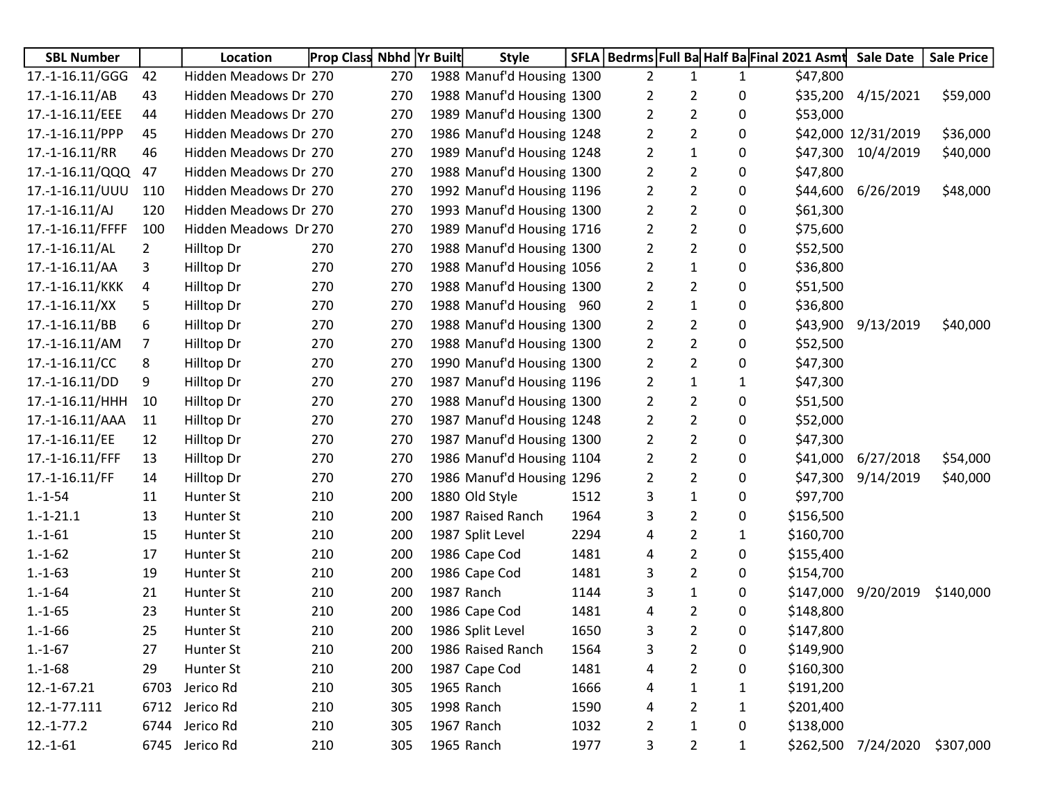| SBL Number | | Location | Prop Class | Nbhd | Yr Built | Style | SFLA | Bedrms | Full Ba | Half Ba | Final 2021 Asmt | Sale Date | Sale Price |
|---|---|---|---|---|---|---|---|---|---|---|---|---|---|
| 17.-1-16.11/GGG | 42 | Hidden Meadows Dr | 270 | 270 | 1988 | Manuf'd Housing | 1300 | 2 | 1 | 1 | $47,800 | | |
| 17.-1-16.11/AB | 43 | Hidden Meadows Dr | 270 | 270 | 1988 | Manuf'd Housing | 1300 | 2 | 2 | 0 | $35,200 | 4/15/2021 | $59,000 |
| 17.-1-16.11/EEE | 44 | Hidden Meadows Dr | 270 | 270 | 1989 | Manuf'd Housing | 1300 | 2 | 2 | 0 | $53,000 | | |
| 17.-1-16.11/PPP | 45 | Hidden Meadows Dr | 270 | 270 | 1986 | Manuf'd Housing | 1248 | 2 | 2 | 0 | $42,000 | 12/31/2019 | $36,000 |
| 17.-1-16.11/RR | 46 | Hidden Meadows Dr | 270 | 270 | 1989 | Manuf'd Housing | 1248 | 2 | 1 | 0 | $47,300 | 10/4/2019 | $40,000 |
| 17.-1-16.11/QQQ | 47 | Hidden Meadows Dr | 270 | 270 | 1988 | Manuf'd Housing | 1300 | 2 | 2 | 0 | $47,800 | | |
| 17.-1-16.11/UUU | 110 | Hidden Meadows Dr | 270 | 270 | 1992 | Manuf'd Housing | 1196 | 2 | 2 | 0 | $44,600 | 6/26/2019 | $48,000 |
| 17.-1-16.11/AJ | 120 | Hidden Meadows Dr | 270 | 270 | 1993 | Manuf'd Housing | 1300 | 2 | 2 | 0 | $61,300 | | |
| 17.-1-16.11/FFFF | 100 | Hidden Meadows Dr | 270 | 270 | 1989 | Manuf'd Housing | 1716 | 2 | 2 | 0 | $75,600 | | |
| 17.-1-16.11/AL | 2 | Hilltop Dr | 270 | 270 | 1988 | Manuf'd Housing | 1300 | 2 | 2 | 0 | $52,500 | | |
| 17.-1-16.11/AA | 3 | Hilltop Dr | 270 | 270 | 1988 | Manuf'd Housing | 1056 | 2 | 1 | 0 | $36,800 | | |
| 17.-1-16.11/KKK | 4 | Hilltop Dr | 270 | 270 | 1988 | Manuf'd Housing | 1300 | 2 | 2 | 0 | $51,500 | | |
| 17.-1-16.11/XX | 5 | Hilltop Dr | 270 | 270 | 1988 | Manuf'd Housing | 960 | 2 | 1 | 0 | $36,800 | | |
| 17.-1-16.11/BB | 6 | Hilltop Dr | 270 | 270 | 1988 | Manuf'd Housing | 1300 | 2 | 2 | 0 | $43,900 | 9/13/2019 | $40,000 |
| 17.-1-16.11/AM | 7 | Hilltop Dr | 270 | 270 | 1988 | Manuf'd Housing | 1300 | 2 | 2 | 0 | $52,500 | | |
| 17.-1-16.11/CC | 8 | Hilltop Dr | 270 | 270 | 1990 | Manuf'd Housing | 1300 | 2 | 2 | 0 | $47,300 | | |
| 17.-1-16.11/DD | 9 | Hilltop Dr | 270 | 270 | 1987 | Manuf'd Housing | 1196 | 2 | 1 | 1 | $47,300 | | |
| 17.-1-16.11/HHH | 10 | Hilltop Dr | 270 | 270 | 1988 | Manuf'd Housing | 1300 | 2 | 2 | 0 | $51,500 | | |
| 17.-1-16.11/AAA | 11 | Hilltop Dr | 270 | 270 | 1987 | Manuf'd Housing | 1248 | 2 | 2 | 0 | $52,000 | | |
| 17.-1-16.11/EE | 12 | Hilltop Dr | 270 | 270 | 1987 | Manuf'd Housing | 1300 | 2 | 2 | 0 | $47,300 | | |
| 17.-1-16.11/FFF | 13 | Hilltop Dr | 270 | 270 | 1986 | Manuf'd Housing | 1104 | 2 | 2 | 0 | $41,000 | 6/27/2018 | $54,000 |
| 17.-1-16.11/FF | 14 | Hilltop Dr | 270 | 270 | 1986 | Manuf'd Housing | 1296 | 2 | 2 | 0 | $47,300 | 9/14/2019 | $40,000 |
| 1.-1-54 | 11 | Hunter St | 210 | 200 | 1880 | Old Style | 1512 | 3 | 1 | 0 | $97,700 | | |
| 1.-1-21.1 | 13 | Hunter St | 210 | 200 | 1987 | Raised Ranch | 1964 | 3 | 2 | 0 | $156,500 | | |
| 1.-1-61 | 15 | Hunter St | 210 | 200 | 1987 | Split Level | 2294 | 4 | 2 | 1 | $160,700 | | |
| 1.-1-62 | 17 | Hunter St | 210 | 200 | 1986 | Cape Cod | 1481 | 4 | 2 | 0 | $155,400 | | |
| 1.-1-63 | 19 | Hunter St | 210 | 200 | 1986 | Cape Cod | 1481 | 3 | 2 | 0 | $154,700 | | |
| 1.-1-64 | 21 | Hunter St | 210 | 200 | 1987 | Ranch | 1144 | 3 | 1 | 0 | $147,000 | 9/20/2019 | $140,000 |
| 1.-1-65 | 23 | Hunter St | 210 | 200 | 1986 | Cape Cod | 1481 | 4 | 2 | 0 | $148,800 | | |
| 1.-1-66 | 25 | Hunter St | 210 | 200 | 1986 | Split Level | 1650 | 3 | 2 | 0 | $147,800 | | |
| 1.-1-67 | 27 | Hunter St | 210 | 200 | 1986 | Raised Ranch | 1564 | 3 | 2 | 0 | $149,900 | | |
| 1.-1-68 | 29 | Hunter St | 210 | 200 | 1987 | Cape Cod | 1481 | 4 | 2 | 0 | $160,300 | | |
| 12.-1-67.21 | 6703 | Jerico Rd | 210 | 305 | 1965 | Ranch | 1666 | 4 | 1 | 1 | $191,200 | | |
| 12.-1-77.111 | 6712 | Jerico Rd | 210 | 305 | 1998 | Ranch | 1590 | 4 | 2 | 1 | $201,400 | | |
| 12.-1-77.2 | 6744 | Jerico Rd | 210 | 305 | 1967 | Ranch | 1032 | 2 | 1 | 0 | $138,000 | | |
| 12.-1-61 | 6745 | Jerico Rd | 210 | 305 | 1965 | Ranch | 1977 | 3 | 2 | 1 | $262,500 | 7/24/2020 | $307,000 |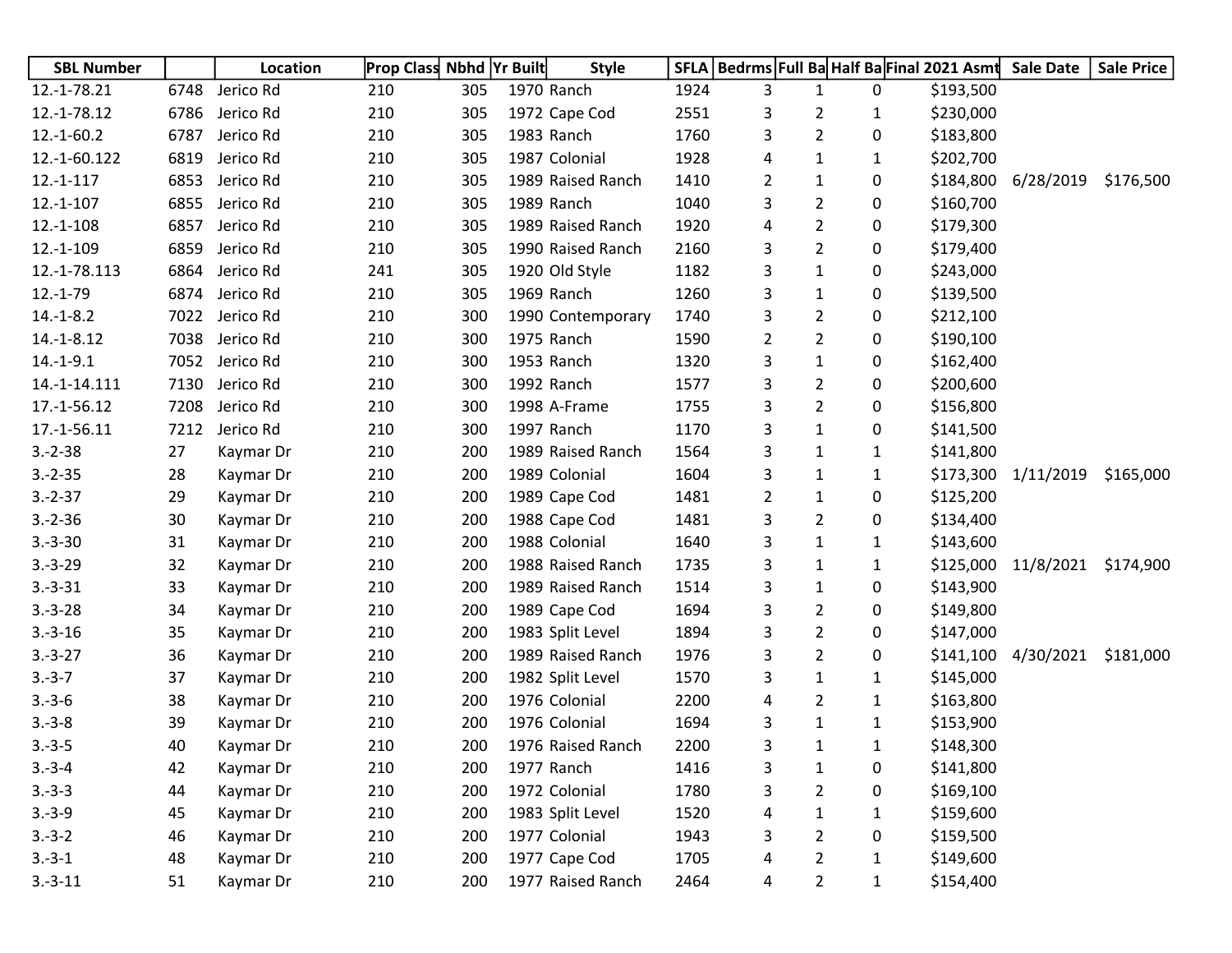| SBL Number | | Location | Prop Class | Nbhd | Yr Built | Style | SFLA | Bedrms | Full Ba | Half Ba | Final 2021 Asmt | Sale Date | Sale Price |
|---|---|---|---|---|---|---|---|---|---|---|---|---|---|
| 12.-1-78.21 | 6748 | Jerico Rd | 210 | 305 | 1970 | Ranch | 1924 | 3 | 1 | 0 | $193,500 | | |
| 12.-1-78.12 | 6786 | Jerico Rd | 210 | 305 | 1972 | Cape Cod | 2551 | 3 | 2 | 1 | $230,000 | | |
| 12.-1-60.2 | 6787 | Jerico Rd | 210 | 305 | 1983 | Ranch | 1760 | 3 | 2 | 0 | $183,800 | | |
| 12.-1-60.122 | 6819 | Jerico Rd | 210 | 305 | 1987 | Colonial | 1928 | 4 | 1 | 1 | $202,700 | | |
| 12.-1-117 | 6853 | Jerico Rd | 210 | 305 | 1989 | Raised Ranch | 1410 | 2 | 1 | 0 | $184,800 | 6/28/2019 | $176,500 |
| 12.-1-107 | 6855 | Jerico Rd | 210 | 305 | 1989 | Ranch | 1040 | 3 | 2 | 0 | $160,700 | | |
| 12.-1-108 | 6857 | Jerico Rd | 210 | 305 | 1989 | Raised Ranch | 1920 | 4 | 2 | 0 | $179,300 | | |
| 12.-1-109 | 6859 | Jerico Rd | 210 | 305 | 1990 | Raised Ranch | 2160 | 3 | 2 | 0 | $179,400 | | |
| 12.-1-78.113 | 6864 | Jerico Rd | 241 | 305 | 1920 | Old Style | 1182 | 3 | 1 | 0 | $243,000 | | |
| 12.-1-79 | 6874 | Jerico Rd | 210 | 305 | 1969 | Ranch | 1260 | 3 | 1 | 0 | $139,500 | | |
| 14.-1-8.2 | 7022 | Jerico Rd | 210 | 300 | 1990 | Contemporary | 1740 | 3 | 2 | 0 | $212,100 | | |
| 14.-1-8.12 | 7038 | Jerico Rd | 210 | 300 | 1975 | Ranch | 1590 | 2 | 2 | 0 | $190,100 | | |
| 14.-1-9.1 | 7052 | Jerico Rd | 210 | 300 | 1953 | Ranch | 1320 | 3 | 1 | 0 | $162,400 | | |
| 14.-1-14.111 | 7130 | Jerico Rd | 210 | 300 | 1992 | Ranch | 1577 | 3 | 2 | 0 | $200,600 | | |
| 17.-1-56.12 | 7208 | Jerico Rd | 210 | 300 | 1998 | A-Frame | 1755 | 3 | 2 | 0 | $156,800 | | |
| 17.-1-56.11 | 7212 | Jerico Rd | 210 | 300 | 1997 | Ranch | 1170 | 3 | 1 | 0 | $141,500 | | |
| 3.-2-38 | 27 | Kaymar Dr | 210 | 200 | 1989 | Raised Ranch | 1564 | 3 | 1 | 1 | $141,800 | | |
| 3.-2-35 | 28 | Kaymar Dr | 210 | 200 | 1989 | Colonial | 1604 | 3 | 1 | 1 | $173,300 | 1/11/2019 | $165,000 |
| 3.-2-37 | 29 | Kaymar Dr | 210 | 200 | 1989 | Cape Cod | 1481 | 2 | 1 | 0 | $125,200 | | |
| 3.-2-36 | 30 | Kaymar Dr | 210 | 200 | 1988 | Cape Cod | 1481 | 3 | 2 | 0 | $134,400 | | |
| 3.-3-30 | 31 | Kaymar Dr | 210 | 200 | 1988 | Colonial | 1640 | 3 | 1 | 1 | $143,600 | | |
| 3.-3-29 | 32 | Kaymar Dr | 210 | 200 | 1988 | Raised Ranch | 1735 | 3 | 1 | 1 | $125,000 | 11/8/2021 | $174,900 |
| 3.-3-31 | 33 | Kaymar Dr | 210 | 200 | 1989 | Raised Ranch | 1514 | 3 | 1 | 0 | $143,900 | | |
| 3.-3-28 | 34 | Kaymar Dr | 210 | 200 | 1989 | Cape Cod | 1694 | 3 | 2 | 0 | $149,800 | | |
| 3.-3-16 | 35 | Kaymar Dr | 210 | 200 | 1983 | Split Level | 1894 | 3 | 2 | 0 | $147,000 | | |
| 3.-3-27 | 36 | Kaymar Dr | 210 | 200 | 1989 | Raised Ranch | 1976 | 3 | 2 | 0 | $141,100 | 4/30/2021 | $181,000 |
| 3.-3-7 | 37 | Kaymar Dr | 210 | 200 | 1982 | Split Level | 1570 | 3 | 1 | 1 | $145,000 | | |
| 3.-3-6 | 38 | Kaymar Dr | 210 | 200 | 1976 | Colonial | 2200 | 4 | 2 | 1 | $163,800 | | |
| 3.-3-8 | 39 | Kaymar Dr | 210 | 200 | 1976 | Colonial | 1694 | 3 | 1 | 1 | $153,900 | | |
| 3.-3-5 | 40 | Kaymar Dr | 210 | 200 | 1976 | Raised Ranch | 2200 | 3 | 1 | 1 | $148,300 | | |
| 3.-3-4 | 42 | Kaymar Dr | 210 | 200 | 1977 | Ranch | 1416 | 3 | 1 | 0 | $141,800 | | |
| 3.-3-3 | 44 | Kaymar Dr | 210 | 200 | 1972 | Colonial | 1780 | 3 | 2 | 0 | $169,100 | | |
| 3.-3-9 | 45 | Kaymar Dr | 210 | 200 | 1983 | Split Level | 1520 | 4 | 1 | 1 | $159,600 | | |
| 3.-3-2 | 46 | Kaymar Dr | 210 | 200 | 1977 | Colonial | 1943 | 3 | 2 | 0 | $159,500 | | |
| 3.-3-1 | 48 | Kaymar Dr | 210 | 200 | 1977 | Cape Cod | 1705 | 4 | 2 | 1 | $149,600 | | |
| 3.-3-11 | 51 | Kaymar Dr | 210 | 200 | 1977 | Raised Ranch | 2464 | 4 | 2 | 1 | $154,400 | | |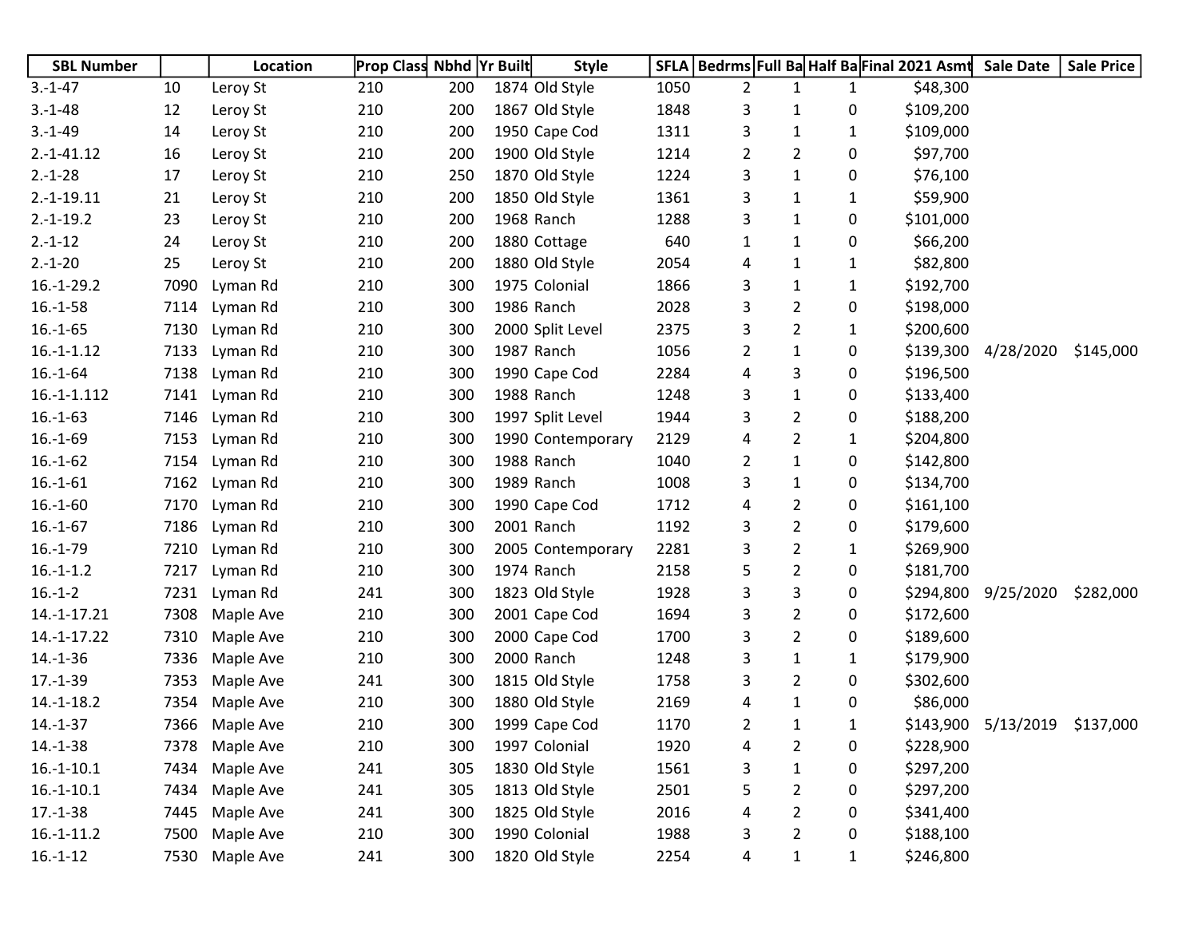| SBL Number | | Location | Prop Class | Nbhd | Yr Built | Style | SFLA | Bedrms | Full Ba | Half Ba | Final 2021 Asmt | Sale Date | Sale Price |
|---|---|---|---|---|---|---|---|---|---|---|---|---|---|
| 3.-1-47 | 10 | Leroy St | 210 | 200 | 1874 | Old Style | 1050 | 2 | 1 | 1 | $48,300 | | |
| 3.-1-48 | 12 | Leroy St | 210 | 200 | 1867 | Old Style | 1848 | 3 | 1 | 0 | $109,200 | | |
| 3.-1-49 | 14 | Leroy St | 210 | 200 | 1950 | Cape Cod | 1311 | 3 | 1 | 1 | $109,000 | | |
| 2.-1-41.12 | 16 | Leroy St | 210 | 200 | 1900 | Old Style | 1214 | 2 | 2 | 0 | $97,700 | | |
| 2.-1-28 | 17 | Leroy St | 210 | 250 | 1870 | Old Style | 1224 | 3 | 1 | 0 | $76,100 | | |
| 2.-1-19.11 | 21 | Leroy St | 210 | 200 | 1850 | Old Style | 1361 | 3 | 1 | 1 | $59,900 | | |
| 2.-1-19.2 | 23 | Leroy St | 210 | 200 | 1968 | Ranch | 1288 | 3 | 1 | 0 | $101,000 | | |
| 2.-1-12 | 24 | Leroy St | 210 | 200 | 1880 | Cottage | 640 | 1 | 1 | 0 | $66,200 | | |
| 2.-1-20 | 25 | Leroy St | 210 | 200 | 1880 | Old Style | 2054 | 4 | 1 | 1 | $82,800 | | |
| 16.-1-29.2 | 7090 | Lyman Rd | 210 | 300 | 1975 | Colonial | 1866 | 3 | 1 | 1 | $192,700 | | |
| 16.-1-58 | 7114 | Lyman Rd | 210 | 300 | 1986 | Ranch | 2028 | 3 | 2 | 0 | $198,000 | | |
| 16.-1-65 | 7130 | Lyman Rd | 210 | 300 | 2000 | Split Level | 2375 | 3 | 2 | 1 | $200,600 | | |
| 16.-1-1.12 | 7133 | Lyman Rd | 210 | 300 | 1987 | Ranch | 1056 | 2 | 1 | 0 | $139,300 | 4/28/2020 | $145,000 |
| 16.-1-64 | 7138 | Lyman Rd | 210 | 300 | 1990 | Cape Cod | 2284 | 4 | 3 | 0 | $196,500 | | |
| 16.-1-1.112 | 7141 | Lyman Rd | 210 | 300 | 1988 | Ranch | 1248 | 3 | 1 | 0 | $133,400 | | |
| 16.-1-63 | 7146 | Lyman Rd | 210 | 300 | 1997 | Split Level | 1944 | 3 | 2 | 0 | $188,200 | | |
| 16.-1-69 | 7153 | Lyman Rd | 210 | 300 | 1990 | Contemporary | 2129 | 4 | 2 | 1 | $204,800 | | |
| 16.-1-62 | 7154 | Lyman Rd | 210 | 300 | 1988 | Ranch | 1040 | 2 | 1 | 0 | $142,800 | | |
| 16.-1-61 | 7162 | Lyman Rd | 210 | 300 | 1989 | Ranch | 1008 | 3 | 1 | 0 | $134,700 | | |
| 16.-1-60 | 7170 | Lyman Rd | 210 | 300 | 1990 | Cape Cod | 1712 | 4 | 2 | 0 | $161,100 | | |
| 16.-1-67 | 7186 | Lyman Rd | 210 | 300 | 2001 | Ranch | 1192 | 3 | 2 | 0 | $179,600 | | |
| 16.-1-79 | 7210 | Lyman Rd | 210 | 300 | 2005 | Contemporary | 2281 | 3 | 2 | 1 | $269,900 | | |
| 16.-1-1.2 | 7217 | Lyman Rd | 210 | 300 | 1974 | Ranch | 2158 | 5 | 2 | 0 | $181,700 | | |
| 16.-1-2 | 7231 | Lyman Rd | 241 | 300 | 1823 | Old Style | 1928 | 3 | 3 | 0 | $294,800 | 9/25/2020 | $282,000 |
| 14.-1-17.21 | 7308 | Maple Ave | 210 | 300 | 2001 | Cape Cod | 1694 | 3 | 2 | 0 | $172,600 | | |
| 14.-1-17.22 | 7310 | Maple Ave | 210 | 300 | 2000 | Cape Cod | 1700 | 3 | 2 | 0 | $189,600 | | |
| 14.-1-36 | 7336 | Maple Ave | 210 | 300 | 2000 | Ranch | 1248 | 3 | 1 | 1 | $179,900 | | |
| 17.-1-39 | 7353 | Maple Ave | 241 | 300 | 1815 | Old Style | 1758 | 3 | 2 | 0 | $302,600 | | |
| 14.-1-18.2 | 7354 | Maple Ave | 210 | 300 | 1880 | Old Style | 2169 | 4 | 1 | 0 | $86,000 | | |
| 14.-1-37 | 7366 | Maple Ave | 210 | 300 | 1999 | Cape Cod | 1170 | 2 | 1 | 1 | $143,900 | 5/13/2019 | $137,000 |
| 14.-1-38 | 7378 | Maple Ave | 210 | 300 | 1997 | Colonial | 1920 | 4 | 2 | 0 | $228,900 | | |
| 16.-1-10.1 | 7434 | Maple Ave | 241 | 305 | 1830 | Old Style | 1561 | 3 | 1 | 0 | $297,200 | | |
| 16.-1-10.1 | 7434 | Maple Ave | 241 | 305 | 1813 | Old Style | 2501 | 5 | 2 | 0 | $297,200 | | |
| 17.-1-38 | 7445 | Maple Ave | 241 | 300 | 1825 | Old Style | 2016 | 4 | 2 | 0 | $341,400 | | |
| 16.-1-11.2 | 7500 | Maple Ave | 210 | 300 | 1990 | Colonial | 1988 | 3 | 2 | 0 | $188,100 | | |
| 16.-1-12 | 7530 | Maple Ave | 241 | 300 | 1820 | Old Style | 2254 | 4 | 1 | 1 | $246,800 | | |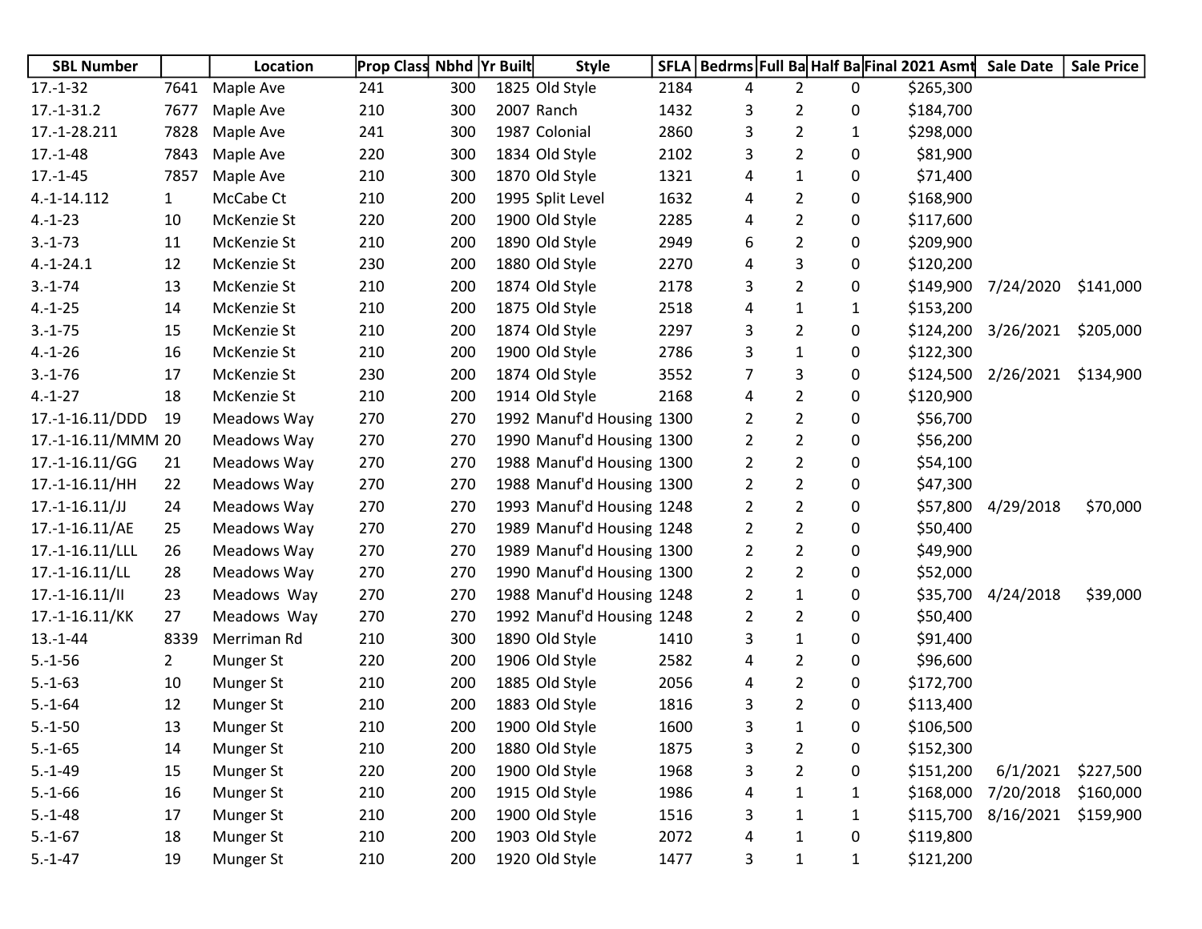| SBL Number | | Location | Prop Class | Nbhd | Yr Built | Style | SFLA | Bedrms | Full Ba | Half Ba | Final 2021 Asmt | Sale Date | Sale Price |
|---|---|---|---|---|---|---|---|---|---|---|---|---|---|
| 17.-1-32 | 7641 | Maple Ave | 241 | 300 | 1825 | Old Style | 2184 | 4 | 2 | 0 | $265,300 | | |
| 17.-1-31.2 | 7677 | Maple Ave | 210 | 300 | 2007 | Ranch | 1432 | 3 | 2 | 0 | $184,700 | | |
| 17.-1-28.211 | 7828 | Maple Ave | 241 | 300 | 1987 | Colonial | 2860 | 3 | 2 | 1 | $298,000 | | |
| 17.-1-48 | 7843 | Maple Ave | 220 | 300 | 1834 | Old Style | 2102 | 3 | 2 | 0 | $81,900 | | |
| 17.-1-45 | 7857 | Maple Ave | 210 | 300 | 1870 | Old Style | 1321 | 4 | 1 | 0 | $71,400 | | |
| 4.-1-14.112 | 1 | McCabe Ct | 210 | 200 | 1995 | Split Level | 1632 | 4 | 2 | 0 | $168,900 | | |
| 4.-1-23 | 10 | McKenzie St | 220 | 200 | 1900 | Old Style | 2285 | 4 | 2 | 0 | $117,600 | | |
| 3.-1-73 | 11 | McKenzie St | 210 | 200 | 1890 | Old Style | 2949 | 6 | 2 | 0 | $209,900 | | |
| 4.-1-24.1 | 12 | McKenzie St | 230 | 200 | 1880 | Old Style | 2270 | 4 | 3 | 0 | $120,200 | | |
| 3.-1-74 | 13 | McKenzie St | 210 | 200 | 1874 | Old Style | 2178 | 3 | 2 | 0 | $149,900 | 7/24/2020 | $141,000 |
| 4.-1-25 | 14 | McKenzie St | 210 | 200 | 1875 | Old Style | 2518 | 4 | 1 | 1 | $153,200 | | |
| 3.-1-75 | 15 | McKenzie St | 210 | 200 | 1874 | Old Style | 2297 | 3 | 2 | 0 | $124,200 | 3/26/2021 | $205,000 |
| 4.-1-26 | 16 | McKenzie St | 210 | 200 | 1900 | Old Style | 2786 | 3 | 1 | 0 | $122,300 | | |
| 3.-1-76 | 17 | McKenzie St | 230 | 200 | 1874 | Old Style | 3552 | 7 | 3 | 0 | $124,500 | 2/26/2021 | $134,900 |
| 4.-1-27 | 18 | McKenzie St | 210 | 200 | 1914 | Old Style | 2168 | 4 | 2 | 0 | $120,900 | | |
| 17.-1-16.11/DDD | 19 | Meadows Way | 270 | 270 | 1992 | Manuf'd Housing | 1300 | 2 | 2 | 0 | $56,700 | | |
| 17.-1-16.11/MMM | 20 | Meadows Way | 270 | 270 | 1990 | Manuf'd Housing | 1300 | 2 | 2 | 0 | $56,200 | | |
| 17.-1-16.11/GG | 21 | Meadows Way | 270 | 270 | 1988 | Manuf'd Housing | 1300 | 2 | 2 | 0 | $54,100 | | |
| 17.-1-16.11/HH | 22 | Meadows Way | 270 | 270 | 1988 | Manuf'd Housing | 1300 | 2 | 2 | 0 | $47,300 | | |
| 17.-1-16.11/JJ | 24 | Meadows Way | 270 | 270 | 1993 | Manuf'd Housing | 1248 | 2 | 2 | 0 | $57,800 | 4/29/2018 | $70,000 |
| 17.-1-16.11/AE | 25 | Meadows Way | 270 | 270 | 1989 | Manuf'd Housing | 1248 | 2 | 2 | 0 | $50,400 | | |
| 17.-1-16.11/LLL | 26 | Meadows Way | 270 | 270 | 1989 | Manuf'd Housing | 1300 | 2 | 2 | 0 | $49,900 | | |
| 17.-1-16.11/LL | 28 | Meadows Way | 270 | 270 | 1990 | Manuf'd Housing | 1300 | 2 | 2 | 0 | $52,000 | | |
| 17.-1-16.11/II | 23 | Meadows Way | 270 | 270 | 1988 | Manuf'd Housing | 1248 | 2 | 1 | 0 | $35,700 | 4/24/2018 | $39,000 |
| 17.-1-16.11/KK | 27 | Meadows Way | 270 | 270 | 1992 | Manuf'd Housing | 1248 | 2 | 2 | 0 | $50,400 | | |
| 13.-1-44 | 8339 | Merriman Rd | 210 | 300 | 1890 | Old Style | 1410 | 3 | 1 | 0 | $91,400 | | |
| 5.-1-56 | 2 | Munger St | 220 | 200 | 1906 | Old Style | 2582 | 4 | 2 | 0 | $96,600 | | |
| 5.-1-63 | 10 | Munger St | 210 | 200 | 1885 | Old Style | 2056 | 4 | 2 | 0 | $172,700 | | |
| 5.-1-64 | 12 | Munger St | 210 | 200 | 1883 | Old Style | 1816 | 3 | 2 | 0 | $113,400 | | |
| 5.-1-50 | 13 | Munger St | 210 | 200 | 1900 | Old Style | 1600 | 3 | 1 | 0 | $106,500 | | |
| 5.-1-65 | 14 | Munger St | 210 | 200 | 1880 | Old Style | 1875 | 3 | 2 | 0 | $152,300 | | |
| 5.-1-49 | 15 | Munger St | 220 | 200 | 1900 | Old Style | 1968 | 3 | 2 | 0 | $151,200 | 6/1/2021 | $227,500 |
| 5.-1-66 | 16 | Munger St | 210 | 200 | 1915 | Old Style | 1986 | 4 | 1 | 1 | $168,000 | 7/20/2018 | $160,000 |
| 5.-1-48 | 17 | Munger St | 210 | 200 | 1900 | Old Style | 1516 | 3 | 1 | 1 | $115,700 | 8/16/2021 | $159,900 |
| 5.-1-67 | 18 | Munger St | 210 | 200 | 1903 | Old Style | 2072 | 4 | 1 | 0 | $119,800 | | |
| 5.-1-47 | 19 | Munger St | 210 | 200 | 1920 | Old Style | 1477 | 3 | 1 | 1 | $121,200 | | |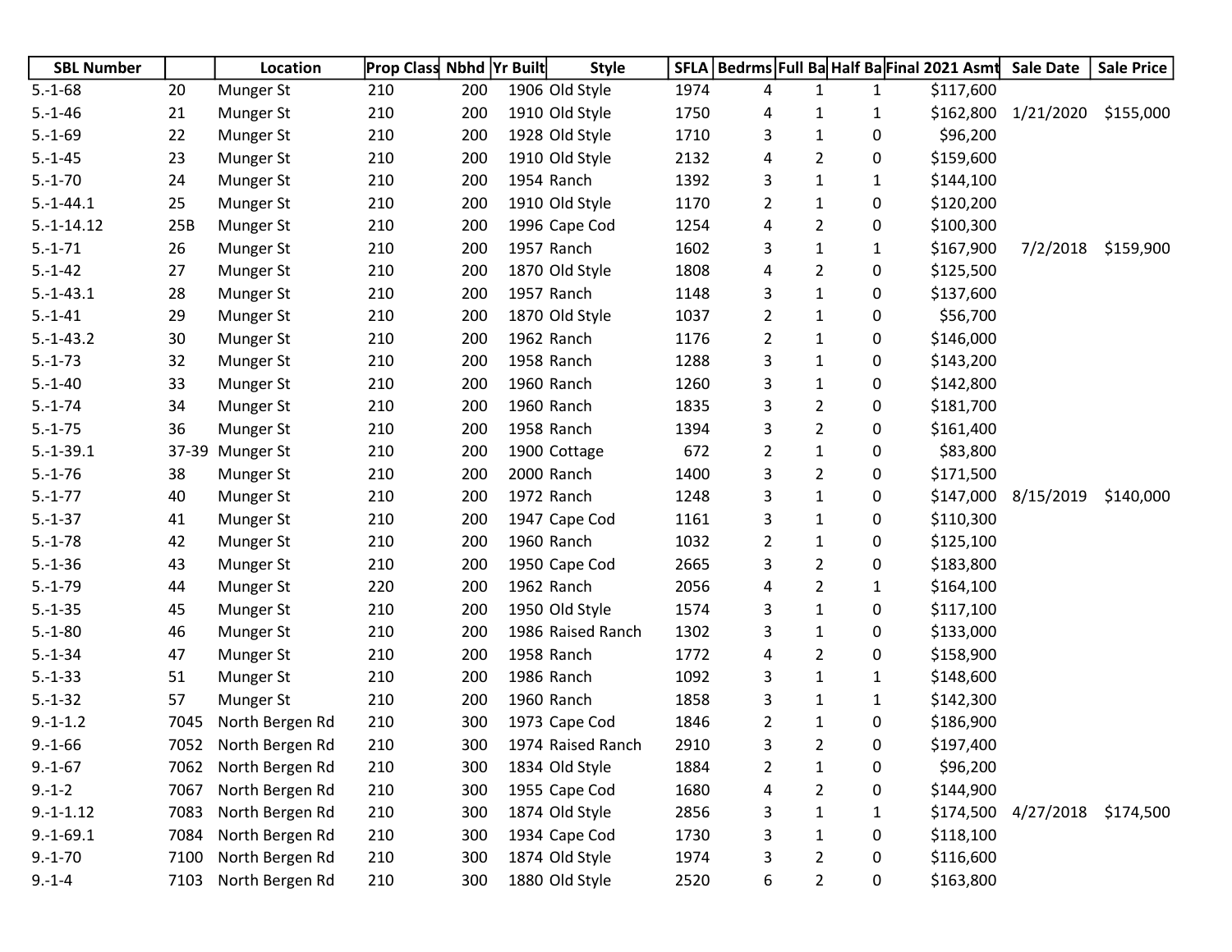| SBL Number | | Location | Prop Class | Nbhd | Yr Built | Style | SFLA | Bedrms | Full Ba | Half Ba | Final 2021 Asmt | Sale Date | Sale Price |
|---|---|---|---|---|---|---|---|---|---|---|---|---|---|
| 5.-1-68 | 20 | Munger St | 210 | 200 | 1906 | Old Style | 1974 | 4 | 1 | 1 | $117,600 | | |
| 5.-1-46 | 21 | Munger St | 210 | 200 | 1910 | Old Style | 1750 | 4 | 1 | 1 | $162,800 | 1/21/2020 | $155,000 |
| 5.-1-69 | 22 | Munger St | 210 | 200 | 1928 | Old Style | 1710 | 3 | 1 | 0 | $96,200 | | |
| 5.-1-45 | 23 | Munger St | 210 | 200 | 1910 | Old Style | 2132 | 4 | 2 | 0 | $159,600 | | |
| 5.-1-70 | 24 | Munger St | 210 | 200 | 1954 | Ranch | 1392 | 3 | 1 | 1 | $144,100 | | |
| 5.-1-44.1 | 25 | Munger St | 210 | 200 | 1910 | Old Style | 1170 | 2 | 1 | 0 | $120,200 | | |
| 5.-1-14.12 | 25B | Munger St | 210 | 200 | 1996 | Cape Cod | 1254 | 4 | 2 | 0 | $100,300 | | |
| 5.-1-71 | 26 | Munger St | 210 | 200 | 1957 | Ranch | 1602 | 3 | 1 | 1 | $167,900 | 7/2/2018 | $159,900 |
| 5.-1-42 | 27 | Munger St | 210 | 200 | 1870 | Old Style | 1808 | 4 | 2 | 0 | $125,500 | | |
| 5.-1-43.1 | 28 | Munger St | 210 | 200 | 1957 | Ranch | 1148 | 3 | 1 | 0 | $137,600 | | |
| 5.-1-41 | 29 | Munger St | 210 | 200 | 1870 | Old Style | 1037 | 2 | 1 | 0 | $56,700 | | |
| 5.-1-43.2 | 30 | Munger St | 210 | 200 | 1962 | Ranch | 1176 | 2 | 1 | 0 | $146,000 | | |
| 5.-1-73 | 32 | Munger St | 210 | 200 | 1958 | Ranch | 1288 | 3 | 1 | 0 | $143,200 | | |
| 5.-1-40 | 33 | Munger St | 210 | 200 | 1960 | Ranch | 1260 | 3 | 1 | 0 | $142,800 | | |
| 5.-1-74 | 34 | Munger St | 210 | 200 | 1960 | Ranch | 1835 | 3 | 2 | 0 | $181,700 | | |
| 5.-1-75 | 36 | Munger St | 210 | 200 | 1958 | Ranch | 1394 | 3 | 2 | 0 | $161,400 | | |
| 5.-1-39.1 | 37-39 | Munger St | 210 | 200 | 1900 | Cottage | 672 | 2 | 1 | 0 | $83,800 | | |
| 5.-1-76 | 38 | Munger St | 210 | 200 | 2000 | Ranch | 1400 | 3 | 2 | 0 | $171,500 | | |
| 5.-1-77 | 40 | Munger St | 210 | 200 | 1972 | Ranch | 1248 | 3 | 1 | 0 | $147,000 | 8/15/2019 | $140,000 |
| 5.-1-37 | 41 | Munger St | 210 | 200 | 1947 | Cape Cod | 1161 | 3 | 1 | 0 | $110,300 | | |
| 5.-1-78 | 42 | Munger St | 210 | 200 | 1960 | Ranch | 1032 | 2 | 1 | 0 | $125,100 | | |
| 5.-1-36 | 43 | Munger St | 210 | 200 | 1950 | Cape Cod | 2665 | 3 | 2 | 0 | $183,800 | | |
| 5.-1-79 | 44 | Munger St | 220 | 200 | 1962 | Ranch | 2056 | 4 | 2 | 1 | $164,100 | | |
| 5.-1-35 | 45 | Munger St | 210 | 200 | 1950 | Old Style | 1574 | 3 | 1 | 0 | $117,100 | | |
| 5.-1-80 | 46 | Munger St | 210 | 200 | 1986 | Raised Ranch | 1302 | 3 | 1 | 0 | $133,000 | | |
| 5.-1-34 | 47 | Munger St | 210 | 200 | 1958 | Ranch | 1772 | 4 | 2 | 0 | $158,900 | | |
| 5.-1-33 | 51 | Munger St | 210 | 200 | 1986 | Ranch | 1092 | 3 | 1 | 1 | $148,600 | | |
| 5.-1-32 | 57 | Munger St | 210 | 200 | 1960 | Ranch | 1858 | 3 | 1 | 1 | $142,300 | | |
| 9.-1-1.2 | 7045 | North Bergen Rd | 210 | 300 | 1973 | Cape Cod | 1846 | 2 | 1 | 0 | $186,900 | | |
| 9.-1-66 | 7052 | North Bergen Rd | 210 | 300 | 1974 | Raised Ranch | 2910 | 3 | 2 | 0 | $197,400 | | |
| 9.-1-67 | 7062 | North Bergen Rd | 210 | 300 | 1834 | Old Style | 1884 | 2 | 1 | 0 | $96,200 | | |
| 9.-1-2 | 7067 | North Bergen Rd | 210 | 300 | 1955 | Cape Cod | 1680 | 4 | 2 | 0 | $144,900 | | |
| 9.-1-1.12 | 7083 | North Bergen Rd | 210 | 300 | 1874 | Old Style | 2856 | 3 | 1 | 1 | $174,500 | 4/27/2018 | $174,500 |
| 9.-1-69.1 | 7084 | North Bergen Rd | 210 | 300 | 1934 | Cape Cod | 1730 | 3 | 1 | 0 | $118,100 | | |
| 9.-1-70 | 7100 | North Bergen Rd | 210 | 300 | 1874 | Old Style | 1974 | 3 | 2 | 0 | $116,600 | | |
| 9.-1-4 | 7103 | North Bergen Rd | 210 | 300 | 1880 | Old Style | 2520 | 6 | 2 | 0 | $163,800 | | |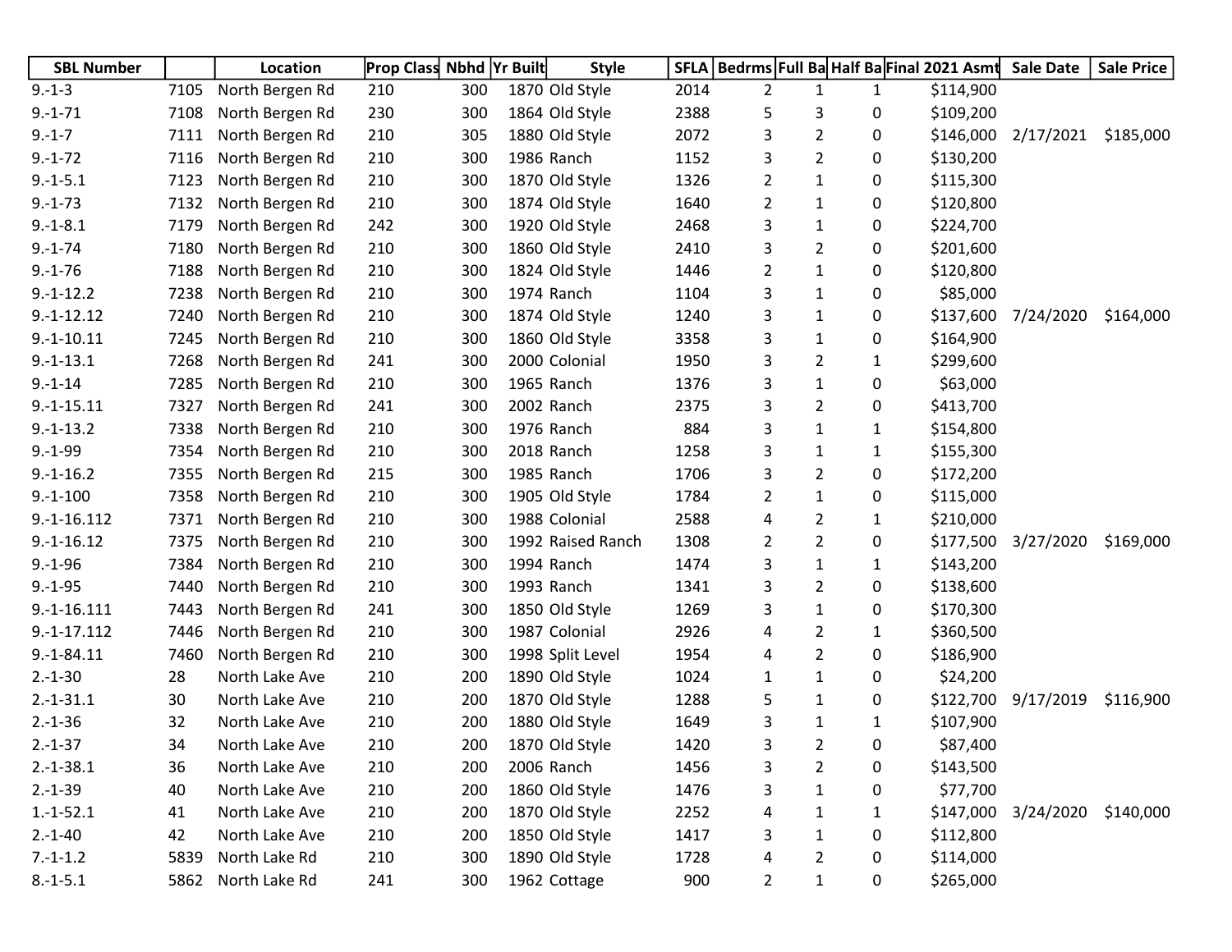| SBL Number | | Location | Prop Class | Nbhd | Yr Built | Style | SFLA | Bedrms | Full Ba | Half Ba | Final 2021 Asmt | Sale Date | Sale Price |
|---|---|---|---|---|---|---|---|---|---|---|---|---|---|
| 9.-1-3 | 7105 | North Bergen Rd | 210 | 300 | 1870 | Old Style | 2014 | 2 | 1 | 1 | $114,900 | | |
| 9.-1-71 | 7108 | North Bergen Rd | 230 | 300 | 1864 | Old Style | 2388 | 5 | 3 | 0 | $109,200 | | |
| 9.-1-7 | 7111 | North Bergen Rd | 210 | 305 | 1880 | Old Style | 2072 | 3 | 2 | 0 | $146,000 | 2/17/2021 | $185,000 |
| 9.-1-72 | 7116 | North Bergen Rd | 210 | 300 | 1986 | Ranch | 1152 | 3 | 2 | 0 | $130,200 | | |
| 9.-1-5.1 | 7123 | North Bergen Rd | 210 | 300 | 1870 | Old Style | 1326 | 2 | 1 | 0 | $115,300 | | |
| 9.-1-73 | 7132 | North Bergen Rd | 210 | 300 | 1874 | Old Style | 1640 | 2 | 1 | 0 | $120,800 | | |
| 9.-1-8.1 | 7179 | North Bergen Rd | 242 | 300 | 1920 | Old Style | 2468 | 3 | 1 | 0 | $224,700 | | |
| 9.-1-74 | 7180 | North Bergen Rd | 210 | 300 | 1860 | Old Style | 2410 | 3 | 2 | 0 | $201,600 | | |
| 9.-1-76 | 7188 | North Bergen Rd | 210 | 300 | 1824 | Old Style | 1446 | 2 | 1 | 0 | $120,800 | | |
| 9.-1-12.2 | 7238 | North Bergen Rd | 210 | 300 | 1974 | Ranch | 1104 | 3 | 1 | 0 | $85,000 | | |
| 9.-1-12.12 | 7240 | North Bergen Rd | 210 | 300 | 1874 | Old Style | 1240 | 3 | 1 | 0 | $137,600 | 7/24/2020 | $164,000 |
| 9.-1-10.11 | 7245 | North Bergen Rd | 210 | 300 | 1860 | Old Style | 3358 | 3 | 1 | 0 | $164,900 | | |
| 9.-1-13.1 | 7268 | North Bergen Rd | 241 | 300 | 2000 | Colonial | 1950 | 3 | 2 | 1 | $299,600 | | |
| 9.-1-14 | 7285 | North Bergen Rd | 210 | 300 | 1965 | Ranch | 1376 | 3 | 1 | 0 | $63,000 | | |
| 9.-1-15.11 | 7327 | North Bergen Rd | 241 | 300 | 2002 | Ranch | 2375 | 3 | 2 | 0 | $413,700 | | |
| 9.-1-13.2 | 7338 | North Bergen Rd | 210 | 300 | 1976 | Ranch | 884 | 3 | 1 | 1 | $154,800 | | |
| 9.-1-99 | 7354 | North Bergen Rd | 210 | 300 | 2018 | Ranch | 1258 | 3 | 1 | 1 | $155,300 | | |
| 9.-1-16.2 | 7355 | North Bergen Rd | 215 | 300 | 1985 | Ranch | 1706 | 3 | 2 | 0 | $172,200 | | |
| 9.-1-100 | 7358 | North Bergen Rd | 210 | 300 | 1905 | Old Style | 1784 | 2 | 1 | 0 | $115,000 | | |
| 9.-1-16.112 | 7371 | North Bergen Rd | 210 | 300 | 1988 | Colonial | 2588 | 4 | 2 | 1 | $210,000 | | |
| 9.-1-16.12 | 7375 | North Bergen Rd | 210 | 300 | 1992 | Raised Ranch | 1308 | 2 | 2 | 0 | $177,500 | 3/27/2020 | $169,000 |
| 9.-1-96 | 7384 | North Bergen Rd | 210 | 300 | 1994 | Ranch | 1474 | 3 | 1 | 1 | $143,200 | | |
| 9.-1-95 | 7440 | North Bergen Rd | 210 | 300 | 1993 | Ranch | 1341 | 3 | 2 | 0 | $138,600 | | |
| 9.-1-16.111 | 7443 | North Bergen Rd | 241 | 300 | 1850 | Old Style | 1269 | 3 | 1 | 0 | $170,300 | | |
| 9.-1-17.112 | 7446 | North Bergen Rd | 210 | 300 | 1987 | Colonial | 2926 | 4 | 2 | 1 | $360,500 | | |
| 9.-1-84.11 | 7460 | North Bergen Rd | 210 | 300 | 1998 | Split Level | 1954 | 4 | 2 | 0 | $186,900 | | |
| 2.-1-30 | 28 | North Lake Ave | 210 | 200 | 1890 | Old Style | 1024 | 1 | 1 | 0 | $24,200 | | |
| 2.-1-31.1 | 30 | North Lake Ave | 210 | 200 | 1870 | Old Style | 1288 | 5 | 1 | 0 | $122,700 | 9/17/2019 | $116,900 |
| 2.-1-36 | 32 | North Lake Ave | 210 | 200 | 1880 | Old Style | 1649 | 3 | 1 | 1 | $107,900 | | |
| 2.-1-37 | 34 | North Lake Ave | 210 | 200 | 1870 | Old Style | 1420 | 3 | 2 | 0 | $87,400 | | |
| 2.-1-38.1 | 36 | North Lake Ave | 210 | 200 | 2006 | Ranch | 1456 | 3 | 2 | 0 | $143,500 | | |
| 2.-1-39 | 40 | North Lake Ave | 210 | 200 | 1860 | Old Style | 1476 | 3 | 1 | 0 | $77,700 | | |
| 1.-1-52.1 | 41 | North Lake Ave | 210 | 200 | 1870 | Old Style | 2252 | 4 | 1 | 1 | $147,000 | 3/24/2020 | $140,000 |
| 2.-1-40 | 42 | North Lake Ave | 210 | 200 | 1850 | Old Style | 1417 | 3 | 1 | 0 | $112,800 | | |
| 7.-1-1.2 | 5839 | North Lake Rd | 210 | 300 | 1890 | Old Style | 1728 | 4 | 2 | 0 | $114,000 | | |
| 8.-1-5.1 | 5862 | North Lake Rd | 241 | 300 | 1962 | Cottage | 900 | 2 | 1 | 0 | $265,000 | | |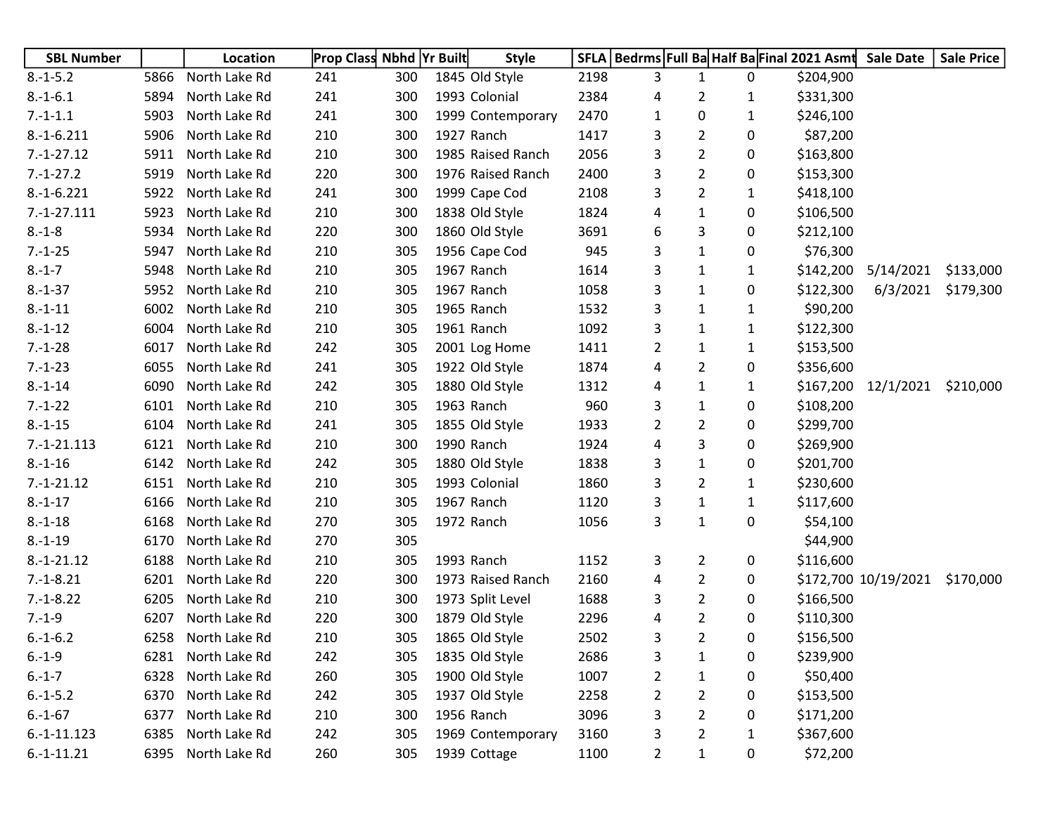| SBL Number | | Location | Prop Class | Nbhd | Yr Built | Style | SFLA | Bedrms | Full Ba | Half Ba | Final 2021 Asmt | Sale Date | Sale Price |
|---|---|---|---|---|---|---|---|---|---|---|---|---|---|
| 8.-1-5.2 | 5866 | North Lake Rd | 241 | 300 | 1845 | Old Style | 2198 | 3 | 1 | 0 | $204,900 | | |
| 8.-1-6.1 | 5894 | North Lake Rd | 241 | 300 | 1993 | Colonial | 2384 | 4 | 2 | 1 | $331,300 | | |
| 7.-1-1.1 | 5903 | North Lake Rd | 241 | 300 | 1999 | Contemporary | 2470 | 1 | 0 | 1 | $246,100 | | |
| 8.-1-6.211 | 5906 | North Lake Rd | 210 | 300 | 1927 | Ranch | 1417 | 3 | 2 | 0 | $87,200 | | |
| 7.-1-27.12 | 5911 | North Lake Rd | 210 | 300 | 1985 | Raised Ranch | 2056 | 3 | 2 | 0 | $163,800 | | |
| 7.-1-27.2 | 5919 | North Lake Rd | 220 | 300 | 1976 | Raised Ranch | 2400 | 3 | 2 | 0 | $153,300 | | |
| 8.-1-6.221 | 5922 | North Lake Rd | 241 | 300 | 1999 | Cape Cod | 2108 | 3 | 2 | 1 | $418,100 | | |
| 7.-1-27.111 | 5923 | North Lake Rd | 210 | 300 | 1838 | Old Style | 1824 | 4 | 1 | 0 | $106,500 | | |
| 8.-1-8 | 5934 | North Lake Rd | 220 | 300 | 1860 | Old Style | 3691 | 6 | 3 | 0 | $212,100 | | |
| 7.-1-25 | 5947 | North Lake Rd | 210 | 305 | 1956 | Cape Cod | 945 | 3 | 1 | 0 | $76,300 | | |
| 8.-1-7 | 5948 | North Lake Rd | 210 | 305 | 1967 | Ranch | 1614 | 3 | 1 | 1 | $142,200 | 5/14/2021 | $133,000 |
| 8.-1-37 | 5952 | North Lake Rd | 210 | 305 | 1967 | Ranch | 1058 | 3 | 1 | 0 | $122,300 | 6/3/2021 | $179,300 |
| 8.-1-11 | 6002 | North Lake Rd | 210 | 305 | 1965 | Ranch | 1532 | 3 | 1 | 1 | $90,200 | | |
| 8.-1-12 | 6004 | North Lake Rd | 210 | 305 | 1961 | Ranch | 1092 | 3 | 1 | 1 | $122,300 | | |
| 7.-1-28 | 6017 | North Lake Rd | 242 | 305 | 2001 | Log Home | 1411 | 2 | 1 | 1 | $153,500 | | |
| 7.-1-23 | 6055 | North Lake Rd | 241 | 305 | 1922 | Old Style | 1874 | 4 | 2 | 0 | $356,600 | | |
| 8.-1-14 | 6090 | North Lake Rd | 242 | 305 | 1880 | Old Style | 1312 | 4 | 1 | 1 | $167,200 | 12/1/2021 | $210,000 |
| 7.-1-22 | 6101 | North Lake Rd | 210 | 305 | 1963 | Ranch | 960 | 3 | 1 | 0 | $108,200 | | |
| 8.-1-15 | 6104 | North Lake Rd | 241 | 305 | 1855 | Old Style | 1933 | 2 | 2 | 0 | $299,700 | | |
| 7.-1-21.113 | 6121 | North Lake Rd | 210 | 300 | 1990 | Ranch | 1924 | 4 | 3 | 0 | $269,900 | | |
| 8.-1-16 | 6142 | North Lake Rd | 242 | 305 | 1880 | Old Style | 1838 | 3 | 1 | 0 | $201,700 | | |
| 7.-1-21.12 | 6151 | North Lake Rd | 210 | 305 | 1993 | Colonial | 1860 | 3 | 2 | 1 | $230,600 | | |
| 8.-1-17 | 6166 | North Lake Rd | 210 | 305 | 1967 | Ranch | 1120 | 3 | 1 | 1 | $117,600 | | |
| 8.-1-18 | 6168 | North Lake Rd | 270 | 305 | 1972 | Ranch | 1056 | 3 | 1 | 0 | $54,100 | | |
| 8.-1-19 | 6170 | North Lake Rd | 270 | 305 | | | | | | | $44,900 | | |
| 8.-1-21.12 | 6188 | North Lake Rd | 210 | 305 | 1993 | Ranch | 1152 | 3 | 2 | 0 | $116,600 | | |
| 7.-1-8.21 | 6201 | North Lake Rd | 220 | 300 | 1973 | Raised Ranch | 2160 | 4 | 2 | 0 | $172,700 | 10/19/2021 | $170,000 |
| 7.-1-8.22 | 6205 | North Lake Rd | 210 | 300 | 1973 | Split Level | 1688 | 3 | 2 | 0 | $166,500 | | |
| 7.-1-9 | 6207 | North Lake Rd | 220 | 300 | 1879 | Old Style | 2296 | 4 | 2 | 0 | $110,300 | | |
| 6.-1-6.2 | 6258 | North Lake Rd | 210 | 305 | 1865 | Old Style | 2502 | 3 | 2 | 0 | $156,500 | | |
| 6.-1-9 | 6281 | North Lake Rd | 242 | 305 | 1835 | Old Style | 2686 | 3 | 1 | 0 | $239,900 | | |
| 6.-1-7 | 6328 | North Lake Rd | 260 | 305 | 1900 | Old Style | 1007 | 2 | 1 | 0 | $50,400 | | |
| 6.-1-5.2 | 6370 | North Lake Rd | 242 | 305 | 1937 | Old Style | 2258 | 2 | 2 | 0 | $153,500 | | |
| 6.-1-67 | 6377 | North Lake Rd | 210 | 300 | 1956 | Ranch | 3096 | 3 | 2 | 0 | $171,200 | | |
| 6.-1-11.123 | 6385 | North Lake Rd | 242 | 305 | 1969 | Contemporary | 3160 | 3 | 2 | 1 | $367,600 | | |
| 6.-1-11.21 | 6395 | North Lake Rd | 260 | 305 | 1939 | Cottage | 1100 | 2 | 1 | 0 | $72,200 | | |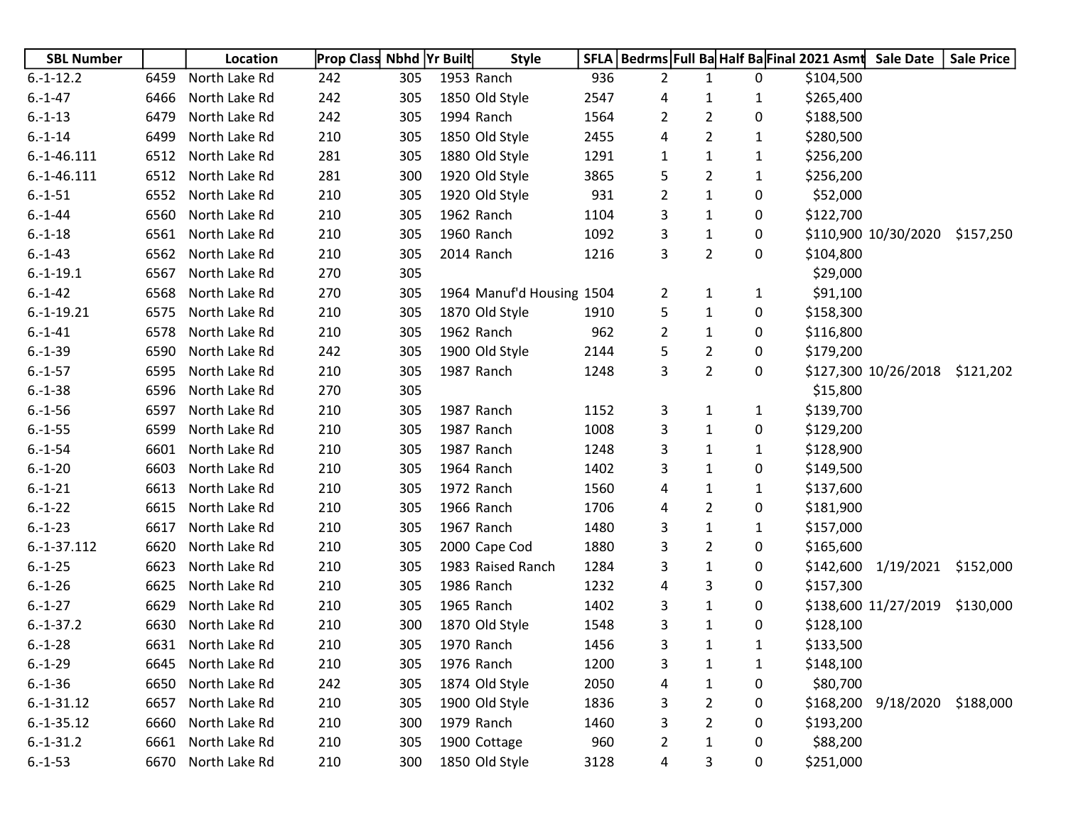| SBL Number | | Location | Prop Class | Nbhd | Yr Built | Style | SFLA | Bedrms | Full Ba | Half Ba | Final 2021 Asmt | Sale Date | Sale Price |
|---|---|---|---|---|---|---|---|---|---|---|---|---|---|
| 6.-1-12.2 | 6459 | North Lake Rd | 242 | 305 | 1953 | Ranch | 936 | 2 | 1 | 0 | $104,500 | | |
| 6.-1-47 | 6466 | North Lake Rd | 242 | 305 | 1850 | Old Style | 2547 | 4 | 1 | 1 | $265,400 | | |
| 6.-1-13 | 6479 | North Lake Rd | 242 | 305 | 1994 | Ranch | 1564 | 2 | 2 | 0 | $188,500 | | |
| 6.-1-14 | 6499 | North Lake Rd | 210 | 305 | 1850 | Old Style | 2455 | 4 | 2 | 1 | $280,500 | | |
| 6.-1-46.111 | 6512 | North Lake Rd | 281 | 305 | 1880 | Old Style | 1291 | 1 | 1 | 1 | $256,200 | | |
| 6.-1-46.111 | 6512 | North Lake Rd | 281 | 300 | 1920 | Old Style | 3865 | 5 | 2 | 1 | $256,200 | | |
| 6.-1-51 | 6552 | North Lake Rd | 210 | 305 | 1920 | Old Style | 931 | 2 | 1 | 0 | $52,000 | | |
| 6.-1-44 | 6560 | North Lake Rd | 210 | 305 | 1962 | Ranch | 1104 | 3 | 1 | 0 | $122,700 | | |
| 6.-1-18 | 6561 | North Lake Rd | 210 | 305 | 1960 | Ranch | 1092 | 3 | 1 | 0 | $110,900 | 10/30/2020 | $157,250 |
| 6.-1-43 | 6562 | North Lake Rd | 210 | 305 | 2014 | Ranch | 1216 | 3 | 2 | 0 | $104,800 | | |
| 6.-1-19.1 | 6567 | North Lake Rd | 270 | 305 | | | | | | | $29,000 | | |
| 6.-1-42 | 6568 | North Lake Rd | 270 | 305 | 1964 | Manuf'd Housing | 1504 | 2 | 1 | 1 | $91,100 | | |
| 6.-1-19.21 | 6575 | North Lake Rd | 210 | 305 | 1870 | Old Style | 1910 | 5 | 1 | 0 | $158,300 | | |
| 6.-1-41 | 6578 | North Lake Rd | 210 | 305 | 1962 | Ranch | 962 | 2 | 1 | 0 | $116,800 | | |
| 6.-1-39 | 6590 | North Lake Rd | 242 | 305 | 1900 | Old Style | 2144 | 5 | 2 | 0 | $179,200 | | |
| 6.-1-57 | 6595 | North Lake Rd | 210 | 305 | 1987 | Ranch | 1248 | 3 | 2 | 0 | $127,300 | 10/26/2018 | $121,202 |
| 6.-1-38 | 6596 | North Lake Rd | 270 | 305 | | | | | | | $15,800 | | |
| 6.-1-56 | 6597 | North Lake Rd | 210 | 305 | 1987 | Ranch | 1152 | 3 | 1 | 1 | $139,700 | | |
| 6.-1-55 | 6599 | North Lake Rd | 210 | 305 | 1987 | Ranch | 1008 | 3 | 1 | 0 | $129,200 | | |
| 6.-1-54 | 6601 | North Lake Rd | 210 | 305 | 1987 | Ranch | 1248 | 3 | 1 | 1 | $128,900 | | |
| 6.-1-20 | 6603 | North Lake Rd | 210 | 305 | 1964 | Ranch | 1402 | 3 | 1 | 0 | $149,500 | | |
| 6.-1-21 | 6613 | North Lake Rd | 210 | 305 | 1972 | Ranch | 1560 | 4 | 1 | 1 | $137,600 | | |
| 6.-1-22 | 6615 | North Lake Rd | 210 | 305 | 1966 | Ranch | 1706 | 4 | 2 | 0 | $181,900 | | |
| 6.-1-23 | 6617 | North Lake Rd | 210 | 305 | 1967 | Ranch | 1480 | 3 | 1 | 1 | $157,000 | | |
| 6.-1-37.112 | 6620 | North Lake Rd | 210 | 305 | 2000 | Cape Cod | 1880 | 3 | 2 | 0 | $165,600 | | |
| 6.-1-25 | 6623 | North Lake Rd | 210 | 305 | 1983 | Raised Ranch | 1284 | 3 | 1 | 0 | $142,600 | 1/19/2021 | $152,000 |
| 6.-1-26 | 6625 | North Lake Rd | 210 | 305 | 1986 | Ranch | 1232 | 4 | 3 | 0 | $157,300 | | |
| 6.-1-27 | 6629 | North Lake Rd | 210 | 305 | 1965 | Ranch | 1402 | 3 | 1 | 0 | $138,600 | 11/27/2019 | $130,000 |
| 6.-1-37.2 | 6630 | North Lake Rd | 210 | 300 | 1870 | Old Style | 1548 | 3 | 1 | 0 | $128,100 | | |
| 6.-1-28 | 6631 | North Lake Rd | 210 | 305 | 1970 | Ranch | 1456 | 3 | 1 | 1 | $133,500 | | |
| 6.-1-29 | 6645 | North Lake Rd | 210 | 305 | 1976 | Ranch | 1200 | 3 | 1 | 1 | $148,100 | | |
| 6.-1-36 | 6650 | North Lake Rd | 242 | 305 | 1874 | Old Style | 2050 | 4 | 1 | 0 | $80,700 | | |
| 6.-1-31.12 | 6657 | North Lake Rd | 210 | 305 | 1900 | Old Style | 1836 | 3 | 2 | 0 | $168,200 | 9/18/2020 | $188,000 |
| 6.-1-35.12 | 6660 | North Lake Rd | 210 | 300 | 1979 | Ranch | 1460 | 3 | 2 | 0 | $193,200 | | |
| 6.-1-31.2 | 6661 | North Lake Rd | 210 | 305 | 1900 | Cottage | 960 | 2 | 1 | 0 | $88,200 | | |
| 6.-1-53 | 6670 | North Lake Rd | 210 | 300 | 1850 | Old Style | 3128 | 4 | 3 | 0 | $251,000 | | |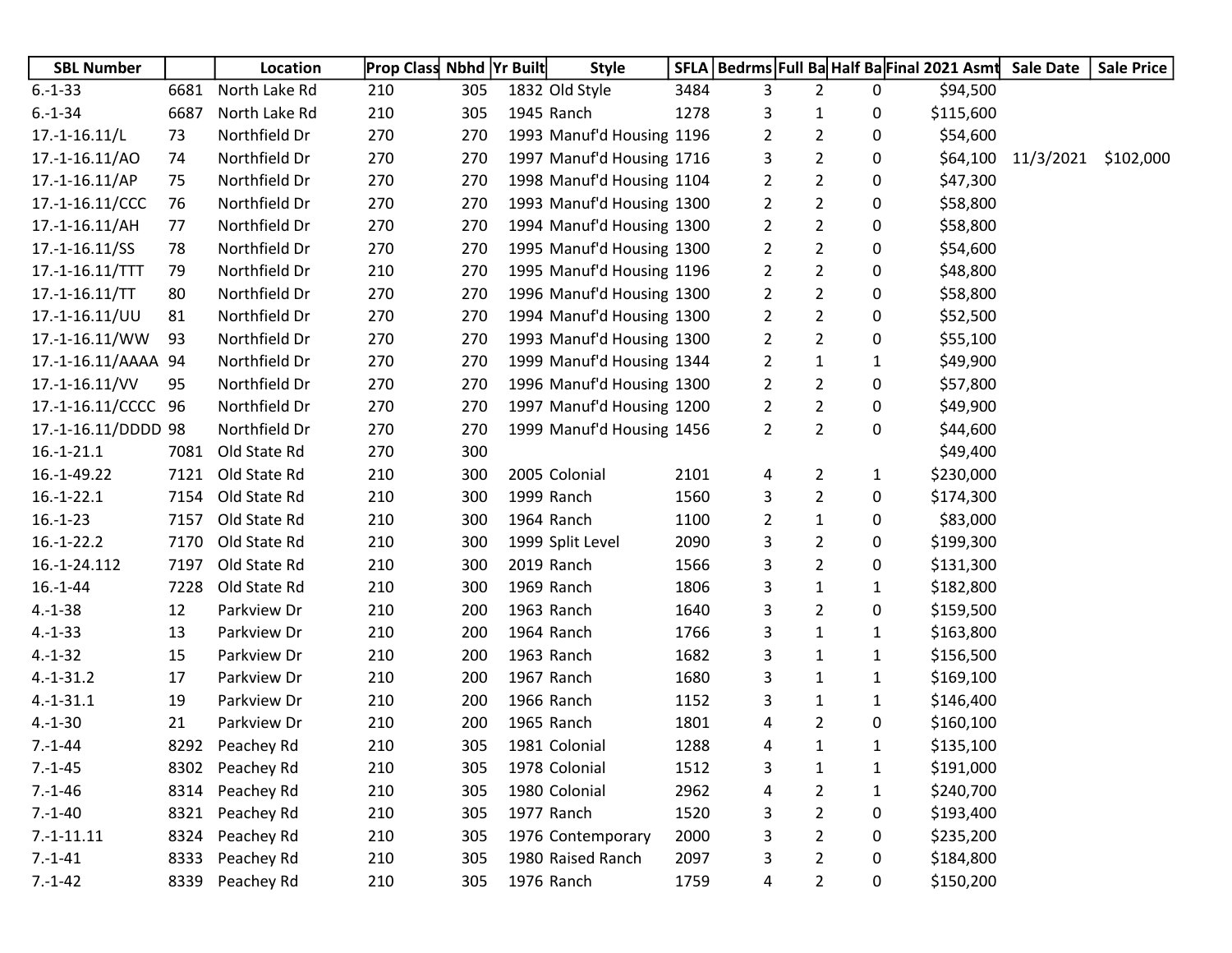| SBL Number | | Location | Prop Class | Nbhd | Yr Built | Style | SFLA | Bedrms | Full Ba | Half Ba | Final 2021 Asmt | Sale Date | Sale Price |
|---|---|---|---|---|---|---|---|---|---|---|---|---|---|
| 6.-1-33 | 6681 | North Lake Rd | 210 | 305 | 1832 | Old Style | 3484 | 3 | 2 | 0 | $94,500 | | |
| 6.-1-34 | 6687 | North Lake Rd | 210 | 305 | 1945 | Ranch | 1278 | 3 | 1 | 0 | $115,600 | | |
| 17.-1-16.11/L | 73 | Northfield Dr | 270 | 270 | 1993 | Manuf'd Housing | 1196 | 2 | 2 | 0 | $54,600 | | |
| 17.-1-16.11/AO | 74 | Northfield Dr | 270 | 270 | 1997 | Manuf'd Housing | 1716 | 3 | 2 | 0 | $64,100 | 11/3/2021 | $102,000 |
| 17.-1-16.11/AP | 75 | Northfield Dr | 270 | 270 | 1998 | Manuf'd Housing | 1104 | 2 | 2 | 0 | $47,300 | | |
| 17.-1-16.11/CCC | 76 | Northfield Dr | 270 | 270 | 1993 | Manuf'd Housing | 1300 | 2 | 2 | 0 | $58,800 | | |
| 17.-1-16.11/AH | 77 | Northfield Dr | 270 | 270 | 1994 | Manuf'd Housing | 1300 | 2 | 2 | 0 | $58,800 | | |
| 17.-1-16.11/SS | 78 | Northfield Dr | 270 | 270 | 1995 | Manuf'd Housing | 1300 | 2 | 2 | 0 | $54,600 | | |
| 17.-1-16.11/TTT | 79 | Northfield Dr | 210 | 270 | 1995 | Manuf'd Housing | 1196 | 2 | 2 | 0 | $48,800 | | |
| 17.-1-16.11/TT | 80 | Northfield Dr | 270 | 270 | 1996 | Manuf'd Housing | 1300 | 2 | 2 | 0 | $58,800 | | |
| 17.-1-16.11/UU | 81 | Northfield Dr | 270 | 270 | 1994 | Manuf'd Housing | 1300 | 2 | 2 | 0 | $52,500 | | |
| 17.-1-16.11/WW | 93 | Northfield Dr | 270 | 270 | 1993 | Manuf'd Housing | 1300 | 2 | 2 | 0 | $55,100 | | |
| 17.-1-16.11/AAAA | 94 | Northfield Dr | 270 | 270 | 1999 | Manuf'd Housing | 1344 | 2 | 1 | 1 | $49,900 | | |
| 17.-1-16.11/VV | 95 | Northfield Dr | 270 | 270 | 1996 | Manuf'd Housing | 1300 | 2 | 2 | 0 | $57,800 | | |
| 17.-1-16.11/CCCC | 96 | Northfield Dr | 270 | 270 | 1997 | Manuf'd Housing | 1200 | 2 | 2 | 0 | $49,900 | | |
| 17.-1-16.11/DDDD | 98 | Northfield Dr | 270 | 270 | 1999 | Manuf'd Housing | 1456 | 2 | 2 | 0 | $44,600 | | |
| 16.-1-21.1 | 7081 | Old State Rd | 270 | 300 | | | | | | | $49,400 | | |
| 16.-1-49.22 | 7121 | Old State Rd | 210 | 300 | 2005 | Colonial | 2101 | 4 | 2 | 1 | $230,000 | | |
| 16.-1-22.1 | 7154 | Old State Rd | 210 | 300 | 1999 | Ranch | 1560 | 3 | 2 | 0 | $174,300 | | |
| 16.-1-23 | 7157 | Old State Rd | 210 | 300 | 1964 | Ranch | 1100 | 2 | 1 | 0 | $83,000 | | |
| 16.-1-22.2 | 7170 | Old State Rd | 210 | 300 | 1999 | Split Level | 2090 | 3 | 2 | 0 | $199,300 | | |
| 16.-1-24.112 | 7197 | Old State Rd | 210 | 300 | 2019 | Ranch | 1566 | 3 | 2 | 0 | $131,300 | | |
| 16.-1-44 | 7228 | Old State Rd | 210 | 300 | 1969 | Ranch | 1806 | 3 | 1 | 1 | $182,800 | | |
| 4.-1-38 | 12 | Parkview Dr | 210 | 200 | 1963 | Ranch | 1640 | 3 | 2 | 0 | $159,500 | | |
| 4.-1-33 | 13 | Parkview Dr | 210 | 200 | 1964 | Ranch | 1766 | 3 | 1 | 1 | $163,800 | | |
| 4.-1-32 | 15 | Parkview Dr | 210 | 200 | 1963 | Ranch | 1682 | 3 | 1 | 1 | $156,500 | | |
| 4.-1-31.2 | 17 | Parkview Dr | 210 | 200 | 1967 | Ranch | 1680 | 3 | 1 | 1 | $169,100 | | |
| 4.-1-31.1 | 19 | Parkview Dr | 210 | 200 | 1966 | Ranch | 1152 | 3 | 1 | 1 | $146,400 | | |
| 4.-1-30 | 21 | Parkview Dr | 210 | 200 | 1965 | Ranch | 1801 | 4 | 2 | 0 | $160,100 | | |
| 7.-1-44 | 8292 | Peachey Rd | 210 | 305 | 1981 | Colonial | 1288 | 4 | 1 | 1 | $135,100 | | |
| 7.-1-45 | 8302 | Peachey Rd | 210 | 305 | 1978 | Colonial | 1512 | 3 | 1 | 1 | $191,000 | | |
| 7.-1-46 | 8314 | Peachey Rd | 210 | 305 | 1980 | Colonial | 2962 | 4 | 2 | 1 | $240,700 | | |
| 7.-1-40 | 8321 | Peachey Rd | 210 | 305 | 1977 | Ranch | 1520 | 3 | 2 | 0 | $193,400 | | |
| 7.-1-11.11 | 8324 | Peachey Rd | 210 | 305 | 1976 | Contemporary | 2000 | 3 | 2 | 0 | $235,200 | | |
| 7.-1-41 | 8333 | Peachey Rd | 210 | 305 | 1980 | Raised Ranch | 2097 | 3 | 2 | 0 | $184,800 | | |
| 7.-1-42 | 8339 | Peachey Rd | 210 | 305 | 1976 | Ranch | 1759 | 4 | 2 | 0 | $150,200 | | |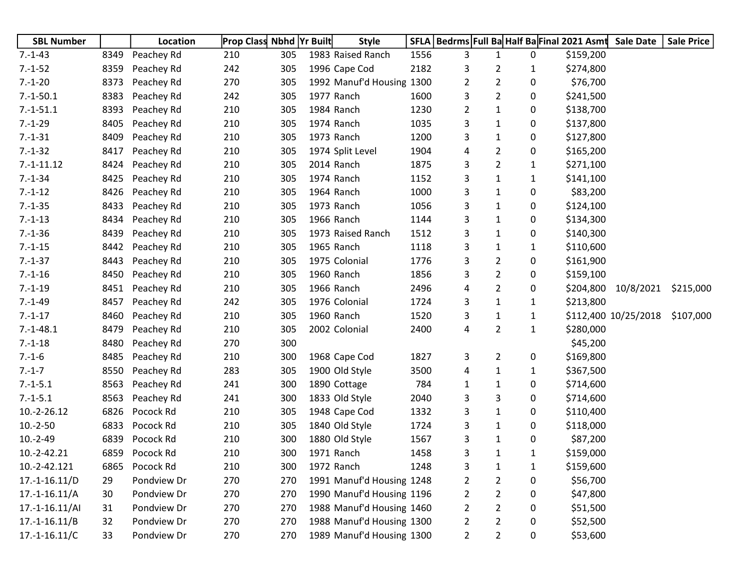| SBL Number | | Location | Prop Class | Nbhd | Yr Built | Style | SFLA | Bedrms | Full Ba | Half Ba | Final 2021 Asmt | Sale Date | Sale Price |
|---|---|---|---|---|---|---|---|---|---|---|---|---|---|
| 7.-1-43 | 8349 | Peachey Rd | 210 | 305 | 1983 | Raised Ranch | 1556 | 3 | 1 | 0 | $159,200 | | |
| 7.-1-52 | 8359 | Peachey Rd | 242 | 305 | 1996 | Cape Cod | 2182 | 3 | 2 | 1 | $274,800 | | |
| 7.-1-20 | 8373 | Peachey Rd | 270 | 305 | 1992 | Manuf'd Housing | 1300 | 2 | 2 | 0 | $76,700 | | |
| 7.-1-50.1 | 8383 | Peachey Rd | 242 | 305 | 1977 | Ranch | 1600 | 3 | 2 | 0 | $241,500 | | |
| 7.-1-51.1 | 8393 | Peachey Rd | 210 | 305 | 1984 | Ranch | 1230 | 2 | 1 | 0 | $138,700 | | |
| 7.-1-29 | 8405 | Peachey Rd | 210 | 305 | 1974 | Ranch | 1035 | 3 | 1 | 0 | $137,800 | | |
| 7.-1-31 | 8409 | Peachey Rd | 210 | 305 | 1973 | Ranch | 1200 | 3 | 1 | 0 | $127,800 | | |
| 7.-1-32 | 8417 | Peachey Rd | 210 | 305 | 1974 | Split Level | 1904 | 4 | 2 | 0 | $165,200 | | |
| 7.-1-11.12 | 8424 | Peachey Rd | 210 | 305 | 2014 | Ranch | 1875 | 3 | 2 | 1 | $271,100 | | |
| 7.-1-34 | 8425 | Peachey Rd | 210 | 305 | 1974 | Ranch | 1152 | 3 | 1 | 1 | $141,100 | | |
| 7.-1-12 | 8426 | Peachey Rd | 210 | 305 | 1964 | Ranch | 1000 | 3 | 1 | 0 | $83,200 | | |
| 7.-1-35 | 8433 | Peachey Rd | 210 | 305 | 1973 | Ranch | 1056 | 3 | 1 | 0 | $124,100 | | |
| 7.-1-13 | 8434 | Peachey Rd | 210 | 305 | 1966 | Ranch | 1144 | 3 | 1 | 0 | $134,300 | | |
| 7.-1-36 | 8439 | Peachey Rd | 210 | 305 | 1973 | Raised Ranch | 1512 | 3 | 1 | 0 | $140,300 | | |
| 7.-1-15 | 8442 | Peachey Rd | 210 | 305 | 1965 | Ranch | 1118 | 3 | 1 | 1 | $110,600 | | |
| 7.-1-37 | 8443 | Peachey Rd | 210 | 305 | 1975 | Colonial | 1776 | 3 | 2 | 0 | $161,900 | | |
| 7.-1-16 | 8450 | Peachey Rd | 210 | 305 | 1960 | Ranch | 1856 | 3 | 2 | 0 | $159,100 | | |
| 7.-1-19 | 8451 | Peachey Rd | 210 | 305 | 1966 | Ranch | 2496 | 4 | 2 | 0 | $204,800 | 10/8/2021 | $215,000 |
| 7.-1-49 | 8457 | Peachey Rd | 242 | 305 | 1976 | Colonial | 1724 | 3 | 1 | 1 | $213,800 | | |
| 7.-1-17 | 8460 | Peachey Rd | 210 | 305 | 1960 | Ranch | 1520 | 3 | 1 | 1 | $112,400 | 10/25/2018 | $107,000 |
| 7.-1-48.1 | 8479 | Peachey Rd | 210 | 305 | 2002 | Colonial | 2400 | 4 | 2 | 1 | $280,000 | | |
| 7.-1-18 | 8480 | Peachey Rd | 270 | 300 | | | | | | | $45,200 | | |
| 7.-1-6 | 8485 | Peachey Rd | 210 | 300 | 1968 | Cape Cod | 1827 | 3 | 2 | 0 | $169,800 | | |
| 7.-1-7 | 8550 | Peachey Rd | 283 | 305 | 1900 | Old Style | 3500 | 4 | 1 | 1 | $367,500 | | |
| 7.-1-5.1 | 8563 | Peachey Rd | 241 | 300 | 1890 | Cottage | 784 | 1 | 1 | 0 | $714,600 | | |
| 7.-1-5.1 | 8563 | Peachey Rd | 241 | 300 | 1833 | Old Style | 2040 | 3 | 3 | 0 | $714,600 | | |
| 10.-2-26.12 | 6826 | Pocock Rd | 210 | 305 | 1948 | Cape Cod | 1332 | 3 | 1 | 0 | $110,400 | | |
| 10.-2-50 | 6833 | Pocock Rd | 210 | 305 | 1840 | Old Style | 1724 | 3 | 1 | 0 | $118,000 | | |
| 10.-2-49 | 6839 | Pocock Rd | 210 | 300 | 1880 | Old Style | 1567 | 3 | 1 | 0 | $87,200 | | |
| 10.-2-42.21 | 6859 | Pocock Rd | 210 | 300 | 1971 | Ranch | 1458 | 3 | 1 | 1 | $159,000 | | |
| 10.-2-42.121 | 6865 | Pocock Rd | 210 | 300 | 1972 | Ranch | 1248 | 3 | 1 | 1 | $159,600 | | |
| 17.-1-16.11/D | 29 | Pondview Dr | 270 | 270 | 1991 | Manuf'd Housing | 1248 | 2 | 2 | 0 | $56,700 | | |
| 17.-1-16.11/A | 30 | Pondview Dr | 270 | 270 | 1990 | Manuf'd Housing | 1196 | 2 | 2 | 0 | $47,800 | | |
| 17.-1-16.11/AI | 31 | Pondview Dr | 270 | 270 | 1988 | Manuf'd Housing | 1460 | 2 | 2 | 0 | $51,500 | | |
| 17.-1-16.11/B | 32 | Pondview Dr | 270 | 270 | 1988 | Manuf'd Housing | 1300 | 2 | 2 | 0 | $52,500 | | |
| 17.-1-16.11/C | 33 | Pondview Dr | 270 | 270 | 1989 | Manuf'd Housing | 1300 | 2 | 2 | 0 | $53,600 | | |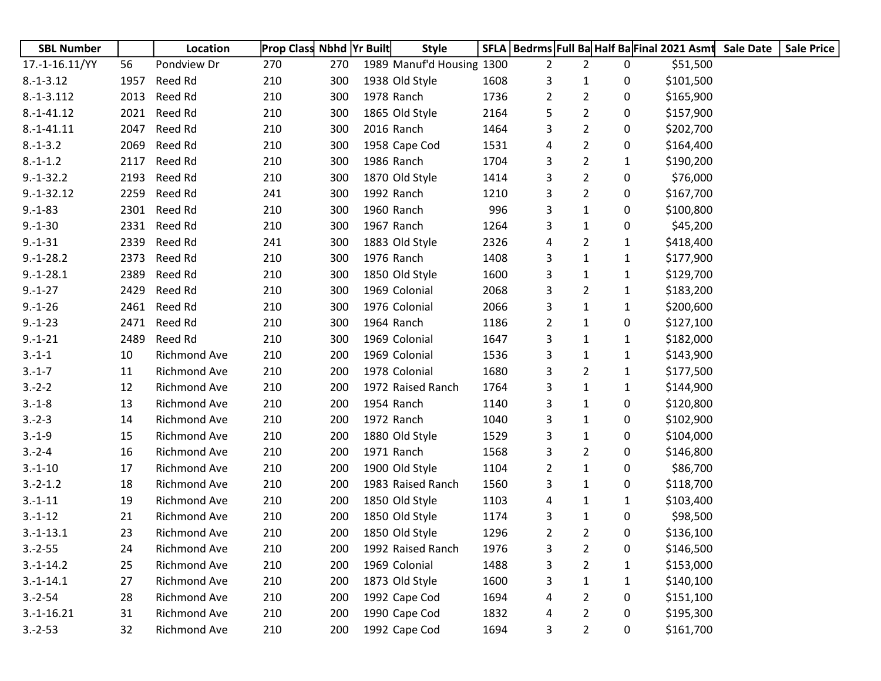| SBL Number | | Location | Prop Class | Nbhd | Yr Built | Style | SFLA | Bedrms | Full Ba | Half Ba | Final 2021 Asmt | Sale Date | Sale Price |
|---|---|---|---|---|---|---|---|---|---|---|---|---|---|
| 17.-1-16.11/YY | 56 | Pondview Dr | 270 | 270 | 1989 | Manuf'd Housing | 1300 | 2 | 2 | 0 | $51,500 | | |
| 8.-1-3.12 | 1957 | Reed Rd | 210 | 300 | 1938 | Old Style | 1608 | 3 | 1 | 0 | $101,500 | | |
| 8.-1-3.112 | 2013 | Reed Rd | 210 | 300 | 1978 | Ranch | 1736 | 2 | 2 | 0 | $165,900 | | |
| 8.-1-41.12 | 2021 | Reed Rd | 210 | 300 | 1865 | Old Style | 2164 | 5 | 2 | 0 | $157,900 | | |
| 8.-1-41.11 | 2047 | Reed Rd | 210 | 300 | 2016 | Ranch | 1464 | 3 | 2 | 0 | $202,700 | | |
| 8.-1-3.2 | 2069 | Reed Rd | 210 | 300 | 1958 | Cape Cod | 1531 | 4 | 2 | 0 | $164,400 | | |
| 8.-1-1.2 | 2117 | Reed Rd | 210 | 300 | 1986 | Ranch | 1704 | 3 | 2 | 1 | $190,200 | | |
| 9.-1-32.2 | 2193 | Reed Rd | 210 | 300 | 1870 | Old Style | 1414 | 3 | 2 | 0 | $76,000 | | |
| 9.-1-32.12 | 2259 | Reed Rd | 241 | 300 | 1992 | Ranch | 1210 | 3 | 2 | 0 | $167,700 | | |
| 9.-1-83 | 2301 | Reed Rd | 210 | 300 | 1960 | Ranch | 996 | 3 | 1 | 0 | $100,800 | | |
| 9.-1-30 | 2331 | Reed Rd | 210 | 300 | 1967 | Ranch | 1264 | 3 | 1 | 0 | $45,200 | | |
| 9.-1-31 | 2339 | Reed Rd | 241 | 300 | 1883 | Old Style | 2326 | 4 | 2 | 1 | $418,400 | | |
| 9.-1-28.2 | 2373 | Reed Rd | 210 | 300 | 1976 | Ranch | 1408 | 3 | 1 | 1 | $177,900 | | |
| 9.-1-28.1 | 2389 | Reed Rd | 210 | 300 | 1850 | Old Style | 1600 | 3 | 1 | 1 | $129,700 | | |
| 9.-1-27 | 2429 | Reed Rd | 210 | 300 | 1969 | Colonial | 2068 | 3 | 2 | 1 | $183,200 | | |
| 9.-1-26 | 2461 | Reed Rd | 210 | 300 | 1976 | Colonial | 2066 | 3 | 1 | 1 | $200,600 | | |
| 9.-1-23 | 2471 | Reed Rd | 210 | 300 | 1964 | Ranch | 1186 | 2 | 1 | 0 | $127,100 | | |
| 9.-1-21 | 2489 | Reed Rd | 210 | 300 | 1969 | Colonial | 1647 | 3 | 1 | 1 | $182,000 | | |
| 3.-1-1 | 10 | Richmond Ave | 210 | 200 | 1969 | Colonial | 1536 | 3 | 1 | 1 | $143,900 | | |
| 3.-1-7 | 11 | Richmond Ave | 210 | 200 | 1978 | Colonial | 1680 | 3 | 2 | 1 | $177,500 | | |
| 3.-2-2 | 12 | Richmond Ave | 210 | 200 | 1972 | Raised Ranch | 1764 | 3 | 1 | 1 | $144,900 | | |
| 3.-1-8 | 13 | Richmond Ave | 210 | 200 | 1954 | Ranch | 1140 | 3 | 1 | 0 | $120,800 | | |
| 3.-2-3 | 14 | Richmond Ave | 210 | 200 | 1972 | Ranch | 1040 | 3 | 1 | 0 | $102,900 | | |
| 3.-1-9 | 15 | Richmond Ave | 210 | 200 | 1880 | Old Style | 1529 | 3 | 1 | 0 | $104,000 | | |
| 3.-2-4 | 16 | Richmond Ave | 210 | 200 | 1971 | Ranch | 1568 | 3 | 2 | 0 | $146,800 | | |
| 3.-1-10 | 17 | Richmond Ave | 210 | 200 | 1900 | Old Style | 1104 | 2 | 1 | 0 | $86,700 | | |
| 3.-2-1.2 | 18 | Richmond Ave | 210 | 200 | 1983 | Raised Ranch | 1560 | 3 | 1 | 0 | $118,700 | | |
| 3.-1-11 | 19 | Richmond Ave | 210 | 200 | 1850 | Old Style | 1103 | 4 | 1 | 1 | $103,400 | | |
| 3.-1-12 | 21 | Richmond Ave | 210 | 200 | 1850 | Old Style | 1174 | 3 | 1 | 0 | $98,500 | | |
| 3.-1-13.1 | 23 | Richmond Ave | 210 | 200 | 1850 | Old Style | 1296 | 2 | 2 | 0 | $136,100 | | |
| 3.-2-55 | 24 | Richmond Ave | 210 | 200 | 1992 | Raised Ranch | 1976 | 3 | 2 | 0 | $146,500 | | |
| 3.-1-14.2 | 25 | Richmond Ave | 210 | 200 | 1969 | Colonial | 1488 | 3 | 2 | 1 | $153,000 | | |
| 3.-1-14.1 | 27 | Richmond Ave | 210 | 200 | 1873 | Old Style | 1600 | 3 | 1 | 1 | $140,100 | | |
| 3.-2-54 | 28 | Richmond Ave | 210 | 200 | 1992 | Cape Cod | 1694 | 4 | 2 | 0 | $151,100 | | |
| 3.-1-16.21 | 31 | Richmond Ave | 210 | 200 | 1990 | Cape Cod | 1832 | 4 | 2 | 0 | $195,300 | | |
| 3.-2-53 | 32 | Richmond Ave | 210 | 200 | 1992 | Cape Cod | 1694 | 3 | 2 | 0 | $161,700 | | |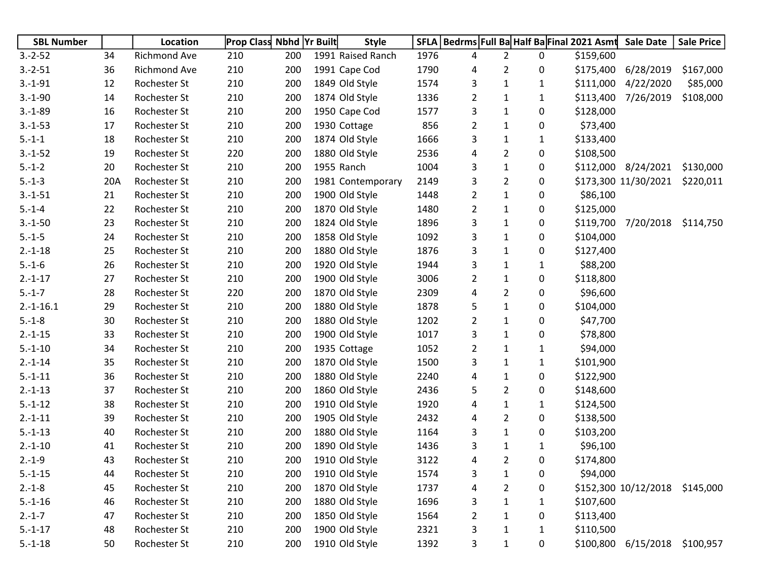| SBL Number | | Location | Prop Class | Nbhd | Yr Built | Style | SFLA | Bedrms | Full Ba | Half Ba | Final 2021 Asmt | Sale Date | Sale Price |
|---|---|---|---|---|---|---|---|---|---|---|---|---|---|
| 3.-2-52 | 34 | Richmond Ave | 210 | 200 | 1991 | Raised Ranch | 1976 | 4 | 2 | 0 | $159,600 | | |
| 3.-2-51 | 36 | Richmond Ave | 210 | 200 | 1991 | Cape Cod | 1790 | 4 | 2 | 0 | $175,400 | 6/28/2019 | $167,000 |
| 3.-1-91 | 12 | Rochester St | 210 | 200 | 1849 | Old Style | 1574 | 3 | 1 | 1 | $111,000 | 4/22/2020 | $85,000 |
| 3.-1-90 | 14 | Rochester St | 210 | 200 | 1874 | Old Style | 1336 | 2 | 1 | 1 | $113,400 | 7/26/2019 | $108,000 |
| 3.-1-89 | 16 | Rochester St | 210 | 200 | 1950 | Cape Cod | 1577 | 3 | 1 | 0 | $128,000 | | |
| 3.-1-53 | 17 | Rochester St | 210 | 200 | 1930 | Cottage | 856 | 2 | 1 | 0 | $73,400 | | |
| 5.-1-1 | 18 | Rochester St | 210 | 200 | 1874 | Old Style | 1666 | 3 | 1 | 1 | $133,400 | | |
| 3.-1-52 | 19 | Rochester St | 220 | 200 | 1880 | Old Style | 2536 | 4 | 2 | 0 | $108,500 | | |
| 5.-1-2 | 20 | Rochester St | 210 | 200 | 1955 | Ranch | 1004 | 3 | 1 | 0 | $112,000 | 8/24/2021 | $130,000 |
| 5.-1-3 | 20A | Rochester St | 210 | 200 | 1981 | Contemporary | 2149 | 3 | 2 | 0 | $173,300 | 11/30/2021 | $220,011 |
| 3.-1-51 | 21 | Rochester St | 210 | 200 | 1900 | Old Style | 1448 | 2 | 1 | 0 | $86,100 | | |
| 5.-1-4 | 22 | Rochester St | 210 | 200 | 1870 | Old Style | 1480 | 2 | 1 | 0 | $125,000 | | |
| 3.-1-50 | 23 | Rochester St | 210 | 200 | 1824 | Old Style | 1896 | 3 | 1 | 0 | $119,700 | 7/20/2018 | $114,750 |
| 5.-1-5 | 24 | Rochester St | 210 | 200 | 1858 | Old Style | 1092 | 3 | 1 | 0 | $104,000 | | |
| 2.-1-18 | 25 | Rochester St | 210 | 200 | 1880 | Old Style | 1876 | 3 | 1 | 0 | $127,400 | | |
| 5.-1-6 | 26 | Rochester St | 210 | 200 | 1920 | Old Style | 1944 | 3 | 1 | 1 | $88,200 | | |
| 2.-1-17 | 27 | Rochester St | 210 | 200 | 1900 | Old Style | 3006 | 2 | 1 | 0 | $118,800 | | |
| 5.-1-7 | 28 | Rochester St | 220 | 200 | 1870 | Old Style | 2309 | 4 | 2 | 0 | $96,600 | | |
| 2.-1-16.1 | 29 | Rochester St | 210 | 200 | 1880 | Old Style | 1878 | 5 | 1 | 0 | $104,000 | | |
| 5.-1-8 | 30 | Rochester St | 210 | 200 | 1880 | Old Style | 1202 | 2 | 1 | 0 | $47,700 | | |
| 2.-1-15 | 33 | Rochester St | 210 | 200 | 1900 | Old Style | 1017 | 3 | 1 | 0 | $78,800 | | |
| 5.-1-10 | 34 | Rochester St | 210 | 200 | 1935 | Cottage | 1052 | 2 | 1 | 1 | $94,000 | | |
| 2.-1-14 | 35 | Rochester St | 210 | 200 | 1870 | Old Style | 1500 | 3 | 1 | 1 | $101,900 | | |
| 5.-1-11 | 36 | Rochester St | 210 | 200 | 1880 | Old Style | 2240 | 4 | 1 | 0 | $122,900 | | |
| 2.-1-13 | 37 | Rochester St | 210 | 200 | 1860 | Old Style | 2436 | 5 | 2 | 0 | $148,600 | | |
| 5.-1-12 | 38 | Rochester St | 210 | 200 | 1910 | Old Style | 1920 | 4 | 1 | 1 | $124,500 | | |
| 2.-1-11 | 39 | Rochester St | 210 | 200 | 1905 | Old Style | 2432 | 4 | 2 | 0 | $138,500 | | |
| 5.-1-13 | 40 | Rochester St | 210 | 200 | 1880 | Old Style | 1164 | 3 | 1 | 0 | $103,200 | | |
| 2.-1-10 | 41 | Rochester St | 210 | 200 | 1890 | Old Style | 1436 | 3 | 1 | 1 | $96,100 | | |
| 2.-1-9 | 43 | Rochester St | 210 | 200 | 1910 | Old Style | 3122 | 4 | 2 | 0 | $174,800 | | |
| 5.-1-15 | 44 | Rochester St | 210 | 200 | 1910 | Old Style | 1574 | 3 | 1 | 0 | $94,000 | | |
| 2.-1-8 | 45 | Rochester St | 210 | 200 | 1870 | Old Style | 1737 | 4 | 2 | 0 | $152,300 | 10/12/2018 | $145,000 |
| 5.-1-16 | 46 | Rochester St | 210 | 200 | 1880 | Old Style | 1696 | 3 | 1 | 1 | $107,600 | | |
| 2.-1-7 | 47 | Rochester St | 210 | 200 | 1850 | Old Style | 1564 | 2 | 1 | 0 | $113,400 | | |
| 5.-1-17 | 48 | Rochester St | 210 | 200 | 1900 | Old Style | 2321 | 3 | 1 | 1 | $110,500 | | |
| 5.-1-18 | 50 | Rochester St | 210 | 200 | 1910 | Old Style | 1392 | 3 | 1 | 0 | $100,800 | 6/15/2018 | $100,957 |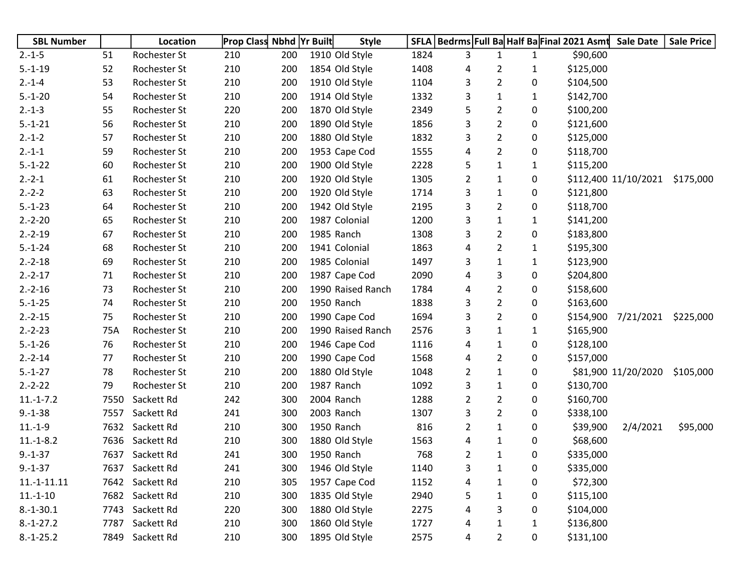| SBL Number | | Location | Prop Class | Nbhd | Yr Built | Style | SFLA | Bedrms | Full Ba | Half Ba | Final 2021 Asmt | Sale Date | Sale Price |
|---|---|---|---|---|---|---|---|---|---|---|---|---|---|
| 2.-1-5 | 51 | Rochester St | 210 | 200 | 1910 | Old Style | 1824 | 3 | 1 | 1 | $90,600 | | |
| 5.-1-19 | 52 | Rochester St | 210 | 200 | 1854 | Old Style | 1408 | 4 | 2 | 1 | $125,000 | | |
| 2.-1-4 | 53 | Rochester St | 210 | 200 | 1910 | Old Style | 1104 | 3 | 2 | 0 | $104,500 | | |
| 5.-1-20 | 54 | Rochester St | 210 | 200 | 1914 | Old Style | 1332 | 3 | 1 | 1 | $142,700 | | |
| 2.-1-3 | 55 | Rochester St | 220 | 200 | 1870 | Old Style | 2349 | 5 | 2 | 0 | $100,200 | | |
| 5.-1-21 | 56 | Rochester St | 210 | 200 | 1890 | Old Style | 1856 | 3 | 2 | 0 | $121,600 | | |
| 2.-1-2 | 57 | Rochester St | 210 | 200 | 1880 | Old Style | 1832 | 3 | 2 | 0 | $125,000 | | |
| 2.-1-1 | 59 | Rochester St | 210 | 200 | 1953 | Cape Cod | 1555 | 4 | 2 | 0 | $118,700 | | |
| 5.-1-22 | 60 | Rochester St | 210 | 200 | 1900 | Old Style | 2228 | 5 | 1 | 1 | $115,200 | | |
| 2.-2-1 | 61 | Rochester St | 210 | 200 | 1920 | Old Style | 1305 | 2 | 1 | 0 | $112,400 | 11/10/2021 | $175,000 |
| 2.-2-2 | 63 | Rochester St | 210 | 200 | 1920 | Old Style | 1714 | 3 | 1 | 0 | $121,800 | | |
| 5.-1-23 | 64 | Rochester St | 210 | 200 | 1942 | Old Style | 2195 | 3 | 2 | 0 | $118,700 | | |
| 2.-2-20 | 65 | Rochester St | 210 | 200 | 1987 | Colonial | 1200 | 3 | 1 | 1 | $141,200 | | |
| 2.-2-19 | 67 | Rochester St | 210 | 200 | 1985 | Ranch | 1308 | 3 | 2 | 0 | $183,800 | | |
| 5.-1-24 | 68 | Rochester St | 210 | 200 | 1941 | Colonial | 1863 | 4 | 2 | 1 | $195,300 | | |
| 2.-2-18 | 69 | Rochester St | 210 | 200 | 1985 | Colonial | 1497 | 3 | 1 | 1 | $123,900 | | |
| 2.-2-17 | 71 | Rochester St | 210 | 200 | 1987 | Cape Cod | 2090 | 4 | 3 | 0 | $204,800 | | |
| 2.-2-16 | 73 | Rochester St | 210 | 200 | 1990 | Raised Ranch | 1784 | 4 | 2 | 0 | $158,600 | | |
| 5.-1-25 | 74 | Rochester St | 210 | 200 | 1950 | Ranch | 1838 | 3 | 2 | 0 | $163,600 | | |
| 2.-2-15 | 75 | Rochester St | 210 | 200 | 1990 | Cape Cod | 1694 | 3 | 2 | 0 | $154,900 | 7/21/2021 | $225,000 |
| 2.-2-23 | 75A | Rochester St | 210 | 200 | 1990 | Raised Ranch | 2576 | 3 | 1 | 1 | $165,900 | | |
| 5.-1-26 | 76 | Rochester St | 210 | 200 | 1946 | Cape Cod | 1116 | 4 | 1 | 0 | $128,100 | | |
| 2.-2-14 | 77 | Rochester St | 210 | 200 | 1990 | Cape Cod | 1568 | 4 | 2 | 0 | $157,000 | | |
| 5.-1-27 | 78 | Rochester St | 210 | 200 | 1880 | Old Style | 1048 | 2 | 1 | 0 | $81,900 | 11/20/2020 | $105,000 |
| 2.-2-22 | 79 | Rochester St | 210 | 200 | 1987 | Ranch | 1092 | 3 | 1 | 0 | $130,700 | | |
| 11.-1-7.2 | 7550 | Sackett Rd | 242 | 300 | 2004 | Ranch | 1288 | 2 | 2 | 0 | $160,700 | | |
| 9.-1-38 | 7557 | Sackett Rd | 241 | 300 | 2003 | Ranch | 1307 | 3 | 2 | 0 | $338,100 | | |
| 11.-1-9 | 7632 | Sackett Rd | 210 | 300 | 1950 | Ranch | 816 | 2 | 1 | 0 | $39,900 | 2/4/2021 | $95,000 |
| 11.-1-8.2 | 7636 | Sackett Rd | 210 | 300 | 1880 | Old Style | 1563 | 4 | 1 | 0 | $68,600 | | |
| 9.-1-37 | 7637 | Sackett Rd | 241 | 300 | 1950 | Ranch | 768 | 2 | 1 | 0 | $335,000 | | |
| 9.-1-37 | 7637 | Sackett Rd | 241 | 300 | 1946 | Old Style | 1140 | 3 | 1 | 0 | $335,000 | | |
| 11.-1-11.11 | 7642 | Sackett Rd | 210 | 305 | 1957 | Cape Cod | 1152 | 4 | 1 | 0 | $72,300 | | |
| 11.-1-10 | 7682 | Sackett Rd | 210 | 300 | 1835 | Old Style | 2940 | 5 | 1 | 0 | $115,100 | | |
| 8.-1-30.1 | 7743 | Sackett Rd | 220 | 300 | 1880 | Old Style | 2275 | 4 | 3 | 0 | $104,000 | | |
| 8.-1-27.2 | 7787 | Sackett Rd | 210 | 300 | 1860 | Old Style | 1727 | 4 | 1 | 1 | $136,800 | | |
| 8.-1-25.2 | 7849 | Sackett Rd | 210 | 300 | 1895 | Old Style | 2575 | 4 | 2 | 0 | $131,100 | | |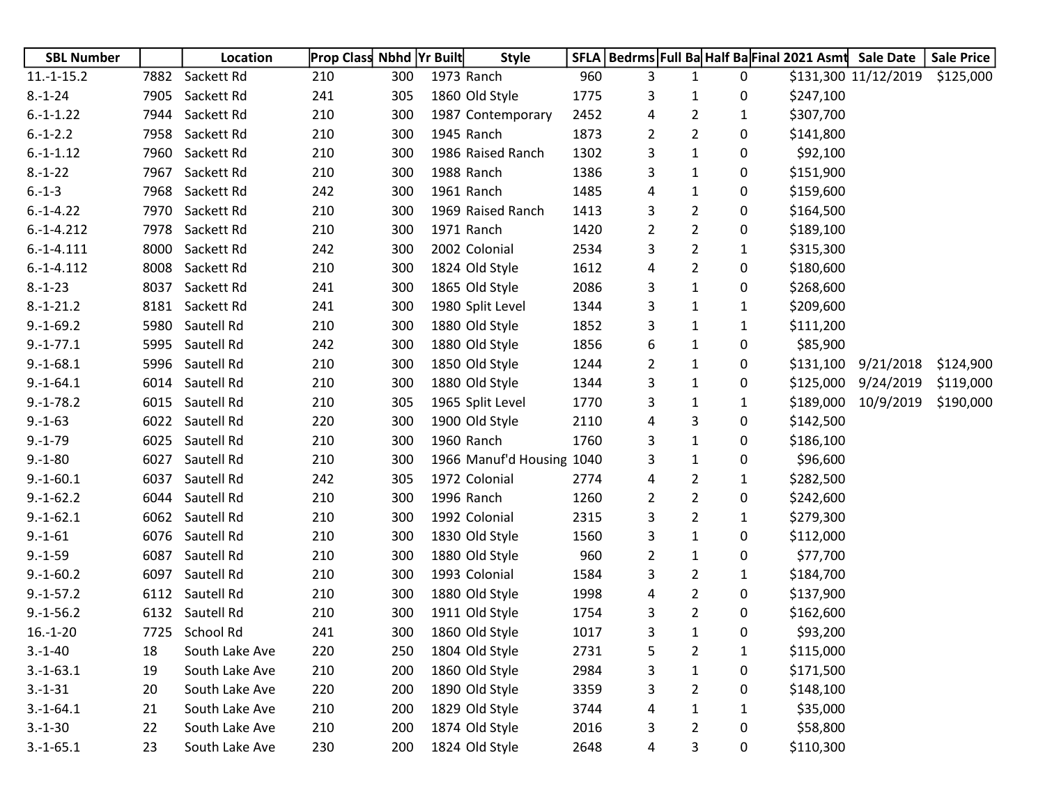| SBL Number | | Location | Prop Class | Nbhd | Yr Built | Style | SFLA | Bedrms | Full Ba | Half Ba | Final 2021 Asmt | Sale Date | Sale Price |
|---|---|---|---|---|---|---|---|---|---|---|---|---|---|
| 11.-1-15.2 | 7882 | Sackett Rd | 210 | 300 | 1973 | Ranch | 960 | 3 | 1 | 0 | $131,300 | 11/12/2019 | $125,000 |
| 8.-1-24 | 7905 | Sackett Rd | 241 | 305 | 1860 | Old Style | 1775 | 3 | 1 | 0 | $247,100 | | |
| 6.-1-1.22 | 7944 | Sackett Rd | 210 | 300 | 1987 | Contemporary | 2452 | 4 | 2 | 1 | $307,700 | | |
| 6.-1-2.2 | 7958 | Sackett Rd | 210 | 300 | 1945 | Ranch | 1873 | 2 | 2 | 0 | $141,800 | | |
| 6.-1-1.12 | 7960 | Sackett Rd | 210 | 300 | 1986 | Raised Ranch | 1302 | 3 | 1 | 0 | $92,100 | | |
| 8.-1-22 | 7967 | Sackett Rd | 210 | 300 | 1988 | Ranch | 1386 | 3 | 1 | 0 | $151,900 | | |
| 6.-1-3 | 7968 | Sackett Rd | 242 | 300 | 1961 | Ranch | 1485 | 4 | 1 | 0 | $159,600 | | |
| 6.-1-4.22 | 7970 | Sackett Rd | 210 | 300 | 1969 | Raised Ranch | 1413 | 3 | 2 | 0 | $164,500 | | |
| 6.-1-4.212 | 7978 | Sackett Rd | 210 | 300 | 1971 | Ranch | 1420 | 2 | 2 | 0 | $189,100 | | |
| 6.-1-4.111 | 8000 | Sackett Rd | 242 | 300 | 2002 | Colonial | 2534 | 3 | 2 | 1 | $315,300 | | |
| 6.-1-4.112 | 8008 | Sackett Rd | 210 | 300 | 1824 | Old Style | 1612 | 4 | 2 | 0 | $180,600 | | |
| 8.-1-23 | 8037 | Sackett Rd | 241 | 300 | 1865 | Old Style | 2086 | 3 | 1 | 0 | $268,600 | | |
| 8.-1-21.2 | 8181 | Sackett Rd | 241 | 300 | 1980 | Split Level | 1344 | 3 | 1 | 1 | $209,600 | | |
| 9.-1-69.2 | 5980 | Sautell Rd | 210 | 300 | 1880 | Old Style | 1852 | 3 | 1 | 1 | $111,200 | | |
| 9.-1-77.1 | 5995 | Sautell Rd | 242 | 300 | 1880 | Old Style | 1856 | 6 | 1 | 0 | $85,900 | | |
| 9.-1-68.1 | 5996 | Sautell Rd | 210 | 300 | 1850 | Old Style | 1244 | 2 | 1 | 0 | $131,100 | 9/21/2018 | $124,900 |
| 9.-1-64.1 | 6014 | Sautell Rd | 210 | 300 | 1880 | Old Style | 1344 | 3 | 1 | 0 | $125,000 | 9/24/2019 | $119,000 |
| 9.-1-78.2 | 6015 | Sautell Rd | 210 | 305 | 1965 | Split Level | 1770 | 3 | 1 | 1 | $189,000 | 10/9/2019 | $190,000 |
| 9.-1-63 | 6022 | Sautell Rd | 220 | 300 | 1900 | Old Style | 2110 | 4 | 3 | 0 | $142,500 | | |
| 9.-1-79 | 6025 | Sautell Rd | 210 | 300 | 1960 | Ranch | 1760 | 3 | 1 | 0 | $186,100 | | |
| 9.-1-80 | 6027 | Sautell Rd | 210 | 300 | 1966 | Manuf'd Housing | 1040 | 3 | 1 | 0 | $96,600 | | |
| 9.-1-60.1 | 6037 | Sautell Rd | 242 | 305 | 1972 | Colonial | 2774 | 4 | 2 | 1 | $282,500 | | |
| 9.-1-62.2 | 6044 | Sautell Rd | 210 | 300 | 1996 | Ranch | 1260 | 2 | 2 | 0 | $242,600 | | |
| 9.-1-62.1 | 6062 | Sautell Rd | 210 | 300 | 1992 | Colonial | 2315 | 3 | 2 | 1 | $279,300 | | |
| 9.-1-61 | 6076 | Sautell Rd | 210 | 300 | 1830 | Old Style | 1560 | 3 | 1 | 0 | $112,000 | | |
| 9.-1-59 | 6087 | Sautell Rd | 210 | 300 | 1880 | Old Style | 960 | 2 | 1 | 0 | $77,700 | | |
| 9.-1-60.2 | 6097 | Sautell Rd | 210 | 300 | 1993 | Colonial | 1584 | 3 | 2 | 1 | $184,700 | | |
| 9.-1-57.2 | 6112 | Sautell Rd | 210 | 300 | 1880 | Old Style | 1998 | 4 | 2 | 0 | $137,900 | | |
| 9.-1-56.2 | 6132 | Sautell Rd | 210 | 300 | 1911 | Old Style | 1754 | 3 | 2 | 0 | $162,600 | | |
| 16.-1-20 | 7725 | School Rd | 241 | 300 | 1860 | Old Style | 1017 | 3 | 1 | 0 | $93,200 | | |
| 3.-1-40 | 18 | South Lake Ave | 220 | 250 | 1804 | Old Style | 2731 | 5 | 2 | 1 | $115,000 | | |
| 3.-1-63.1 | 19 | South Lake Ave | 210 | 200 | 1860 | Old Style | 2984 | 3 | 1 | 0 | $171,500 | | |
| 3.-1-31 | 20 | South Lake Ave | 220 | 200 | 1890 | Old Style | 3359 | 3 | 2 | 0 | $148,100 | | |
| 3.-1-64.1 | 21 | South Lake Ave | 210 | 200 | 1829 | Old Style | 3744 | 4 | 1 | 1 | $35,000 | | |
| 3.-1-30 | 22 | South Lake Ave | 210 | 200 | 1874 | Old Style | 2016 | 3 | 2 | 0 | $58,800 | | |
| 3.-1-65.1 | 23 | South Lake Ave | 230 | 200 | 1824 | Old Style | 2648 | 4 | 3 | 0 | $110,300 | | |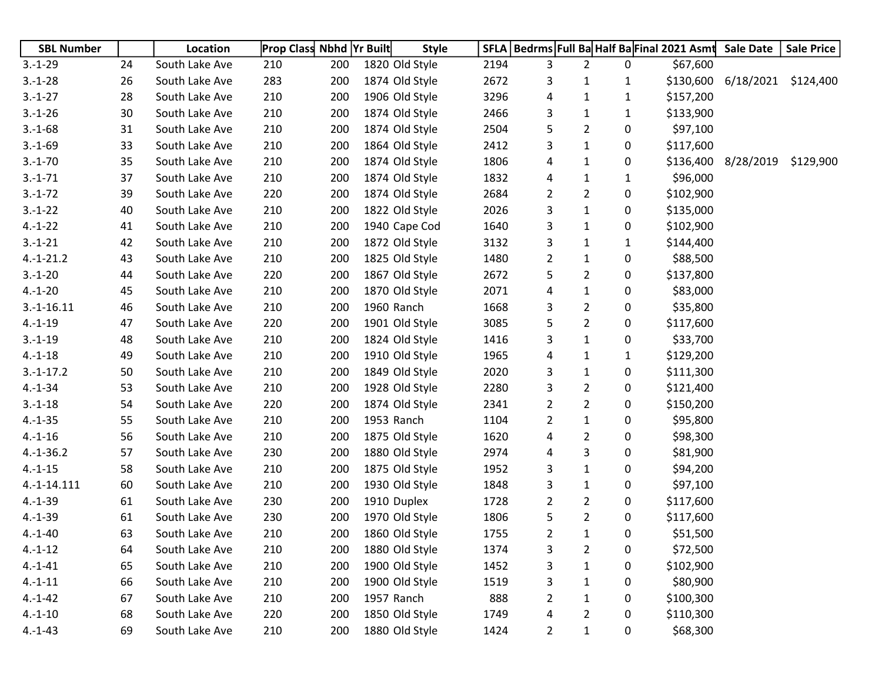| SBL Number | | Location | Prop Class | Nbhd | Yr Built | Style | SFLA | Bedrms | Full Ba | Half Ba | Final 2021 Asmt | Sale Date | Sale Price |
|---|---|---|---|---|---|---|---|---|---|---|---|---|---|
| 3.-1-29 | 24 | South Lake Ave | 210 | 200 | 1820 | Old Style | 2194 | 3 | 2 | 0 | $67,600 | | |
| 3.-1-28 | 26 | South Lake Ave | 283 | 200 | 1874 | Old Style | 2672 | 3 | 1 | 1 | $130,600 | 6/18/2021 | $124,400 |
| 3.-1-27 | 28 | South Lake Ave | 210 | 200 | 1906 | Old Style | 3296 | 4 | 1 | 1 | $157,200 | | |
| 3.-1-26 | 30 | South Lake Ave | 210 | 200 | 1874 | Old Style | 2466 | 3 | 1 | 1 | $133,900 | | |
| 3.-1-68 | 31 | South Lake Ave | 210 | 200 | 1874 | Old Style | 2504 | 5 | 2 | 0 | $97,100 | | |
| 3.-1-69 | 33 | South Lake Ave | 210 | 200 | 1864 | Old Style | 2412 | 3 | 1 | 0 | $117,600 | | |
| 3.-1-70 | 35 | South Lake Ave | 210 | 200 | 1874 | Old Style | 1806 | 4 | 1 | 0 | $136,400 | 8/28/2019 | $129,900 |
| 3.-1-71 | 37 | South Lake Ave | 210 | 200 | 1874 | Old Style | 1832 | 4 | 1 | 1 | $96,000 | | |
| 3.-1-72 | 39 | South Lake Ave | 220 | 200 | 1874 | Old Style | 2684 | 2 | 2 | 0 | $102,900 | | |
| 3.-1-22 | 40 | South Lake Ave | 210 | 200 | 1822 | Old Style | 2026 | 3 | 1 | 0 | $135,000 | | |
| 4.-1-22 | 41 | South Lake Ave | 210 | 200 | 1940 | Cape Cod | 1640 | 3 | 1 | 0 | $102,900 | | |
| 3.-1-21 | 42 | South Lake Ave | 210 | 200 | 1872 | Old Style | 3132 | 3 | 1 | 1 | $144,400 | | |
| 4.-1-21.2 | 43 | South Lake Ave | 210 | 200 | 1825 | Old Style | 1480 | 2 | 1 | 0 | $88,500 | | |
| 3.-1-20 | 44 | South Lake Ave | 220 | 200 | 1867 | Old Style | 2672 | 5 | 2 | 0 | $137,800 | | |
| 4.-1-20 | 45 | South Lake Ave | 210 | 200 | 1870 | Old Style | 2071 | 4 | 1 | 0 | $83,000 | | |
| 3.-1-16.11 | 46 | South Lake Ave | 210 | 200 | 1960 | Ranch | 1668 | 3 | 2 | 0 | $35,800 | | |
| 4.-1-19 | 47 | South Lake Ave | 220 | 200 | 1901 | Old Style | 3085 | 5 | 2 | 0 | $117,600 | | |
| 3.-1-19 | 48 | South Lake Ave | 210 | 200 | 1824 | Old Style | 1416 | 3 | 1 | 0 | $33,700 | | |
| 4.-1-18 | 49 | South Lake Ave | 210 | 200 | 1910 | Old Style | 1965 | 4 | 1 | 1 | $129,200 | | |
| 3.-1-17.2 | 50 | South Lake Ave | 210 | 200 | 1849 | Old Style | 2020 | 3 | 1 | 0 | $111,300 | | |
| 4.-1-34 | 53 | South Lake Ave | 210 | 200 | 1928 | Old Style | 2280 | 3 | 2 | 0 | $121,400 | | |
| 3.-1-18 | 54 | South Lake Ave | 220 | 200 | 1874 | Old Style | 2341 | 2 | 2 | 0 | $150,200 | | |
| 4.-1-35 | 55 | South Lake Ave | 210 | 200 | 1953 | Ranch | 1104 | 2 | 1 | 0 | $95,800 | | |
| 4.-1-16 | 56 | South Lake Ave | 210 | 200 | 1875 | Old Style | 1620 | 4 | 2 | 0 | $98,300 | | |
| 4.-1-36.2 | 57 | South Lake Ave | 230 | 200 | 1880 | Old Style | 2974 | 4 | 3 | 0 | $81,900 | | |
| 4.-1-15 | 58 | South Lake Ave | 210 | 200 | 1875 | Old Style | 1952 | 3 | 1 | 0 | $94,200 | | |
| 4.-1-14.111 | 60 | South Lake Ave | 210 | 200 | 1930 | Old Style | 1848 | 3 | 1 | 0 | $97,100 | | |
| 4.-1-39 | 61 | South Lake Ave | 230 | 200 | 1910 | Duplex | 1728 | 2 | 2 | 0 | $117,600 | | |
| 4.-1-39 | 61 | South Lake Ave | 230 | 200 | 1970 | Old Style | 1806 | 5 | 2 | 0 | $117,600 | | |
| 4.-1-40 | 63 | South Lake Ave | 210 | 200 | 1860 | Old Style | 1755 | 2 | 1 | 0 | $51,500 | | |
| 4.-1-12 | 64 | South Lake Ave | 210 | 200 | 1880 | Old Style | 1374 | 3 | 2 | 0 | $72,500 | | |
| 4.-1-41 | 65 | South Lake Ave | 210 | 200 | 1900 | Old Style | 1452 | 3 | 1 | 0 | $102,900 | | |
| 4.-1-11 | 66 | South Lake Ave | 210 | 200 | 1900 | Old Style | 1519 | 3 | 1 | 0 | $80,900 | | |
| 4.-1-42 | 67 | South Lake Ave | 210 | 200 | 1957 | Ranch | 888 | 2 | 1 | 0 | $100,300 | | |
| 4.-1-10 | 68 | South Lake Ave | 220 | 200 | 1850 | Old Style | 1749 | 4 | 2 | 0 | $110,300 | | |
| 4.-1-43 | 69 | South Lake Ave | 210 | 200 | 1880 | Old Style | 1424 | 2 | 1 | 0 | $68,300 | | |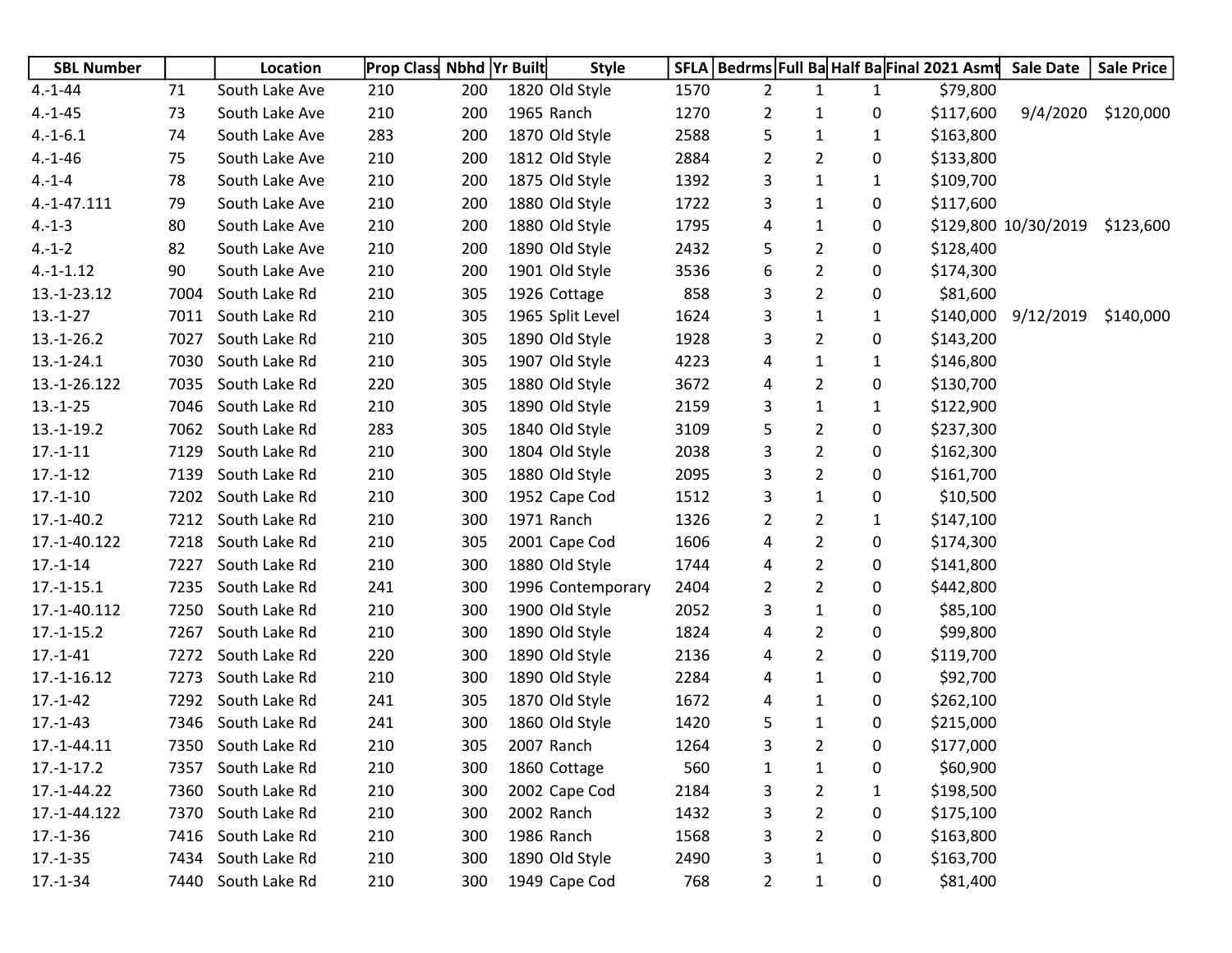| SBL Number | | Location | Prop Class | Nbhd | Yr Built | Style | SFLA | Bedrms | Full Ba | Half Ba | Final 2021 Asmt | Sale Date | Sale Price |
|---|---|---|---|---|---|---|---|---|---|---|---|---|---|
| 4.-1-44 | 71 | South Lake Ave | 210 | 200 | 1820 | Old Style | 1570 | 2 | 1 | 1 | $79,800 | | |
| 4.-1-45 | 73 | South Lake Ave | 210 | 200 | 1965 | Ranch | 1270 | 2 | 1 | 0 | $117,600 | 9/4/2020 | $120,000 |
| 4.-1-6.1 | 74 | South Lake Ave | 283 | 200 | 1870 | Old Style | 2588 | 5 | 1 | 1 | $163,800 | | |
| 4.-1-46 | 75 | South Lake Ave | 210 | 200 | 1812 | Old Style | 2884 | 2 | 2 | 0 | $133,800 | | |
| 4.-1-4 | 78 | South Lake Ave | 210 | 200 | 1875 | Old Style | 1392 | 3 | 1 | 1 | $109,700 | | |
| 4.-1-47.111 | 79 | South Lake Ave | 210 | 200 | 1880 | Old Style | 1722 | 3 | 1 | 0 | $117,600 | | |
| 4.-1-3 | 80 | South Lake Ave | 210 | 200 | 1880 | Old Style | 1795 | 4 | 1 | 0 | $129,800 | 10/30/2019 | $123,600 |
| 4.-1-2 | 82 | South Lake Ave | 210 | 200 | 1890 | Old Style | 2432 | 5 | 2 | 0 | $128,400 | | |
| 4.-1-1.12 | 90 | South Lake Ave | 210 | 200 | 1901 | Old Style | 3536 | 6 | 2 | 0 | $174,300 | | |
| 13.-1-23.12 | 7004 | South Lake Rd | 210 | 305 | 1926 | Cottage | 858 | 3 | 2 | 0 | $81,600 | | |
| 13.-1-27 | 7011 | South Lake Rd | 210 | 305 | 1965 | Split Level | 1624 | 3 | 1 | 1 | $140,000 | 9/12/2019 | $140,000 |
| 13.-1-26.2 | 7027 | South Lake Rd | 210 | 305 | 1890 | Old Style | 1928 | 3 | 2 | 0 | $143,200 | | |
| 13.-1-24.1 | 7030 | South Lake Rd | 210 | 305 | 1907 | Old Style | 4223 | 4 | 1 | 1 | $146,800 | | |
| 13.-1-26.122 | 7035 | South Lake Rd | 220 | 305 | 1880 | Old Style | 3672 | 4 | 2 | 0 | $130,700 | | |
| 13.-1-25 | 7046 | South Lake Rd | 210 | 305 | 1890 | Old Style | 2159 | 3 | 1 | 1 | $122,900 | | |
| 13.-1-19.2 | 7062 | South Lake Rd | 283 | 305 | 1840 | Old Style | 3109 | 5 | 2 | 0 | $237,300 | | |
| 17.-1-11 | 7129 | South Lake Rd | 210 | 300 | 1804 | Old Style | 2038 | 3 | 2 | 0 | $162,300 | | |
| 17.-1-12 | 7139 | South Lake Rd | 210 | 305 | 1880 | Old Style | 2095 | 3 | 2 | 0 | $161,700 | | |
| 17.-1-10 | 7202 | South Lake Rd | 210 | 300 | 1952 | Cape Cod | 1512 | 3 | 1 | 0 | $10,500 | | |
| 17.-1-40.2 | 7212 | South Lake Rd | 210 | 300 | 1971 | Ranch | 1326 | 2 | 2 | 1 | $147,100 | | |
| 17.-1-40.122 | 7218 | South Lake Rd | 210 | 305 | 2001 | Cape Cod | 1606 | 4 | 2 | 0 | $174,300 | | |
| 17.-1-14 | 7227 | South Lake Rd | 210 | 300 | 1880 | Old Style | 1744 | 4 | 2 | 0 | $141,800 | | |
| 17.-1-15.1 | 7235 | South Lake Rd | 241 | 300 | 1996 | Contemporary | 2404 | 2 | 2 | 0 | $442,800 | | |
| 17.-1-40.112 | 7250 | South Lake Rd | 210 | 300 | 1900 | Old Style | 2052 | 3 | 1 | 0 | $85,100 | | |
| 17.-1-15.2 | 7267 | South Lake Rd | 210 | 300 | 1890 | Old Style | 1824 | 4 | 2 | 0 | $99,800 | | |
| 17.-1-41 | 7272 | South Lake Rd | 220 | 300 | 1890 | Old Style | 2136 | 4 | 2 | 0 | $119,700 | | |
| 17.-1-16.12 | 7273 | South Lake Rd | 210 | 300 | 1890 | Old Style | 2284 | 4 | 1 | 0 | $92,700 | | |
| 17.-1-42 | 7292 | South Lake Rd | 241 | 305 | 1870 | Old Style | 1672 | 4 | 1 | 0 | $262,100 | | |
| 17.-1-43 | 7346 | South Lake Rd | 241 | 300 | 1860 | Old Style | 1420 | 5 | 1 | 0 | $215,000 | | |
| 17.-1-44.11 | 7350 | South Lake Rd | 210 | 305 | 2007 | Ranch | 1264 | 3 | 2 | 0 | $177,000 | | |
| 17.-1-17.2 | 7357 | South Lake Rd | 210 | 300 | 1860 | Cottage | 560 | 1 | 1 | 0 | $60,900 | | |
| 17.-1-44.22 | 7360 | South Lake Rd | 210 | 300 | 2002 | Cape Cod | 2184 | 3 | 2 | 1 | $198,500 | | |
| 17.-1-44.122 | 7370 | South Lake Rd | 210 | 300 | 2002 | Ranch | 1432 | 3 | 2 | 0 | $175,100 | | |
| 17.-1-36 | 7416 | South Lake Rd | 210 | 300 | 1986 | Ranch | 1568 | 3 | 2 | 0 | $163,800 | | |
| 17.-1-35 | 7434 | South Lake Rd | 210 | 300 | 1890 | Old Style | 2490 | 3 | 1 | 0 | $163,700 | | |
| 17.-1-34 | 7440 | South Lake Rd | 210 | 300 | 1949 | Cape Cod | 768 | 2 | 1 | 0 | $81,400 | | |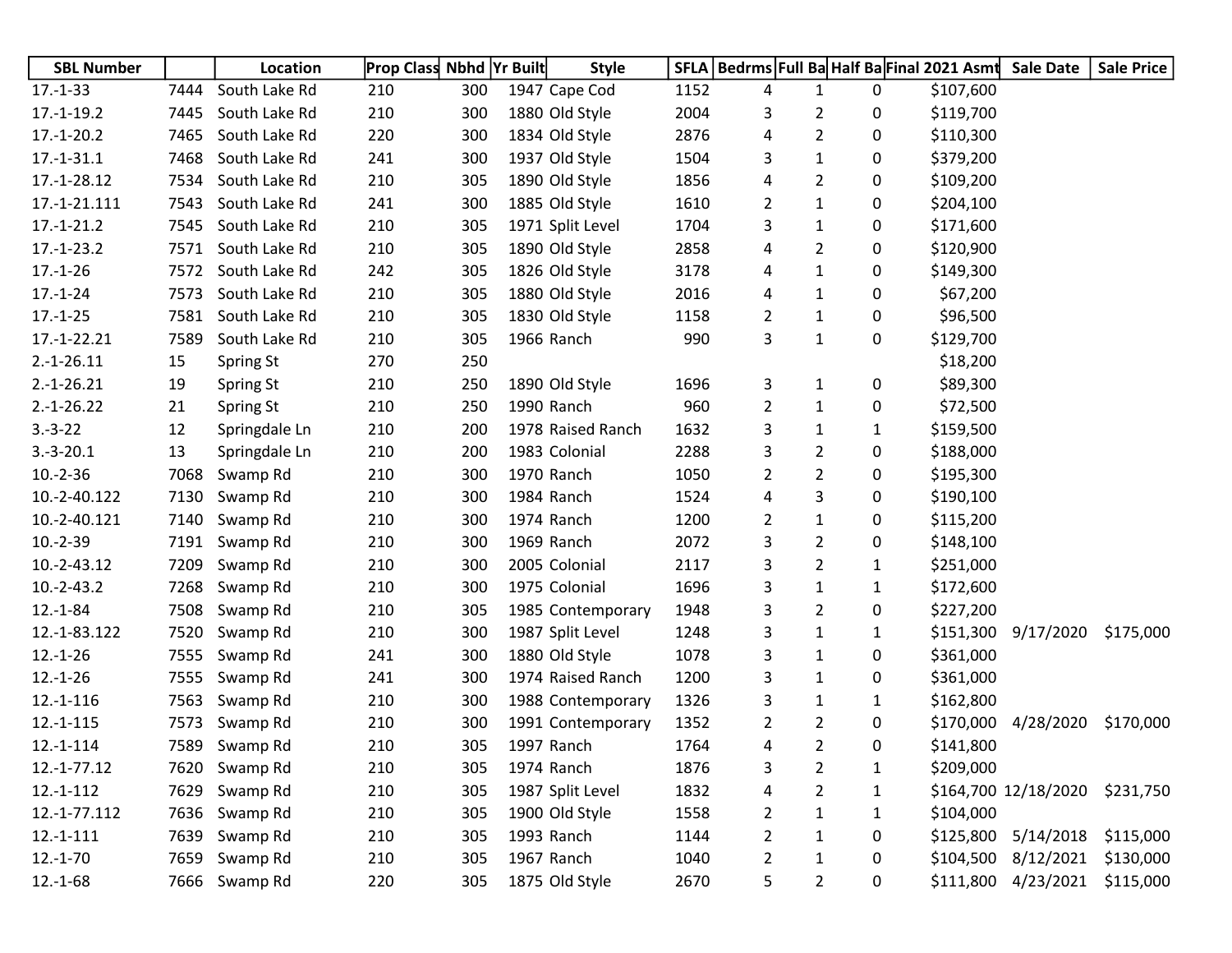| SBL Number | | Location | Prop Class | Nbhd | Yr Built | Style | SFLA | Bedrms | Full Ba | Half Ba | Final 2021 Asmt | Sale Date | Sale Price |
|---|---|---|---|---|---|---|---|---|---|---|---|---|---|
| 17.-1-33 | 7444 | South Lake Rd | 210 | 300 | 1947 | Cape Cod | 1152 | 4 | 1 | 0 | $107,600 | | |
| 17.-1-19.2 | 7445 | South Lake Rd | 210 | 300 | 1880 | Old Style | 2004 | 3 | 2 | 0 | $119,700 | | |
| 17.-1-20.2 | 7465 | South Lake Rd | 220 | 300 | 1834 | Old Style | 2876 | 4 | 2 | 0 | $110,300 | | |
| 17.-1-31.1 | 7468 | South Lake Rd | 241 | 300 | 1937 | Old Style | 1504 | 3 | 1 | 0 | $379,200 | | |
| 17.-1-28.12 | 7534 | South Lake Rd | 210 | 305 | 1890 | Old Style | 1856 | 4 | 2 | 0 | $109,200 | | |
| 17.-1-21.111 | 7543 | South Lake Rd | 241 | 300 | 1885 | Old Style | 1610 | 2 | 1 | 0 | $204,100 | | |
| 17.-1-21.2 | 7545 | South Lake Rd | 210 | 305 | 1971 | Split Level | 1704 | 3 | 1 | 0 | $171,600 | | |
| 17.-1-23.2 | 7571 | South Lake Rd | 210 | 305 | 1890 | Old Style | 2858 | 4 | 2 | 0 | $120,900 | | |
| 17.-1-26 | 7572 | South Lake Rd | 242 | 305 | 1826 | Old Style | 3178 | 4 | 1 | 0 | $149,300 | | |
| 17.-1-24 | 7573 | South Lake Rd | 210 | 305 | 1880 | Old Style | 2016 | 4 | 1 | 0 | $67,200 | | |
| 17.-1-25 | 7581 | South Lake Rd | 210 | 305 | 1830 | Old Style | 1158 | 2 | 1 | 0 | $96,500 | | |
| 17.-1-22.21 | 7589 | South Lake Rd | 210 | 305 | 1966 | Ranch | 990 | 3 | 1 | 0 | $129,700 | | |
| 2.-1-26.11 | 15 | Spring St | 270 | 250 | | | | | | | $18,200 | | |
| 2.-1-26.21 | 19 | Spring St | 210 | 250 | 1890 | Old Style | 1696 | 3 | 1 | 0 | $89,300 | | |
| 2.-1-26.22 | 21 | Spring St | 210 | 250 | 1990 | Ranch | 960 | 2 | 1 | 0 | $72,500 | | |
| 3.-3-22 | 12 | Springdale Ln | 210 | 200 | 1978 | Raised Ranch | 1632 | 3 | 1 | 1 | $159,500 | | |
| 3.-3-20.1 | 13 | Springdale Ln | 210 | 200 | 1983 | Colonial | 2288 | 3 | 2 | 0 | $188,000 | | |
| 10.-2-36 | 7068 | Swamp Rd | 210 | 300 | 1970 | Ranch | 1050 | 2 | 2 | 0 | $195,300 | | |
| 10.-2-40.122 | 7130 | Swamp Rd | 210 | 300 | 1984 | Ranch | 1524 | 4 | 3 | 0 | $190,100 | | |
| 10.-2-40.121 | 7140 | Swamp Rd | 210 | 300 | 1974 | Ranch | 1200 | 2 | 1 | 0 | $115,200 | | |
| 10.-2-39 | 7191 | Swamp Rd | 210 | 300 | 1969 | Ranch | 2072 | 3 | 2 | 0 | $148,100 | | |
| 10.-2-43.12 | 7209 | Swamp Rd | 210 | 300 | 2005 | Colonial | 2117 | 3 | 2 | 1 | $251,000 | | |
| 10.-2-43.2 | 7268 | Swamp Rd | 210 | 300 | 1975 | Colonial | 1696 | 3 | 1 | 1 | $172,600 | | |
| 12.-1-84 | 7508 | Swamp Rd | 210 | 305 | 1985 | Contemporary | 1948 | 3 | 2 | 0 | $227,200 | | |
| 12.-1-83.122 | 7520 | Swamp Rd | 210 | 300 | 1987 | Split Level | 1248 | 3 | 1 | 1 | $151,300 | 9/17/2020 | $175,000 |
| 12.-1-26 | 7555 | Swamp Rd | 241 | 300 | 1880 | Old Style | 1078 | 3 | 1 | 0 | $361,000 | | |
| 12.-1-26 | 7555 | Swamp Rd | 241 | 300 | 1974 | Raised Ranch | 1200 | 3 | 1 | 0 | $361,000 | | |
| 12.-1-116 | 7563 | Swamp Rd | 210 | 300 | 1988 | Contemporary | 1326 | 3 | 1 | 1 | $162,800 | | |
| 12.-1-115 | 7573 | Swamp Rd | 210 | 300 | 1991 | Contemporary | 1352 | 2 | 2 | 0 | $170,000 | 4/28/2020 | $170,000 |
| 12.-1-114 | 7589 | Swamp Rd | 210 | 305 | 1997 | Ranch | 1764 | 4 | 2 | 0 | $141,800 | | |
| 12.-1-77.12 | 7620 | Swamp Rd | 210 | 305 | 1974 | Ranch | 1876 | 3 | 2 | 1 | $209,000 | | |
| 12.-1-112 | 7629 | Swamp Rd | 210 | 305 | 1987 | Split Level | 1832 | 4 | 2 | 1 | $164,700 | 12/18/2020 | $231,750 |
| 12.-1-77.112 | 7636 | Swamp Rd | 210 | 305 | 1900 | Old Style | 1558 | 2 | 1 | 1 | $104,000 | | |
| 12.-1-111 | 7639 | Swamp Rd | 210 | 305 | 1993 | Ranch | 1144 | 2 | 1 | 0 | $125,800 | 5/14/2018 | $115,000 |
| 12.-1-70 | 7659 | Swamp Rd | 210 | 305 | 1967 | Ranch | 1040 | 2 | 1 | 0 | $104,500 | 8/12/2021 | $130,000 |
| 12.-1-68 | 7666 | Swamp Rd | 220 | 305 | 1875 | Old Style | 2670 | 5 | 2 | 0 | $111,800 | 4/23/2021 | $115,000 |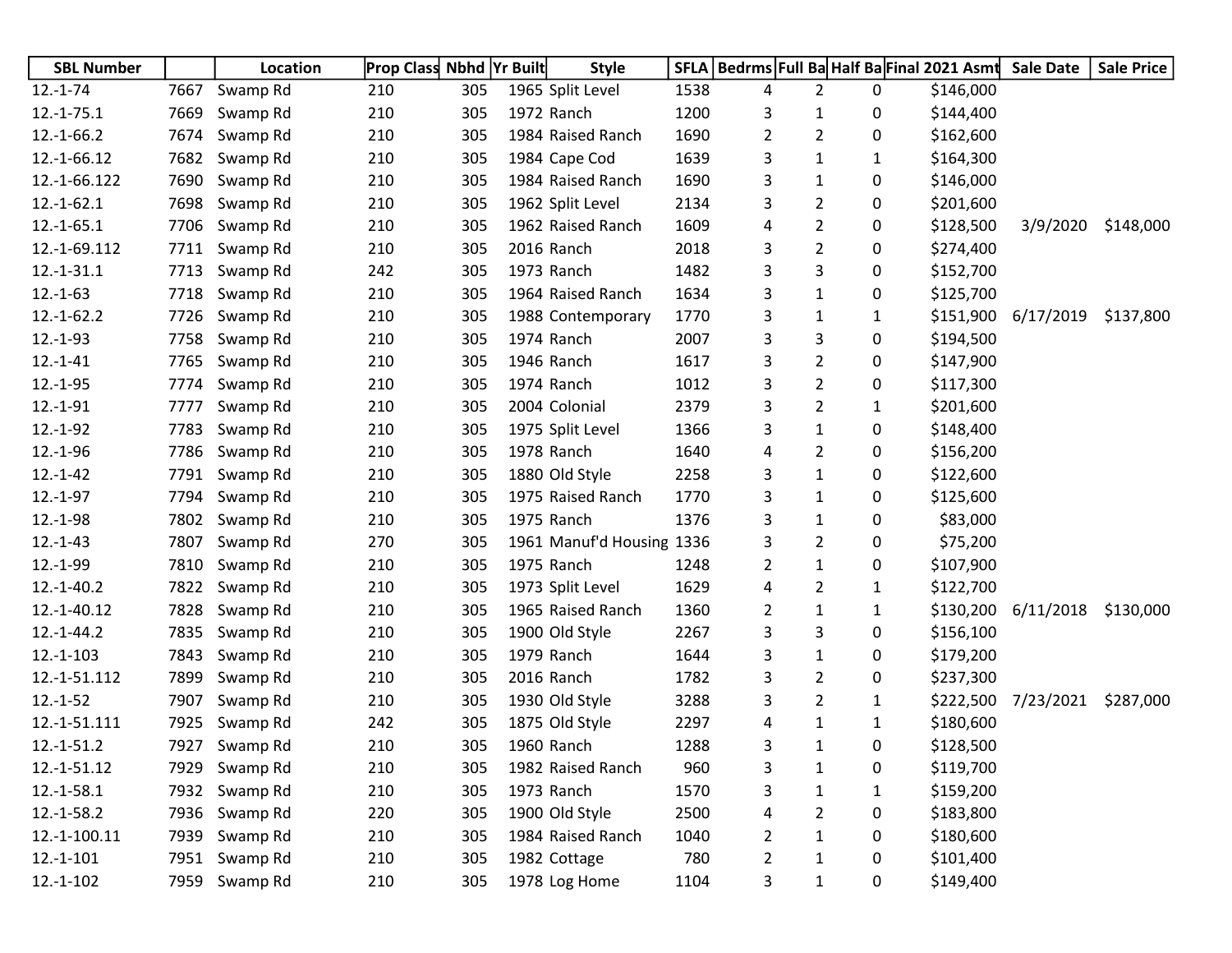| SBL Number | | Location | Prop Class | Nbhd | Yr Built | Style | SFLA | Bedrms | Full Ba | Half Ba | Final 2021 Asmt | Sale Date | Sale Price |
|---|---|---|---|---|---|---|---|---|---|---|---|---|---|
| 12.-1-74 | 7667 | Swamp Rd | 210 | 305 | 1965 | Split Level | 1538 | 4 | 2 | 0 | $146,000 | | |
| 12.-1-75.1 | 7669 | Swamp Rd | 210 | 305 | 1972 | Ranch | 1200 | 3 | 1 | 0 | $144,400 | | |
| 12.-1-66.2 | 7674 | Swamp Rd | 210 | 305 | 1984 | Raised Ranch | 1690 | 2 | 2 | 0 | $162,600 | | |
| 12.-1-66.12 | 7682 | Swamp Rd | 210 | 305 | 1984 | Cape Cod | 1639 | 3 | 1 | 1 | $164,300 | | |
| 12.-1-66.122 | 7690 | Swamp Rd | 210 | 305 | 1984 | Raised Ranch | 1690 | 3 | 1 | 0 | $146,000 | | |
| 12.-1-62.1 | 7698 | Swamp Rd | 210 | 305 | 1962 | Split Level | 2134 | 3 | 2 | 0 | $201,600 | | |
| 12.-1-65.1 | 7706 | Swamp Rd | 210 | 305 | 1962 | Raised Ranch | 1609 | 4 | 2 | 0 | $128,500 | 3/9/2020 | $148,000 |
| 12.-1-69.112 | 7711 | Swamp Rd | 210 | 305 | 2016 | Ranch | 2018 | 3 | 2 | 0 | $274,400 | | |
| 12.-1-31.1 | 7713 | Swamp Rd | 242 | 305 | 1973 | Ranch | 1482 | 3 | 3 | 0 | $152,700 | | |
| 12.-1-63 | 7718 | Swamp Rd | 210 | 305 | 1964 | Raised Ranch | 1634 | 3 | 1 | 0 | $125,700 | | |
| 12.-1-62.2 | 7726 | Swamp Rd | 210 | 305 | 1988 | Contemporary | 1770 | 3 | 1 | 1 | $151,900 | 6/17/2019 | $137,800 |
| 12.-1-93 | 7758 | Swamp Rd | 210 | 305 | 1974 | Ranch | 2007 | 3 | 3 | 0 | $194,500 | | |
| 12.-1-41 | 7765 | Swamp Rd | 210 | 305 | 1946 | Ranch | 1617 | 3 | 2 | 0 | $147,900 | | |
| 12.-1-95 | 7774 | Swamp Rd | 210 | 305 | 1974 | Ranch | 1012 | 3 | 2 | 0 | $117,300 | | |
| 12.-1-91 | 7777 | Swamp Rd | 210 | 305 | 2004 | Colonial | 2379 | 3 | 2 | 1 | $201,600 | | |
| 12.-1-92 | 7783 | Swamp Rd | 210 | 305 | 1975 | Split Level | 1366 | 3 | 1 | 0 | $148,400 | | |
| 12.-1-96 | 7786 | Swamp Rd | 210 | 305 | 1978 | Ranch | 1640 | 4 | 2 | 0 | $156,200 | | |
| 12.-1-42 | 7791 | Swamp Rd | 210 | 305 | 1880 | Old Style | 2258 | 3 | 1 | 0 | $122,600 | | |
| 12.-1-97 | 7794 | Swamp Rd | 210 | 305 | 1975 | Raised Ranch | 1770 | 3 | 1 | 0 | $125,600 | | |
| 12.-1-98 | 7802 | Swamp Rd | 210 | 305 | 1975 | Ranch | 1376 | 3 | 1 | 0 | $83,000 | | |
| 12.-1-43 | 7807 | Swamp Rd | 270 | 305 | 1961 | Manuf'd Housing | 1336 | 3 | 2 | 0 | $75,200 | | |
| 12.-1-99 | 7810 | Swamp Rd | 210 | 305 | 1975 | Ranch | 1248 | 2 | 1 | 0 | $107,900 | | |
| 12.-1-40.2 | 7822 | Swamp Rd | 210 | 305 | 1973 | Split Level | 1629 | 4 | 2 | 1 | $122,700 | | |
| 12.-1-40.12 | 7828 | Swamp Rd | 210 | 305 | 1965 | Raised Ranch | 1360 | 2 | 1 | 1 | $130,200 | 6/11/2018 | $130,000 |
| 12.-1-44.2 | 7835 | Swamp Rd | 210 | 305 | 1900 | Old Style | 2267 | 3 | 3 | 0 | $156,100 | | |
| 12.-1-103 | 7843 | Swamp Rd | 210 | 305 | 1979 | Ranch | 1644 | 3 | 1 | 0 | $179,200 | | |
| 12.-1-51.112 | 7899 | Swamp Rd | 210 | 305 | 2016 | Ranch | 1782 | 3 | 2 | 0 | $237,300 | | |
| 12.-1-52 | 7907 | Swamp Rd | 210 | 305 | 1930 | Old Style | 3288 | 3 | 2 | 1 | $222,500 | 7/23/2021 | $287,000 |
| 12.-1-51.111 | 7925 | Swamp Rd | 242 | 305 | 1875 | Old Style | 2297 | 4 | 1 | 1 | $180,600 | | |
| 12.-1-51.2 | 7927 | Swamp Rd | 210 | 305 | 1960 | Ranch | 1288 | 3 | 1 | 0 | $128,500 | | |
| 12.-1-51.12 | 7929 | Swamp Rd | 210 | 305 | 1982 | Raised Ranch | 960 | 3 | 1 | 0 | $119,700 | | |
| 12.-1-58.1 | 7932 | Swamp Rd | 210 | 305 | 1973 | Ranch | 1570 | 3 | 1 | 1 | $159,200 | | |
| 12.-1-58.2 | 7936 | Swamp Rd | 220 | 305 | 1900 | Old Style | 2500 | 4 | 2 | 0 | $183,800 | | |
| 12.-1-100.11 | 7939 | Swamp Rd | 210 | 305 | 1984 | Raised Ranch | 1040 | 2 | 1 | 0 | $180,600 | | |
| 12.-1-101 | 7951 | Swamp Rd | 210 | 305 | 1982 | Cottage | 780 | 2 | 1 | 0 | $101,400 | | |
| 12.-1-102 | 7959 | Swamp Rd | 210 | 305 | 1978 | Log Home | 1104 | 3 | 1 | 0 | $149,400 | | |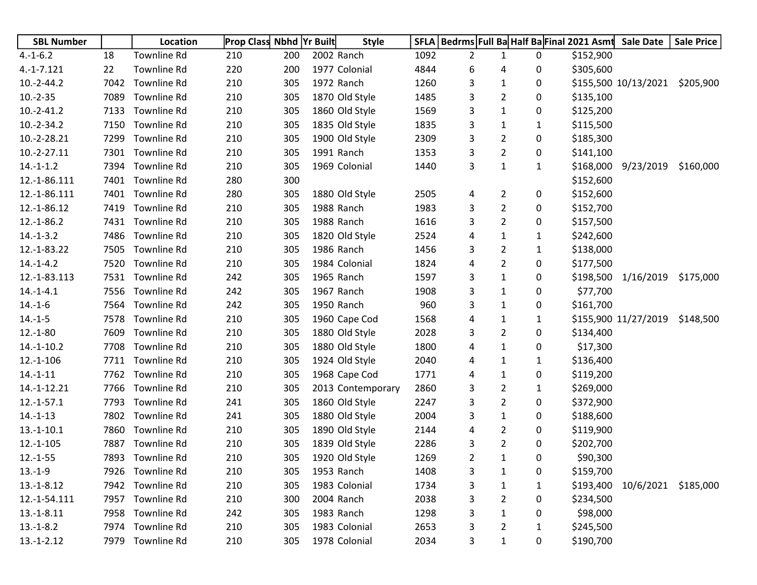| SBL Number | | Location | Prop Class | Nbhd | Yr Built | Style | SFLA | Bedrms | Full Ba | Half Ba | Final 2021 Asmt | Sale Date | Sale Price |
|---|---|---|---|---|---|---|---|---|---|---|---|---|---|
| 4.-1-6.2 | 18 | Townline Rd | 210 | 200 | 2002 | Ranch | 1092 | 2 | 1 | 0 | $152,900 | | |
| 4.-1-7.121 | 22 | Townline Rd | 220 | 200 | 1977 | Colonial | 4844 | 6 | 4 | 0 | $305,600 | | |
| 10.-2-44.2 | 7042 | Townline Rd | 210 | 305 | 1972 | Ranch | 1260 | 3 | 1 | 0 | $155,500 | 10/13/2021 | $205,900 |
| 10.-2-35 | 7089 | Townline Rd | 210 | 305 | 1870 | Old Style | 1485 | 3 | 2 | 0 | $135,100 | | |
| 10.-2-41.2 | 7133 | Townline Rd | 210 | 305 | 1860 | Old Style | 1569 | 3 | 1 | 0 | $125,200 | | |
| 10.-2-34.2 | 7150 | Townline Rd | 210 | 305 | 1835 | Old Style | 1835 | 3 | 1 | 1 | $115,500 | | |
| 10.-2-28.21 | 7299 | Townline Rd | 210 | 305 | 1900 | Old Style | 2309 | 3 | 2 | 0 | $185,300 | | |
| 10.-2-27.11 | 7301 | Townline Rd | 210 | 305 | 1991 | Ranch | 1353 | 3 | 2 | 0 | $141,100 | | |
| 14.-1-1.2 | 7394 | Townline Rd | 210 | 305 | 1969 | Colonial | 1440 | 3 | 1 | 1 | $168,000 | 9/23/2019 | $160,000 |
| 12.-1-86.111 | 7401 | Townline Rd | 280 | 300 | | | | | | | $152,600 | | |
| 12.-1-86.111 | 7401 | Townline Rd | 280 | 305 | 1880 | Old Style | 2505 | 4 | 2 | 0 | $152,600 | | |
| 12.-1-86.12 | 7419 | Townline Rd | 210 | 305 | 1988 | Ranch | 1983 | 3 | 2 | 0 | $152,700 | | |
| 12.-1-86.2 | 7431 | Townline Rd | 210 | 305 | 1988 | Ranch | 1616 | 3 | 2 | 0 | $157,500 | | |
| 14.-1-3.2 | 7486 | Townline Rd | 210 | 305 | 1820 | Old Style | 2524 | 4 | 1 | 1 | $242,600 | | |
| 12.-1-83.22 | 7505 | Townline Rd | 210 | 305 | 1986 | Ranch | 1456 | 3 | 2 | 1 | $138,000 | | |
| 14.-1-4.2 | 7520 | Townline Rd | 210 | 305 | 1984 | Colonial | 1824 | 4 | 2 | 0 | $177,500 | | |
| 12.-1-83.113 | 7531 | Townline Rd | 242 | 305 | 1965 | Ranch | 1597 | 3 | 1 | 0 | $198,500 | 1/16/2019 | $175,000 |
| 14.-1-4.1 | 7556 | Townline Rd | 242 | 305 | 1967 | Ranch | 1908 | 3 | 1 | 0 | $77,700 | | |
| 14.-1-6 | 7564 | Townline Rd | 242 | 305 | 1950 | Ranch | 960 | 3 | 1 | 0 | $161,700 | | |
| 14.-1-5 | 7578 | Townline Rd | 210 | 305 | 1960 | Cape Cod | 1568 | 4 | 1 | 1 | $155,900 | 11/27/2019 | $148,500 |
| 12.-1-80 | 7609 | Townline Rd | 210 | 305 | 1880 | Old Style | 2028 | 3 | 2 | 0 | $134,400 | | |
| 14.-1-10.2 | 7708 | Townline Rd | 210 | 305 | 1880 | Old Style | 1800 | 4 | 1 | 0 | $17,300 | | |
| 12.-1-106 | 7711 | Townline Rd | 210 | 305 | 1924 | Old Style | 2040 | 4 | 1 | 1 | $136,400 | | |
| 14.-1-11 | 7762 | Townline Rd | 210 | 305 | 1968 | Cape Cod | 1771 | 4 | 1 | 0 | $119,200 | | |
| 14.-1-12.21 | 7766 | Townline Rd | 210 | 305 | 2013 | Contemporary | 2860 | 3 | 2 | 1 | $269,000 | | |
| 12.-1-57.1 | 7793 | Townline Rd | 241 | 305 | 1860 | Old Style | 2247 | 3 | 2 | 0 | $372,900 | | |
| 14.-1-13 | 7802 | Townline Rd | 241 | 305 | 1880 | Old Style | 2004 | 3 | 1 | 0 | $188,600 | | |
| 13.-1-10.1 | 7860 | Townline Rd | 210 | 305 | 1890 | Old Style | 2144 | 4 | 2 | 0 | $119,900 | | |
| 12.-1-105 | 7887 | Townline Rd | 210 | 305 | 1839 | Old Style | 2286 | 3 | 2 | 0 | $202,700 | | |
| 12.-1-55 | 7893 | Townline Rd | 210 | 305 | 1920 | Old Style | 1269 | 2 | 1 | 0 | $90,300 | | |
| 13.-1-9 | 7926 | Townline Rd | 210 | 305 | 1953 | Ranch | 1408 | 3 | 1 | 0 | $159,700 | | |
| 13.-1-8.12 | 7942 | Townline Rd | 210 | 305 | 1983 | Colonial | 1734 | 3 | 1 | 1 | $193,400 | 10/6/2021 | $185,000 |
| 12.-1-54.111 | 7957 | Townline Rd | 210 | 300 | 2004 | Ranch | 2038 | 3 | 2 | 0 | $234,500 | | |
| 13.-1-8.11 | 7958 | Townline Rd | 242 | 305 | 1983 | Ranch | 1298 | 3 | 1 | 0 | $98,000 | | |
| 13.-1-8.2 | 7974 | Townline Rd | 210 | 305 | 1983 | Colonial | 2653 | 3 | 2 | 1 | $245,500 | | |
| 13.-1-2.12 | 7979 | Townline Rd | 210 | 305 | 1978 | Colonial | 2034 | 3 | 1 | 0 | $190,700 | | |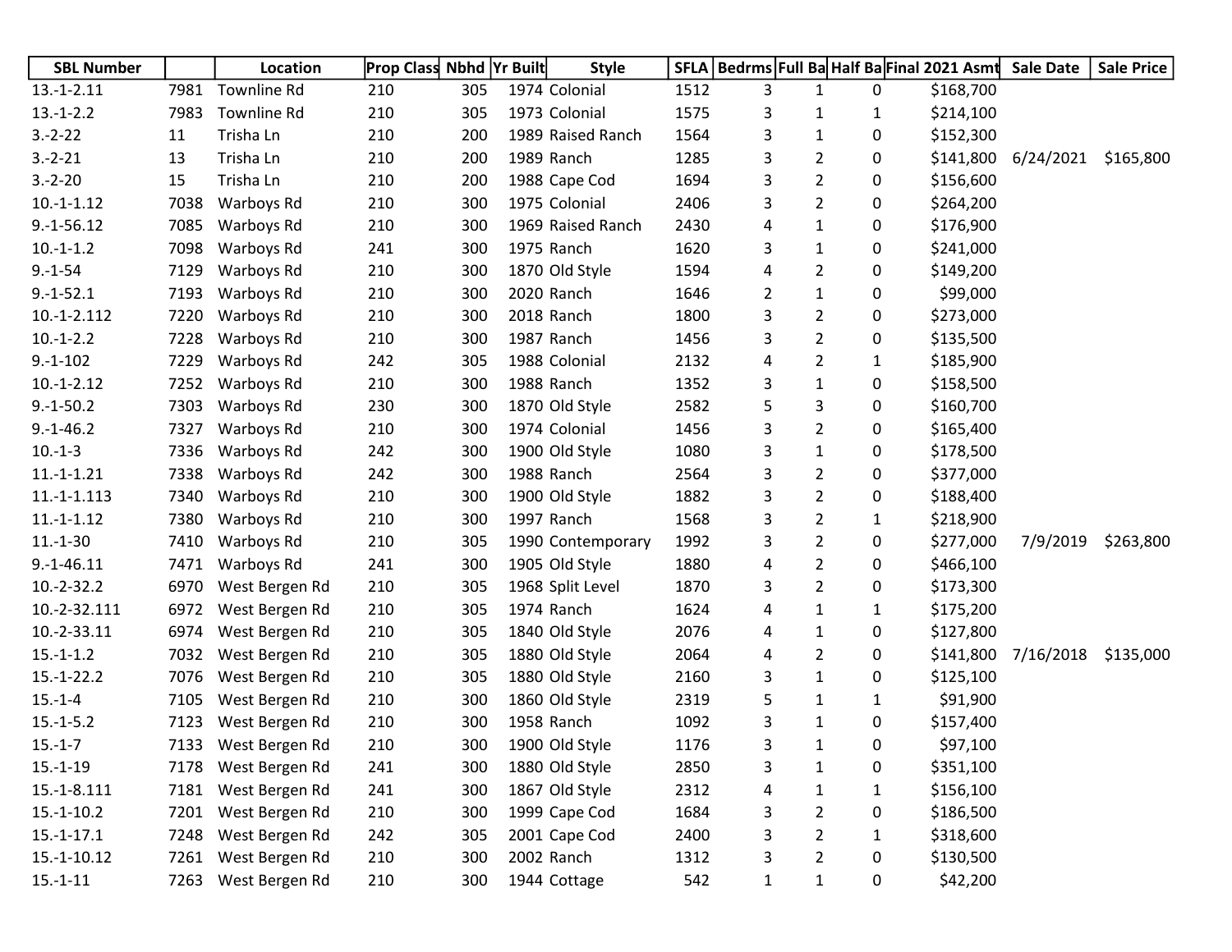| SBL Number | | Location | Prop Class | Nbhd | Yr Built | Style | SFLA | Bedrms | Full Ba | Half Ba | Final 2021 Asmt | Sale Date | Sale Price |
|---|---|---|---|---|---|---|---|---|---|---|---|---|---|
| 13.-1-2.11 | 7981 | Townline Rd | 210 | 305 | 1974 | Colonial | 1512 | 3 | 1 | 0 | $168,700 | | |
| 13.-1-2.2 | 7983 | Townline Rd | 210 | 305 | 1973 | Colonial | 1575 | 3 | 1 | 1 | $214,100 | | |
| 3.-2-22 | 11 | Trisha Ln | 210 | 200 | 1989 | Raised Ranch | 1564 | 3 | 1 | 0 | $152,300 | | |
| 3.-2-21 | 13 | Trisha Ln | 210 | 200 | 1989 | Ranch | 1285 | 3 | 2 | 0 | $141,800 | 6/24/2021 | $165,800 |
| 3.-2-20 | 15 | Trisha Ln | 210 | 200 | 1988 | Cape Cod | 1694 | 3 | 2 | 0 | $156,600 | | |
| 10.-1-1.12 | 7038 | Warboys Rd | 210 | 300 | 1975 | Colonial | 2406 | 3 | 2 | 0 | $264,200 | | |
| 9.-1-56.12 | 7085 | Warboys Rd | 210 | 300 | 1969 | Raised Ranch | 2430 | 4 | 1 | 0 | $176,900 | | |
| 10.-1-1.2 | 7098 | Warboys Rd | 241 | 300 | 1975 | Ranch | 1620 | 3 | 1 | 0 | $241,000 | | |
| 9.-1-54 | 7129 | Warboys Rd | 210 | 300 | 1870 | Old Style | 1594 | 4 | 2 | 0 | $149,200 | | |
| 9.-1-52.1 | 7193 | Warboys Rd | 210 | 300 | 2020 | Ranch | 1646 | 2 | 1 | 0 | $99,000 | | |
| 10.-1-2.112 | 7220 | Warboys Rd | 210 | 300 | 2018 | Ranch | 1800 | 3 | 2 | 0 | $273,000 | | |
| 10.-1-2.2 | 7228 | Warboys Rd | 210 | 300 | 1987 | Ranch | 1456 | 3 | 2 | 0 | $135,500 | | |
| 9.-1-102 | 7229 | Warboys Rd | 242 | 305 | 1988 | Colonial | 2132 | 4 | 2 | 1 | $185,900 | | |
| 10.-1-2.12 | 7252 | Warboys Rd | 210 | 300 | 1988 | Ranch | 1352 | 3 | 1 | 0 | $158,500 | | |
| 9.-1-50.2 | 7303 | Warboys Rd | 230 | 300 | 1870 | Old Style | 2582 | 5 | 3 | 0 | $160,700 | | |
| 9.-1-46.2 | 7327 | Warboys Rd | 210 | 300 | 1974 | Colonial | 1456 | 3 | 2 | 0 | $165,400 | | |
| 10.-1-3 | 7336 | Warboys Rd | 242 | 300 | 1900 | Old Style | 1080 | 3 | 1 | 0 | $178,500 | | |
| 11.-1-1.21 | 7338 | Warboys Rd | 242 | 300 | 1988 | Ranch | 2564 | 3 | 2 | 0 | $377,000 | | |
| 11.-1-1.113 | 7340 | Warboys Rd | 210 | 300 | 1900 | Old Style | 1882 | 3 | 2 | 0 | $188,400 | | |
| 11.-1-1.12 | 7380 | Warboys Rd | 210 | 300 | 1997 | Ranch | 1568 | 3 | 2 | 1 | $218,900 | | |
| 11.-1-30 | 7410 | Warboys Rd | 210 | 305 | 1990 | Contemporary | 1992 | 3 | 2 | 0 | $277,000 | 7/9/2019 | $263,800 |
| 9.-1-46.11 | 7471 | Warboys Rd | 241 | 300 | 1905 | Old Style | 1880 | 4 | 2 | 0 | $466,100 | | |
| 10.-2-32.2 | 6970 | West Bergen Rd | 210 | 305 | 1968 | Split Level | 1870 | 3 | 2 | 0 | $173,300 | | |
| 10.-2-32.111 | 6972 | West Bergen Rd | 210 | 305 | 1974 | Ranch | 1624 | 4 | 1 | 1 | $175,200 | | |
| 10.-2-33.11 | 6974 | West Bergen Rd | 210 | 305 | 1840 | Old Style | 2076 | 4 | 1 | 0 | $127,800 | | |
| 15.-1-1.2 | 7032 | West Bergen Rd | 210 | 305 | 1880 | Old Style | 2064 | 4 | 2 | 0 | $141,800 | 7/16/2018 | $135,000 |
| 15.-1-22.2 | 7076 | West Bergen Rd | 210 | 305 | 1880 | Old Style | 2160 | 3 | 1 | 0 | $125,100 | | |
| 15.-1-4 | 7105 | West Bergen Rd | 210 | 300 | 1860 | Old Style | 2319 | 5 | 1 | 1 | $91,900 | | |
| 15.-1-5.2 | 7123 | West Bergen Rd | 210 | 300 | 1958 | Ranch | 1092 | 3 | 1 | 0 | $157,400 | | |
| 15.-1-7 | 7133 | West Bergen Rd | 210 | 300 | 1900 | Old Style | 1176 | 3 | 1 | 0 | $97,100 | | |
| 15.-1-19 | 7178 | West Bergen Rd | 241 | 300 | 1880 | Old Style | 2850 | 3 | 1 | 0 | $351,100 | | |
| 15.-1-8.111 | 7181 | West Bergen Rd | 241 | 300 | 1867 | Old Style | 2312 | 4 | 1 | 1 | $156,100 | | |
| 15.-1-10.2 | 7201 | West Bergen Rd | 210 | 300 | 1999 | Cape Cod | 1684 | 3 | 2 | 0 | $186,500 | | |
| 15.-1-17.1 | 7248 | West Bergen Rd | 242 | 305 | 2001 | Cape Cod | 2400 | 3 | 2 | 1 | $318,600 | | |
| 15.-1-10.12 | 7261 | West Bergen Rd | 210 | 300 | 2002 | Ranch | 1312 | 3 | 2 | 0 | $130,500 | | |
| 15.-1-11 | 7263 | West Bergen Rd | 210 | 300 | 1944 | Cottage | 542 | 1 | 1 | 0 | $42,200 | | |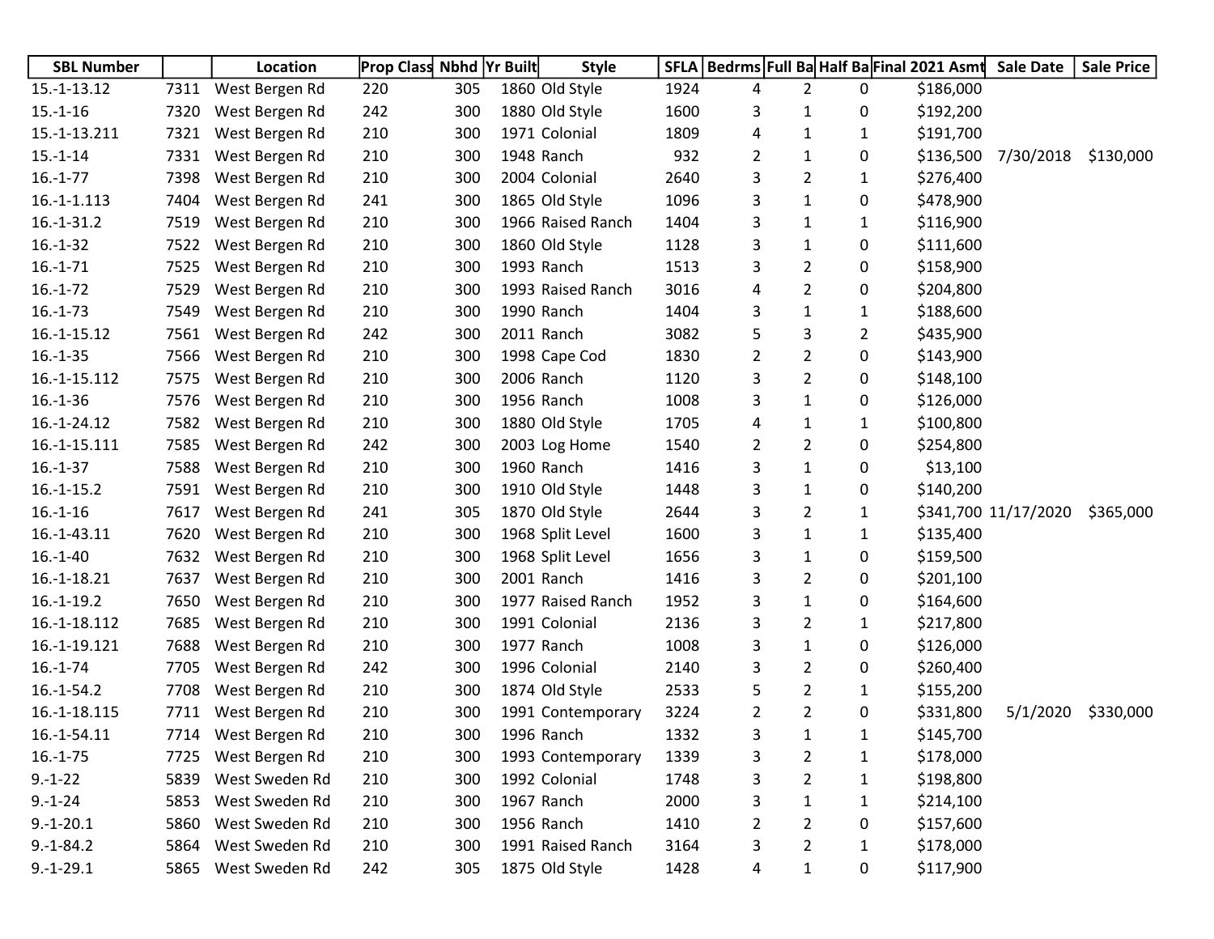| SBL Number | | Location | Prop Class | Nbhd | Yr Built | Style | SFLA | Bedrms | Full Ba | Half Ba | Final 2021 Asmt | Sale Date | Sale Price |
|---|---|---|---|---|---|---|---|---|---|---|---|---|---|
| 15.-1-13.12 | 7311 | West Bergen Rd | 220 | 305 | 1860 | Old Style | 1924 | 4 | 2 | 0 | $186,000 | | |
| 15.-1-16 | 7320 | West Bergen Rd | 242 | 300 | 1880 | Old Style | 1600 | 3 | 1 | 0 | $192,200 | | |
| 15.-1-13.211 | 7321 | West Bergen Rd | 210 | 300 | 1971 | Colonial | 1809 | 4 | 1 | 1 | $191,700 | | |
| 15.-1-14 | 7331 | West Bergen Rd | 210 | 300 | 1948 | Ranch | 932 | 2 | 1 | 0 | $136,500 | 7/30/2018 | $130,000 |
| 16.-1-77 | 7398 | West Bergen Rd | 210 | 300 | 2004 | Colonial | 2640 | 3 | 2 | 1 | $276,400 | | |
| 16.-1-1.113 | 7404 | West Bergen Rd | 241 | 300 | 1865 | Old Style | 1096 | 3 | 1 | 0 | $478,900 | | |
| 16.-1-31.2 | 7519 | West Bergen Rd | 210 | 300 | 1966 | Raised Ranch | 1404 | 3 | 1 | 1 | $116,900 | | |
| 16.-1-32 | 7522 | West Bergen Rd | 210 | 300 | 1860 | Old Style | 1128 | 3 | 1 | 0 | $111,600 | | |
| 16.-1-71 | 7525 | West Bergen Rd | 210 | 300 | 1993 | Ranch | 1513 | 3 | 2 | 0 | $158,900 | | |
| 16.-1-72 | 7529 | West Bergen Rd | 210 | 300 | 1993 | Raised Ranch | 3016 | 4 | 2 | 0 | $204,800 | | |
| 16.-1-73 | 7549 | West Bergen Rd | 210 | 300 | 1990 | Ranch | 1404 | 3 | 1 | 1 | $188,600 | | |
| 16.-1-15.12 | 7561 | West Bergen Rd | 242 | 300 | 2011 | Ranch | 3082 | 5 | 3 | 2 | $435,900 | | |
| 16.-1-35 | 7566 | West Bergen Rd | 210 | 300 | 1998 | Cape Cod | 1830 | 2 | 2 | 0 | $143,900 | | |
| 16.-1-15.112 | 7575 | West Bergen Rd | 210 | 300 | 2006 | Ranch | 1120 | 3 | 2 | 0 | $148,100 | | |
| 16.-1-36 | 7576 | West Bergen Rd | 210 | 300 | 1956 | Ranch | 1008 | 3 | 1 | 0 | $126,000 | | |
| 16.-1-24.12 | 7582 | West Bergen Rd | 210 | 300 | 1880 | Old Style | 1705 | 4 | 1 | 1 | $100,800 | | |
| 16.-1-15.111 | 7585 | West Bergen Rd | 242 | 300 | 2003 | Log Home | 1540 | 2 | 2 | 0 | $254,800 | | |
| 16.-1-37 | 7588 | West Bergen Rd | 210 | 300 | 1960 | Ranch | 1416 | 3 | 1 | 0 | $13,100 | | |
| 16.-1-15.2 | 7591 | West Bergen Rd | 210 | 300 | 1910 | Old Style | 1448 | 3 | 1 | 0 | $140,200 | | |
| 16.-1-16 | 7617 | West Bergen Rd | 241 | 305 | 1870 | Old Style | 2644 | 3 | 2 | 1 | $341,700 | 11/17/2020 | $365,000 |
| 16.-1-43.11 | 7620 | West Bergen Rd | 210 | 300 | 1968 | Split Level | 1600 | 3 | 1 | 1 | $135,400 | | |
| 16.-1-40 | 7632 | West Bergen Rd | 210 | 300 | 1968 | Split Level | 1656 | 3 | 1 | 0 | $159,500 | | |
| 16.-1-18.21 | 7637 | West Bergen Rd | 210 | 300 | 2001 | Ranch | 1416 | 3 | 2 | 0 | $201,100 | | |
| 16.-1-19.2 | 7650 | West Bergen Rd | 210 | 300 | 1977 | Raised Ranch | 1952 | 3 | 1 | 0 | $164,600 | | |
| 16.-1-18.112 | 7685 | West Bergen Rd | 210 | 300 | 1991 | Colonial | 2136 | 3 | 2 | 1 | $217,800 | | |
| 16.-1-19.121 | 7688 | West Bergen Rd | 210 | 300 | 1977 | Ranch | 1008 | 3 | 1 | 0 | $126,000 | | |
| 16.-1-74 | 7705 | West Bergen Rd | 242 | 300 | 1996 | Colonial | 2140 | 3 | 2 | 0 | $260,400 | | |
| 16.-1-54.2 | 7708 | West Bergen Rd | 210 | 300 | 1874 | Old Style | 2533 | 5 | 2 | 1 | $155,200 | | |
| 16.-1-18.115 | 7711 | West Bergen Rd | 210 | 300 | 1991 | Contemporary | 3224 | 2 | 2 | 0 | $331,800 | 5/1/2020 | $330,000 |
| 16.-1-54.11 | 7714 | West Bergen Rd | 210 | 300 | 1996 | Ranch | 1332 | 3 | 1 | 1 | $145,700 | | |
| 16.-1-75 | 7725 | West Bergen Rd | 210 | 300 | 1993 | Contemporary | 1339 | 3 | 2 | 1 | $178,000 | | |
| 9.-1-22 | 5839 | West Sweden Rd | 210 | 300 | 1992 | Colonial | 1748 | 3 | 2 | 1 | $198,800 | | |
| 9.-1-24 | 5853 | West Sweden Rd | 210 | 300 | 1967 | Ranch | 2000 | 3 | 1 | 1 | $214,100 | | |
| 9.-1-20.1 | 5860 | West Sweden Rd | 210 | 300 | 1956 | Ranch | 1410 | 2 | 2 | 0 | $157,600 | | |
| 9.-1-84.2 | 5864 | West Sweden Rd | 210 | 300 | 1991 | Raised Ranch | 3164 | 3 | 2 | 1 | $178,000 | | |
| 9.-1-29.1 | 5865 | West Sweden Rd | 242 | 305 | 1875 | Old Style | 1428 | 4 | 1 | 0 | $117,900 | | |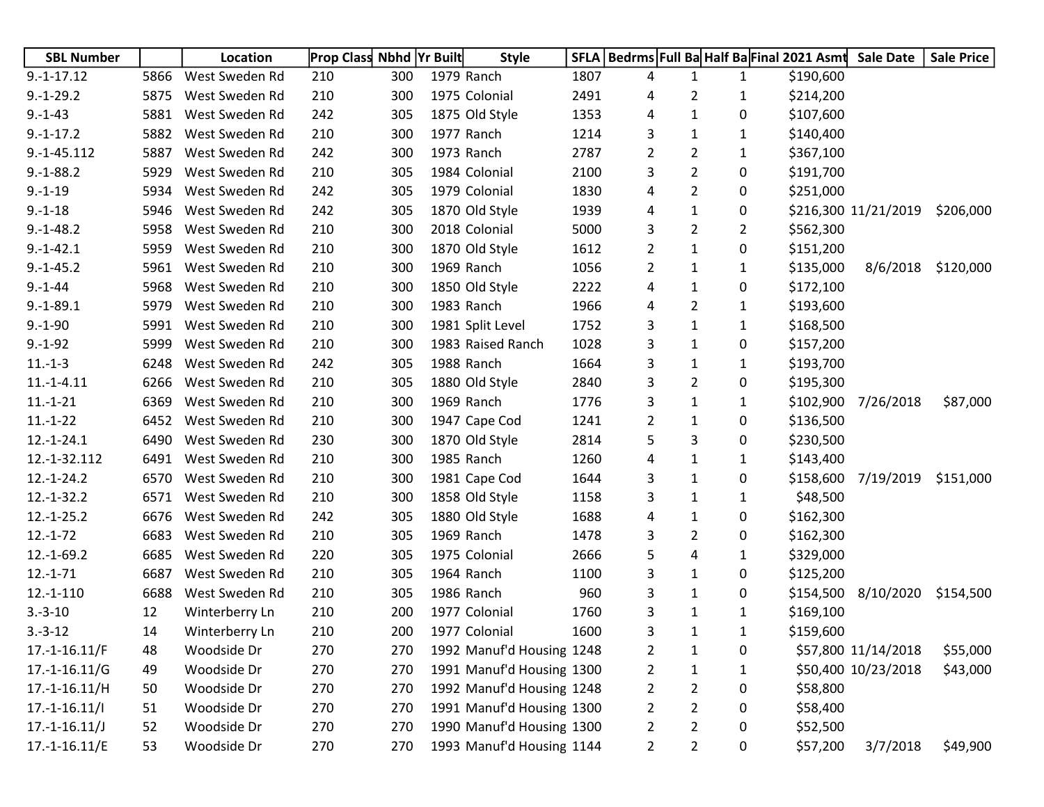| SBL Number | | Location | Prop Class | Nbhd | Yr Built | Style | SFLA | Bedrms | Full Ba | Half Ba | Final 2021 Asmt | Sale Date | Sale Price |
|---|---|---|---|---|---|---|---|---|---|---|---|---|---|
| 9.-1-17.12 | 5866 | West Sweden Rd | 210 | 300 | 1979 | Ranch | 1807 | 4 | 1 | 1 | $190,600 | | |
| 9.-1-29.2 | 5875 | West Sweden Rd | 210 | 300 | 1975 | Colonial | 2491 | 4 | 2 | 1 | $214,200 | | |
| 9.-1-43 | 5881 | West Sweden Rd | 242 | 305 | 1875 | Old Style | 1353 | 4 | 1 | 0 | $107,600 | | |
| 9.-1-17.2 | 5882 | West Sweden Rd | 210 | 300 | 1977 | Ranch | 1214 | 3 | 1 | 1 | $140,400 | | |
| 9.-1-45.112 | 5887 | West Sweden Rd | 242 | 300 | 1973 | Ranch | 2787 | 2 | 2 | 1 | $367,100 | | |
| 9.-1-88.2 | 5929 | West Sweden Rd | 210 | 305 | 1984 | Colonial | 2100 | 3 | 2 | 0 | $191,700 | | |
| 9.-1-19 | 5934 | West Sweden Rd | 242 | 305 | 1979 | Colonial | 1830 | 4 | 2 | 0 | $251,000 | | |
| 9.-1-18 | 5946 | West Sweden Rd | 242 | 305 | 1870 | Old Style | 1939 | 4 | 1 | 0 | $216,300 | 11/21/2019 | $206,000 |
| 9.-1-48.2 | 5958 | West Sweden Rd | 210 | 300 | 2018 | Colonial | 5000 | 3 | 2 | 2 | $562,300 | | |
| 9.-1-42.1 | 5959 | West Sweden Rd | 210 | 300 | 1870 | Old Style | 1612 | 2 | 1 | 0 | $151,200 | | |
| 9.-1-45.2 | 5961 | West Sweden Rd | 210 | 300 | 1969 | Ranch | 1056 | 2 | 1 | 1 | $135,000 | 8/6/2018 | $120,000 |
| 9.-1-44 | 5968 | West Sweden Rd | 210 | 300 | 1850 | Old Style | 2222 | 4 | 1 | 0 | $172,100 | | |
| 9.-1-89.1 | 5979 | West Sweden Rd | 210 | 300 | 1983 | Ranch | 1966 | 4 | 2 | 1 | $193,600 | | |
| 9.-1-90 | 5991 | West Sweden Rd | 210 | 300 | 1981 | Split Level | 1752 | 3 | 1 | 1 | $168,500 | | |
| 9.-1-92 | 5999 | West Sweden Rd | 210 | 300 | 1983 | Raised Ranch | 1028 | 3 | 1 | 0 | $157,200 | | |
| 11.-1-3 | 6248 | West Sweden Rd | 242 | 305 | 1988 | Ranch | 1664 | 3 | 1 | 1 | $193,700 | | |
| 11.-1-4.11 | 6266 | West Sweden Rd | 210 | 305 | 1880 | Old Style | 2840 | 3 | 2 | 0 | $195,300 | | |
| 11.-1-21 | 6369 | West Sweden Rd | 210 | 300 | 1969 | Ranch | 1776 | 3 | 1 | 1 | $102,900 | 7/26/2018 | $87,000 |
| 11.-1-22 | 6452 | West Sweden Rd | 210 | 300 | 1947 | Cape Cod | 1241 | 2 | 1 | 0 | $136,500 | | |
| 12.-1-24.1 | 6490 | West Sweden Rd | 230 | 300 | 1870 | Old Style | 2814 | 5 | 3 | 0 | $230,500 | | |
| 12.-1-32.112 | 6491 | West Sweden Rd | 210 | 300 | 1985 | Ranch | 1260 | 4 | 1 | 1 | $143,400 | | |
| 12.-1-24.2 | 6570 | West Sweden Rd | 210 | 300 | 1981 | Cape Cod | 1644 | 3 | 1 | 0 | $158,600 | 7/19/2019 | $151,000 |
| 12.-1-32.2 | 6571 | West Sweden Rd | 210 | 300 | 1858 | Old Style | 1158 | 3 | 1 | 1 | $48,500 | | |
| 12.-1-25.2 | 6676 | West Sweden Rd | 242 | 305 | 1880 | Old Style | 1688 | 4 | 1 | 0 | $162,300 | | |
| 12.-1-72 | 6683 | West Sweden Rd | 210 | 305 | 1969 | Ranch | 1478 | 3 | 2 | 0 | $162,300 | | |
| 12.-1-69.2 | 6685 | West Sweden Rd | 220 | 305 | 1975 | Colonial | 2666 | 5 | 4 | 1 | $329,000 | | |
| 12.-1-71 | 6687 | West Sweden Rd | 210 | 305 | 1964 | Ranch | 1100 | 3 | 1 | 0 | $125,200 | | |
| 12.-1-110 | 6688 | West Sweden Rd | 210 | 305 | 1986 | Ranch | 960 | 3 | 1 | 0 | $154,500 | 8/10/2020 | $154,500 |
| 3.-3-10 | 12 | Winterberry Ln | 210 | 200 | 1977 | Colonial | 1760 | 3 | 1 | 1 | $169,100 | | |
| 3.-3-12 | 14 | Winterberry Ln | 210 | 200 | 1977 | Colonial | 1600 | 3 | 1 | 1 | $159,600 | | |
| 17.-1-16.11/F | 48 | Woodside Dr | 270 | 270 | 1992 | Manuf'd Housing | 1248 | 2 | 1 | 0 | $57,800 | 11/14/2018 | $55,000 |
| 17.-1-16.11/G | 49 | Woodside Dr | 270 | 270 | 1991 | Manuf'd Housing | 1300 | 2 | 1 | 1 | $50,400 | 10/23/2018 | $43,000 |
| 17.-1-16.11/H | 50 | Woodside Dr | 270 | 270 | 1992 | Manuf'd Housing | 1248 | 2 | 2 | 0 | $58,800 | | |
| 17.-1-16.11/I | 51 | Woodside Dr | 270 | 270 | 1991 | Manuf'd Housing | 1300 | 2 | 2 | 0 | $58,400 | | |
| 17.-1-16.11/J | 52 | Woodside Dr | 270 | 270 | 1990 | Manuf'd Housing | 1300 | 2 | 2 | 0 | $52,500 | | |
| 17.-1-16.11/E | 53 | Woodside Dr | 270 | 270 | 1993 | Manuf'd Housing | 1144 | 2 | 2 | 0 | $57,200 | 3/7/2018 | $49,900 |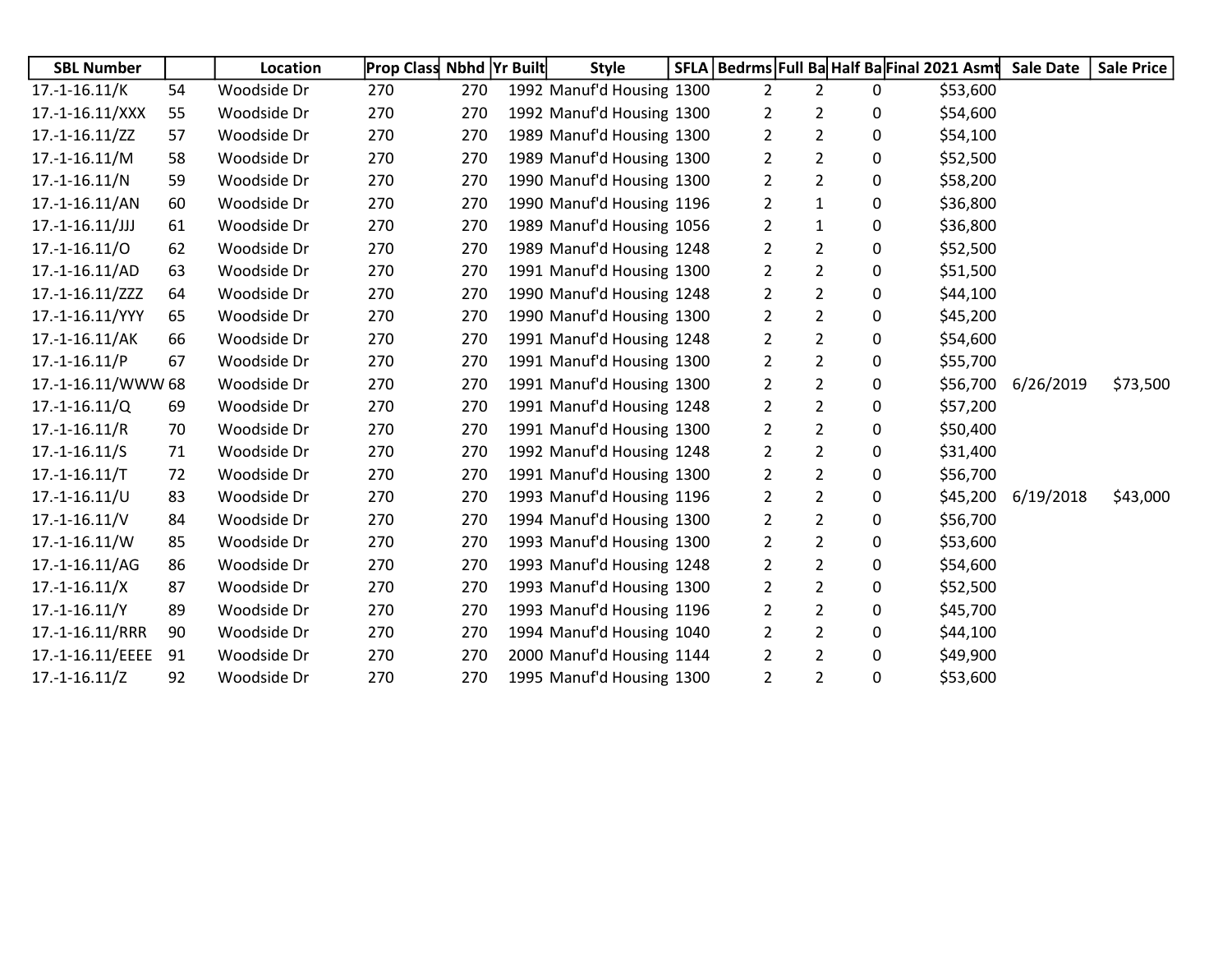| SBL Number | | Location | Prop Class | Nbhd | Yr Built | Style | SFLA | Bedrms | Full Ba | Half Ba | Final 2021 Asmt | Sale Date | Sale Price |
|---|---|---|---|---|---|---|---|---|---|---|---|---|---|
| 17.-1-16.11/K | 54 | Woodside Dr | 270 | 270 | 1992 | Manuf'd Housing | 1300 | 2 | 2 | 0 | $53,600 | | |
| 17.-1-16.11/XXX | 55 | Woodside Dr | 270 | 270 | 1992 | Manuf'd Housing | 1300 | 2 | 2 | 0 | $54,600 | | |
| 17.-1-16.11/ZZ | 57 | Woodside Dr | 270 | 270 | 1989 | Manuf'd Housing | 1300 | 2 | 2 | 0 | $54,100 | | |
| 17.-1-16.11/M | 58 | Woodside Dr | 270 | 270 | 1989 | Manuf'd Housing | 1300 | 2 | 2 | 0 | $52,500 | | |
| 17.-1-16.11/N | 59 | Woodside Dr | 270 | 270 | 1990 | Manuf'd Housing | 1300 | 2 | 2 | 0 | $58,200 | | |
| 17.-1-16.11/AN | 60 | Woodside Dr | 270 | 270 | 1990 | Manuf'd Housing | 1196 | 2 | 1 | 0 | $36,800 | | |
| 17.-1-16.11/JJJ | 61 | Woodside Dr | 270 | 270 | 1989 | Manuf'd Housing | 1056 | 2 | 1 | 0 | $36,800 | | |
| 17.-1-16.11/O | 62 | Woodside Dr | 270 | 270 | 1989 | Manuf'd Housing | 1248 | 2 | 2 | 0 | $52,500 | | |
| 17.-1-16.11/AD | 63 | Woodside Dr | 270 | 270 | 1991 | Manuf'd Housing | 1300 | 2 | 2 | 0 | $51,500 | | |
| 17.-1-16.11/ZZZ | 64 | Woodside Dr | 270 | 270 | 1990 | Manuf'd Housing | 1248 | 2 | 2 | 0 | $44,100 | | |
| 17.-1-16.11/YYY | 65 | Woodside Dr | 270 | 270 | 1990 | Manuf'd Housing | 1300 | 2 | 2 | 0 | $45,200 | | |
| 17.-1-16.11/AK | 66 | Woodside Dr | 270 | 270 | 1991 | Manuf'd Housing | 1248 | 2 | 2 | 0 | $54,600 | | |
| 17.-1-16.11/P | 67 | Woodside Dr | 270 | 270 | 1991 | Manuf'd Housing | 1300 | 2 | 2 | 0 | $55,700 | | |
| 17.-1-16.11/WWW | 68 | Woodside Dr | 270 | 270 | 1991 | Manuf'd Housing | 1300 | 2 | 2 | 0 | $56,700 | 6/26/2019 | $73,500 |
| 17.-1-16.11/Q | 69 | Woodside Dr | 270 | 270 | 1991 | Manuf'd Housing | 1248 | 2 | 2 | 0 | $57,200 | | |
| 17.-1-16.11/R | 70 | Woodside Dr | 270 | 270 | 1991 | Manuf'd Housing | 1300 | 2 | 2 | 0 | $50,400 | | |
| 17.-1-16.11/S | 71 | Woodside Dr | 270 | 270 | 1992 | Manuf'd Housing | 1248 | 2 | 2 | 0 | $31,400 | | |
| 17.-1-16.11/T | 72 | Woodside Dr | 270 | 270 | 1991 | Manuf'd Housing | 1300 | 2 | 2 | 0 | $56,700 | | |
| 17.-1-16.11/U | 83 | Woodside Dr | 270 | 270 | 1993 | Manuf'd Housing | 1196 | 2 | 2 | 0 | $45,200 | 6/19/2018 | $43,000 |
| 17.-1-16.11/V | 84 | Woodside Dr | 270 | 270 | 1994 | Manuf'd Housing | 1300 | 2 | 2 | 0 | $56,700 | | |
| 17.-1-16.11/W | 85 | Woodside Dr | 270 | 270 | 1993 | Manuf'd Housing | 1300 | 2 | 2 | 0 | $53,600 | | |
| 17.-1-16.11/AG | 86 | Woodside Dr | 270 | 270 | 1993 | Manuf'd Housing | 1248 | 2 | 2 | 0 | $54,600 | | |
| 17.-1-16.11/X | 87 | Woodside Dr | 270 | 270 | 1993 | Manuf'd Housing | 1300 | 2 | 2 | 0 | $52,500 | | |
| 17.-1-16.11/Y | 89 | Woodside Dr | 270 | 270 | 1993 | Manuf'd Housing | 1196 | 2 | 2 | 0 | $45,700 | | |
| 17.-1-16.11/RRR | 90 | Woodside Dr | 270 | 270 | 1994 | Manuf'd Housing | 1040 | 2 | 2 | 0 | $44,100 | | |
| 17.-1-16.11/EEEE | 91 | Woodside Dr | 270 | 270 | 2000 | Manuf'd Housing | 1144 | 2 | 2 | 0 | $49,900 | | |
| 17.-1-16.11/Z | 92 | Woodside Dr | 270 | 270 | 1995 | Manuf'd Housing | 1300 | 2 | 2 | 0 | $53,600 | | |